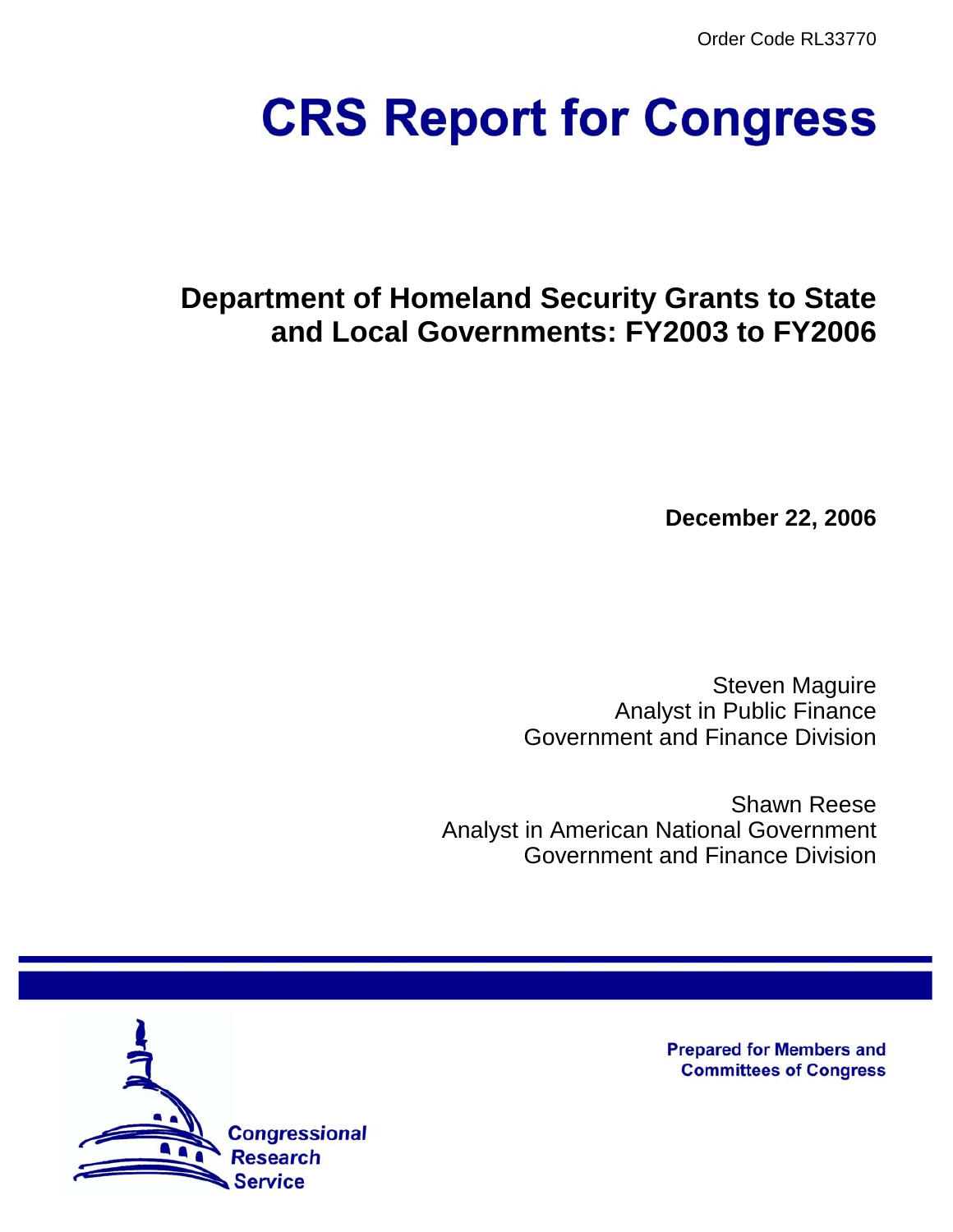Order Code RL33770

# CRS Report for Congress

## Department of Homeland Security Grants to State and Local Governments: FY2003 to FY2006

**December 22, 2006**

Steven Maguire
Analyst in Public Finance
Government and Finance Division

Shawn Reese
Analyst in American National Government
Government and Finance Division

Prepared for Members and Committees of Congress

Congressional Research Service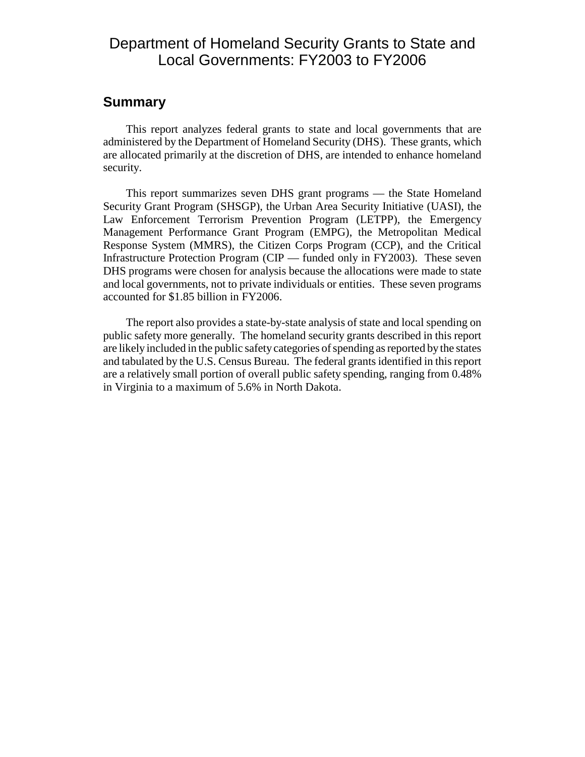# Department of Homeland Security Grants to State and Local Governments: FY2003 to FY2006

## Summary

This report analyzes federal grants to state and local governments that are administered by the Department of Homeland Security (DHS). These grants, which are allocated primarily at the discretion of DHS, are intended to enhance homeland security.

This report summarizes seven DHS grant programs — the State Homeland Security Grant Program (SHSGP), the Urban Area Security Initiative (UASI), the Law Enforcement Terrorism Prevention Program (LETPP), the Emergency Management Performance Grant Program (EMPG), the Metropolitan Medical Response System (MMRS), the Citizen Corps Program (CCP), and the Critical Infrastructure Protection Program (CIP — funded only in FY2003). These seven DHS programs were chosen for analysis because the allocations were made to state and local governments, not to private individuals or entities. These seven programs accounted for $1.85 billion in FY2006.

The report also provides a state-by-state analysis of state and local spending on public safety more generally. The homeland security grants described in this report are likely included in the public safety categories of spending as reported by the states and tabulated by the U.S. Census Bureau. The federal grants identified in this report are a relatively small portion of overall public safety spending, ranging from 0.48% in Virginia to a maximum of 5.6% in North Dakota.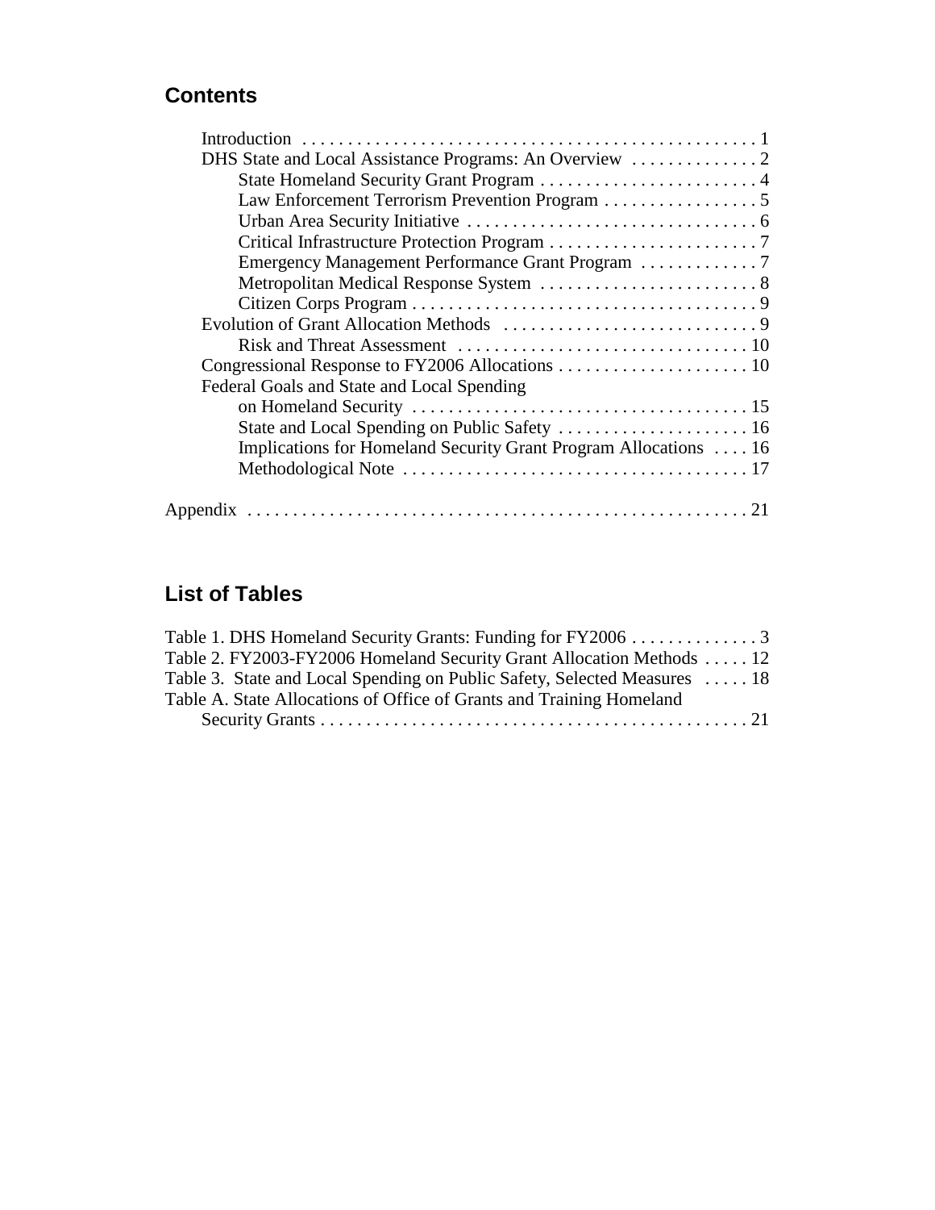## Contents

- Introduction . . . . . . . . . . . . . . . . . . . . . . . . . . . . . . . . . . . . . . . . . . . . . . . . . 1
- DHS State and Local Assistance Programs: An Overview . . . . . . . . . . . . . 2
  - State Homeland Security Grant Program . . . . . . . . . . . . . . . . . . . . . . . . 4
  - Law Enforcement Terrorism Prevention Program . . . . . . . . . . . . . . . . . 5
  - Urban Area Security Initiative . . . . . . . . . . . . . . . . . . . . . . . . . . . . . . . 6
  - Critical Infrastructure Protection Program . . . . . . . . . . . . . . . . . . . . . . . 7
  - Emergency Management Performance Grant Program . . . . . . . . . . . . 7
  - Metropolitan Medical Response System . . . . . . . . . . . . . . . . . . . . . . . . 8
  - Citizen Corps Program . . . . . . . . . . . . . . . . . . . . . . . . . . . . . . . . . . . . . 9
- Evolution of Grant Allocation Methods . . . . . . . . . . . . . . . . . . . . . . . . . . . 9
  - Risk and Threat Assessment . . . . . . . . . . . . . . . . . . . . . . . . . . . . . . . 10
- Congressional Response to FY2006 Allocations . . . . . . . . . . . . . . . . . . . . 10
- Federal Goals and State and Local Spending on Homeland Security . . . . . . . . . . . . . . . . . . . . . . . . . . . . . . . . . . . 15
  - State and Local Spending on Public Safety . . . . . . . . . . . . . . . . . . . . 16
  - Implications for Homeland Security Grant Program Allocations . . . . 16
  - Methodological Note . . . . . . . . . . . . . . . . . . . . . . . . . . . . . . . . . . . . . 17

Appendix . . . . . . . . . . . . . . . . . . . . . . . . . . . . . . . . . . . . . . . . . . . . . . . . . . . . . 21

## List of Tables

- Table 1. DHS Homeland Security Grants: Funding for FY2006 . . . . . . . . . . . . . 3
- Table 2. FY2003-FY2006 Homeland Security Grant Allocation Methods . . . . . 12
- Table 3. State and Local Spending on Public Safety, Selected Measures . . . . . 18
- Table A. State Allocations of Office of Grants and Training Homeland Security Grants . . . . . . . . . . . . . . . . . . . . . . . . . . . . . . . . . . . . . . . . . . . . . . 21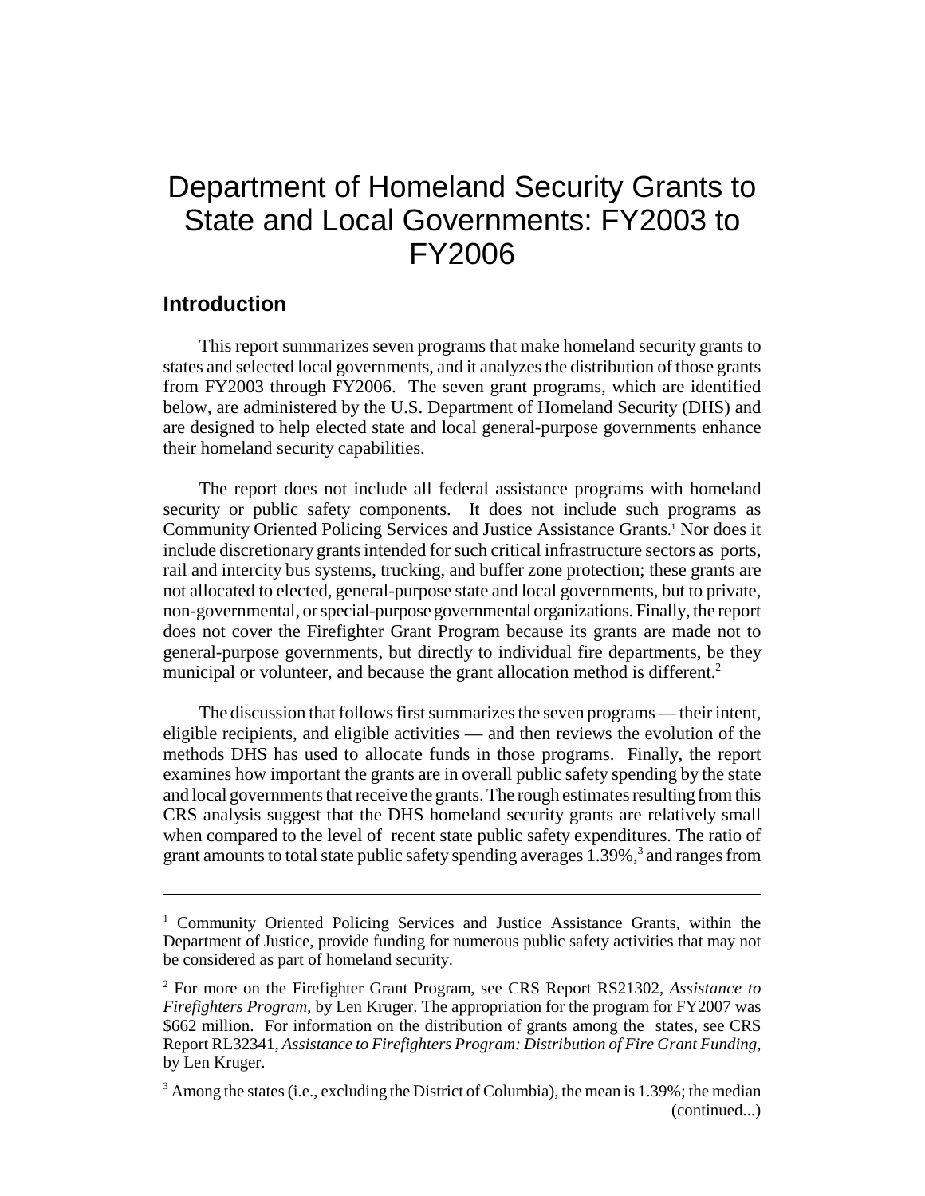# Department of Homeland Security Grants to State and Local Governments: FY2003 to FY2006

## Introduction

This report summarizes seven programs that make homeland security grants to states and selected local governments, and it analyzes the distribution of those grants from FY2003 through FY2006. The seven grant programs, which are identified below, are administered by the U.S. Department of Homeland Security (DHS) and are designed to help elected state and local general-purpose governments enhance their homeland security capabilities.

The report does not include all federal assistance programs with homeland security or public safety components. It does not include such programs as Community Oriented Policing Services and Justice Assistance Grants.[1] Nor does it include discretionary grants intended for such critical infrastructure sectors as ports, rail and intercity bus systems, trucking, and buffer zone protection; these grants are not allocated to elected, general-purpose state and local governments, but to private, non-governmental, or special-purpose governmental organizations. Finally, the report does not cover the Firefighter Grant Program because its grants are made not to general-purpose governments, but directly to individual fire departments, be they municipal or volunteer, and because the grant allocation method is different.[2]

The discussion that follows first summarizes the seven programs — their intent, eligible recipients, and eligible activities — and then reviews the evolution of the methods DHS has used to allocate funds in those programs. Finally, the report examines how important the grants are in overall public safety spending by the state and local governments that receive the grants. The rough estimates resulting from this CRS analysis suggest that the DHS homeland security grants are relatively small when compared to the level of recent state public safety expenditures. The ratio of grant amounts to total state public safety spending averages 1.39%,[3] and ranges from

---

[1] Community Oriented Policing Services and Justice Assistance Grants, within the Department of Justice, provide funding for numerous public safety activities that may not be considered as part of homeland security.

[2] For more on the Firefighter Grant Program, see CRS Report RS21302, *Assistance to Firefighters Program*, by Len Kruger. The appropriation for the program for FY2007 was $662 million. For information on the distribution of grants among the states, see CRS Report RL32341, *Assistance to Firefighters Program: Distribution of Fire Grant Funding*, by Len Kruger.

[3] Among the states (i.e., excluding the District of Columbia), the mean is 1.39%; the median (continued...)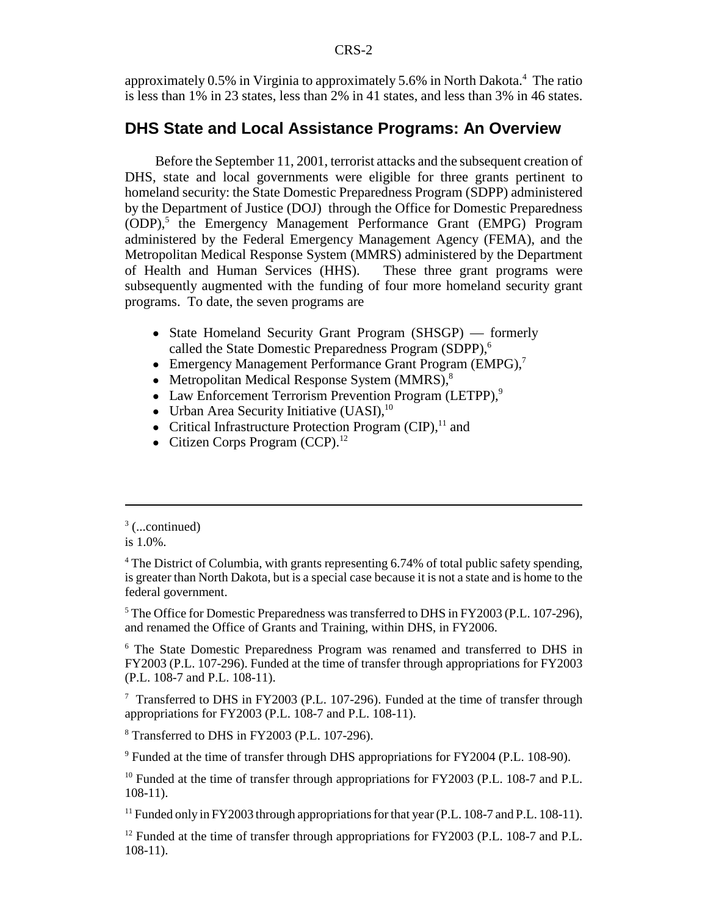approximately 0.5% in Virginia to approximately 5.6% in North Dakota.[4] The ratio is less than 1% in 23 states, less than 2% in 41 states, and less than 3% in 46 states.

## DHS State and Local Assistance Programs: An Overview

Before the September 11, 2001, terrorist attacks and the subsequent creation of DHS, state and local governments were eligible for three grants pertinent to homeland security: the State Domestic Preparedness Program (SDPP) administered by the Department of Justice (DOJ) through the Office for Domestic Preparedness (ODP),[5] the Emergency Management Performance Grant (EMPG) Program administered by the Federal Emergency Management Agency (FEMA), and the Metropolitan Medical Response System (MMRS) administered by the Department of Health and Human Services (HHS). These three grant programs were subsequently augmented with the funding of four more homeland security grant programs. To date, the seven programs are

- State Homeland Security Grant Program (SHSGP) — formerly called the State Domestic Preparedness Program (SDPP),[6]
- Emergency Management Performance Grant Program (EMPG),[7]
- Metropolitan Medical Response System (MMRS),[8]
- Law Enforcement Terrorism Prevention Program (LETPP),[9]
- Urban Area Security Initiative (UASI),[10]
- Critical Infrastructure Protection Program (CIP),[11] and
- Citizen Corps Program (CCP).[12]

---

[3] (...continued)
is 1.0%.

[4] The District of Columbia, with grants representing 6.74% of total public safety spending, is greater than North Dakota, but is a special case because it is not a state and is home to the federal government.

[5] The Office for Domestic Preparedness was transferred to DHS in FY2003 (P.L. 107-296), and renamed the Office of Grants and Training, within DHS, in FY2006.

[6] The State Domestic Preparedness Program was renamed and transferred to DHS in FY2003 (P.L. 107-296). Funded at the time of transfer through appropriations for FY2003 (P.L. 108-7 and P.L. 108-11).

[7] Transferred to DHS in FY2003 (P.L. 107-296). Funded at the time of transfer through appropriations for FY2003 (P.L. 108-7 and P.L. 108-11).

[8] Transferred to DHS in FY2003 (P.L. 107-296).

[9] Funded at the time of transfer through DHS appropriations for FY2004 (P.L. 108-90).

[10] Funded at the time of transfer through appropriations for FY2003 (P.L. 108-7 and P.L. 108-11).

[11] Funded only in FY2003 through appropriations for that year (P.L. 108-7 and P.L. 108-11).

[12] Funded at the time of transfer through appropriations for FY2003 (P.L. 108-7 and P.L. 108-11).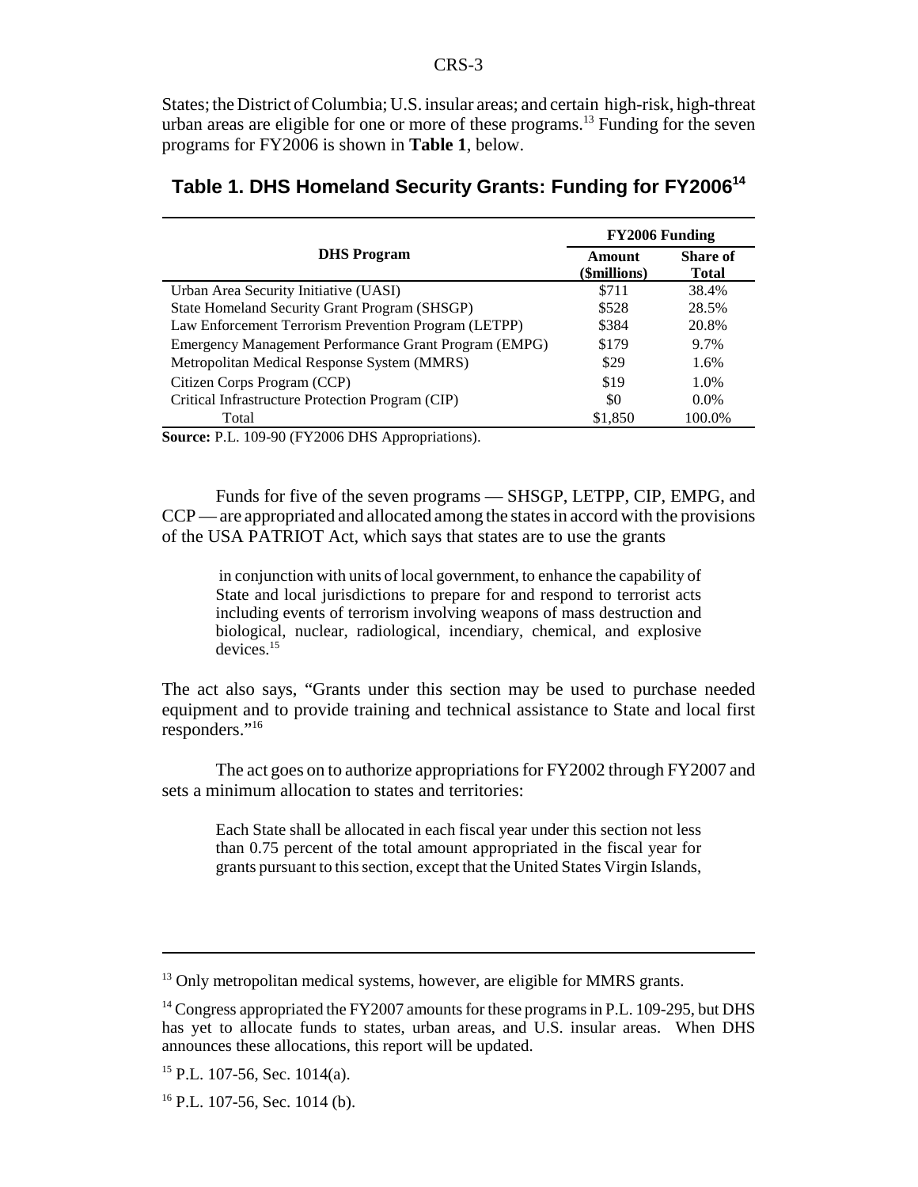States; the District of Columbia; U.S. insular areas; and certain high-risk, high-threat urban areas are eligible for one or more of these programs.[13] Funding for the seven programs for FY2006 is shown in **Table 1**, below.

## Table 1. DHS Homeland Security Grants: Funding for FY2006[14]

| DHS Program | FY2006 Funding | |
|---|---|---|
| | Amount ($millions) | Share of Total |
| Urban Area Security Initiative (UASI) | $711 | 38.4% |
| State Homeland Security Grant Program (SHSGP) | $528 | 28.5% |
| Law Enforcement Terrorism Prevention Program (LETPP) | $384 | 20.8% |
| Emergency Management Performance Grant Program (EMPG) | $179 | 9.7% |
| Metropolitan Medical Response System (MMRS) | $29 | 1.6% |
| Citizen Corps Program (CCP) | $19 | 1.0% |
| Critical Infrastructure Protection Program (CIP) | $0 | 0.0% |
| Total | $1,850 | 100.0% |

**Source:** P.L. 109-90 (FY2006 DHS Appropriations).

Funds for five of the seven programs — SHSGP, LETPP, CIP, EMPG, and CCP — are appropriated and allocated among the states in accord with the provisions of the USA PATRIOT Act, which says that states are to use the grants

> in conjunction with units of local government, to enhance the capability of State and local jurisdictions to prepare for and respond to terrorist acts including events of terrorism involving weapons of mass destruction and biological, nuclear, radiological, incendiary, chemical, and explosive devices.[15]

The act also says, "Grants under this section may be used to purchase needed equipment and to provide training and technical assistance to State and local first responders."[16]

The act goes on to authorize appropriations for FY2002 through FY2007 and sets a minimum allocation to states and territories:

> Each State shall be allocated in each fiscal year under this section not less than 0.75 percent of the total amount appropriated in the fiscal year for grants pursuant to this section, except that the United States Virgin Islands,

---

[13] Only metropolitan medical systems, however, are eligible for MMRS grants.

[14] Congress appropriated the FY2007 amounts for these programs in P.L. 109-295, but DHS has yet to allocate funds to states, urban areas, and U.S. insular areas. When DHS announces these allocations, this report will be updated.

[15] P.L. 107-56, Sec. 1014(a).

[16] P.L. 107-56, Sec. 1014 (b).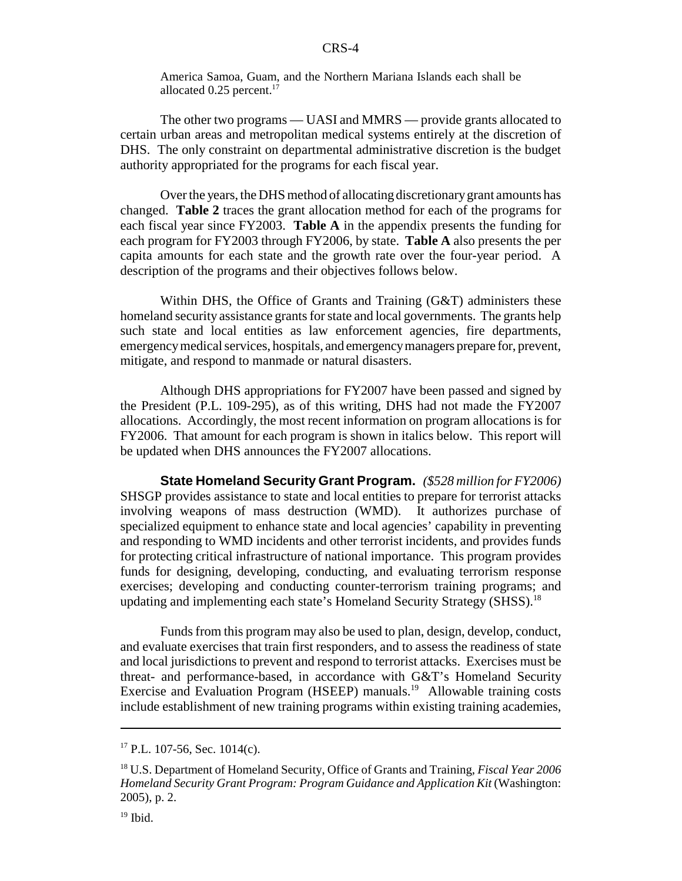America Samoa, Guam, and the Northern Mariana Islands each shall be allocated 0.25 percent.[17]

The other two programs — UASI and MMRS — provide grants allocated to certain urban areas and metropolitan medical systems entirely at the discretion of DHS. The only constraint on departmental administrative discretion is the budget authority appropriated for the programs for each fiscal year.

Over the years, the DHS method of allocating discretionary grant amounts has changed. **Table 2** traces the grant allocation method for each of the programs for each fiscal year since FY2003. **Table A** in the appendix presents the funding for each program for FY2003 through FY2006, by state. **Table A** also presents the per capita amounts for each state and the growth rate over the four-year period. A description of the programs and their objectives follows below.

Within DHS, the Office of Grants and Training (G&T) administers these homeland security assistance grants for state and local governments. The grants help such state and local entities as law enforcement agencies, fire departments, emergency medical services, hospitals, and emergency managers prepare for, prevent, mitigate, and respond to manmade or natural disasters.

Although DHS appropriations for FY2007 have been passed and signed by the President (P.L. 109-295), as of this writing, DHS had not made the FY2007 allocations. Accordingly, the most recent information on program allocations is for FY2006. That amount for each program is shown in italics below. This report will be updated when DHS announces the FY2007 allocations.

**State Homeland Security Grant Program.** *($528 million for FY2006)* SHSGP provides assistance to state and local entities to prepare for terrorist attacks involving weapons of mass destruction (WMD). It authorizes purchase of specialized equipment to enhance state and local agencies' capability in preventing and responding to WMD incidents and other terrorist incidents, and provides funds for protecting critical infrastructure of national importance. This program provides funds for designing, developing, conducting, and evaluating terrorism response exercises; developing and conducting counter-terrorism training programs; and updating and implementing each state's Homeland Security Strategy (SHSS).[18]

Funds from this program may also be used to plan, design, develop, conduct, and evaluate exercises that train first responders, and to assess the readiness of state and local jurisdictions to prevent and respond to terrorist attacks. Exercises must be threat- and performance-based, in accordance with G&T's Homeland Security Exercise and Evaluation Program (HSEEP) manuals.[19] Allowable training costs include establishment of new training programs within existing training academies,

---

[17] P.L. 107-56, Sec. 1014(c).

[18] U.S. Department of Homeland Security, Office of Grants and Training, *Fiscal Year 2006 Homeland Security Grant Program: Program Guidance and Application Kit* (Washington: 2005), p. 2.

[19] Ibid.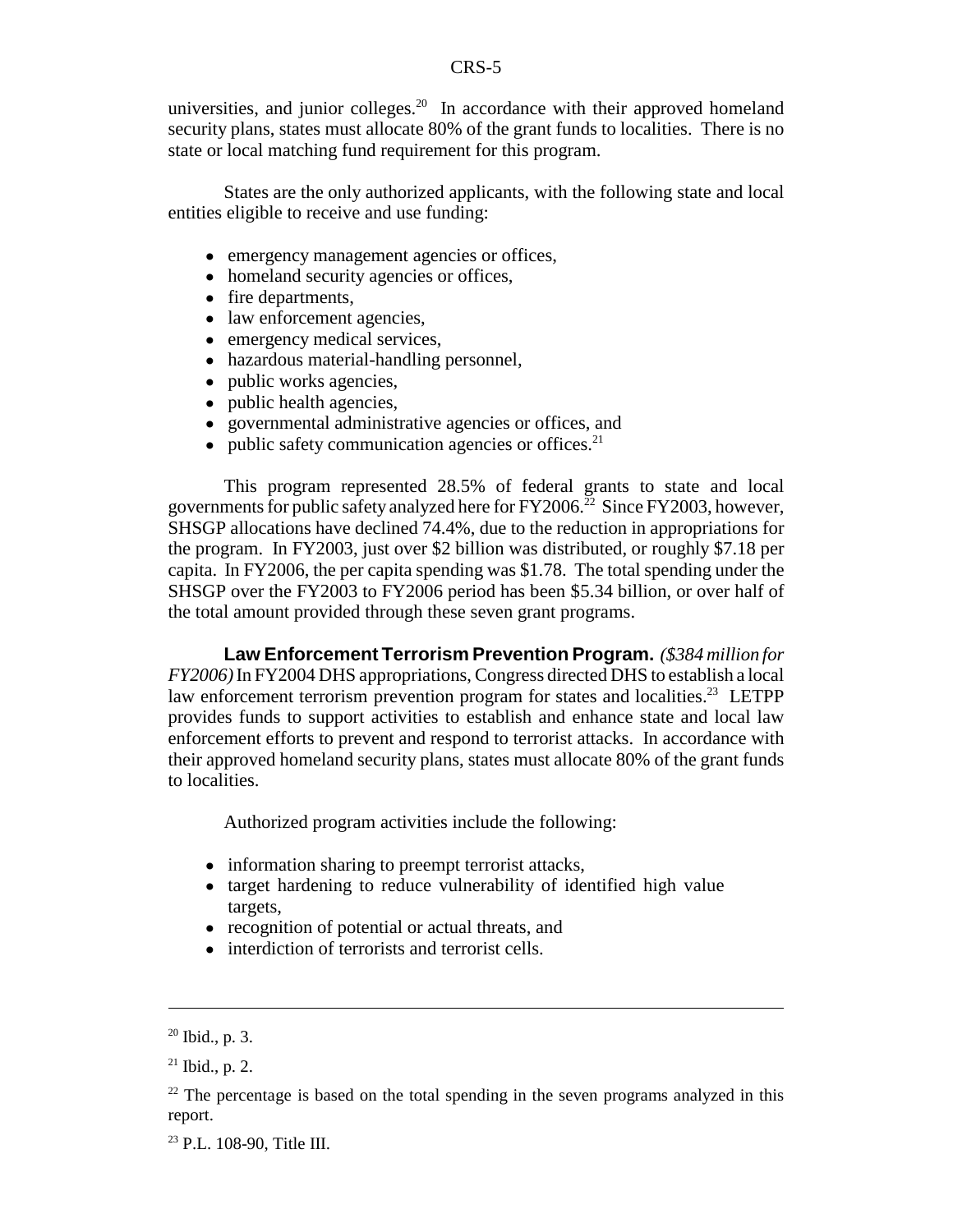universities, and junior colleges.[20] In accordance with their approved homeland security plans, states must allocate 80% of the grant funds to localities. There is no state or local matching fund requirement for this program.

States are the only authorized applicants, with the following state and local entities eligible to receive and use funding:

- emergency management agencies or offices,
- homeland security agencies or offices,
- fire departments,
- law enforcement agencies,
- emergency medical services,
- hazardous material-handling personnel,
- public works agencies,
- public health agencies,
- governmental administrative agencies or offices, and
- public safety communication agencies or offices.[21]

This program represented 28.5% of federal grants to state and local governments for public safety analyzed here for FY2006.[22] Since FY2003, however, SHSGP allocations have declined 74.4%, due to the reduction in appropriations for the program. In FY2003, just over $2 billion was distributed, or roughly $7.18 per capita. In FY2006, the per capita spending was $1.78. The total spending under the SHSGP over the FY2003 to FY2006 period has been $5.34 billion, or over half of the total amount provided through these seven grant programs.

**Law Enforcement Terrorism Prevention Program.** *($384 million for FY2006)* In FY2004 DHS appropriations, Congress directed DHS to establish a local law enforcement terrorism prevention program for states and localities.[23] LETPP provides funds to support activities to establish and enhance state and local law enforcement efforts to prevent and respond to terrorist attacks. In accordance with their approved homeland security plans, states must allocate 80% of the grant funds to localities.

Authorized program activities include the following:

- information sharing to preempt terrorist attacks,
- target hardening to reduce vulnerability of identified high value targets,
- recognition of potential or actual threats, and
- interdiction of terrorists and terrorist cells.

---

[20] Ibid., p. 3.

[21] Ibid., p. 2.

[22] The percentage is based on the total spending in the seven programs analyzed in this report.

[23] P.L. 108-90, Title III.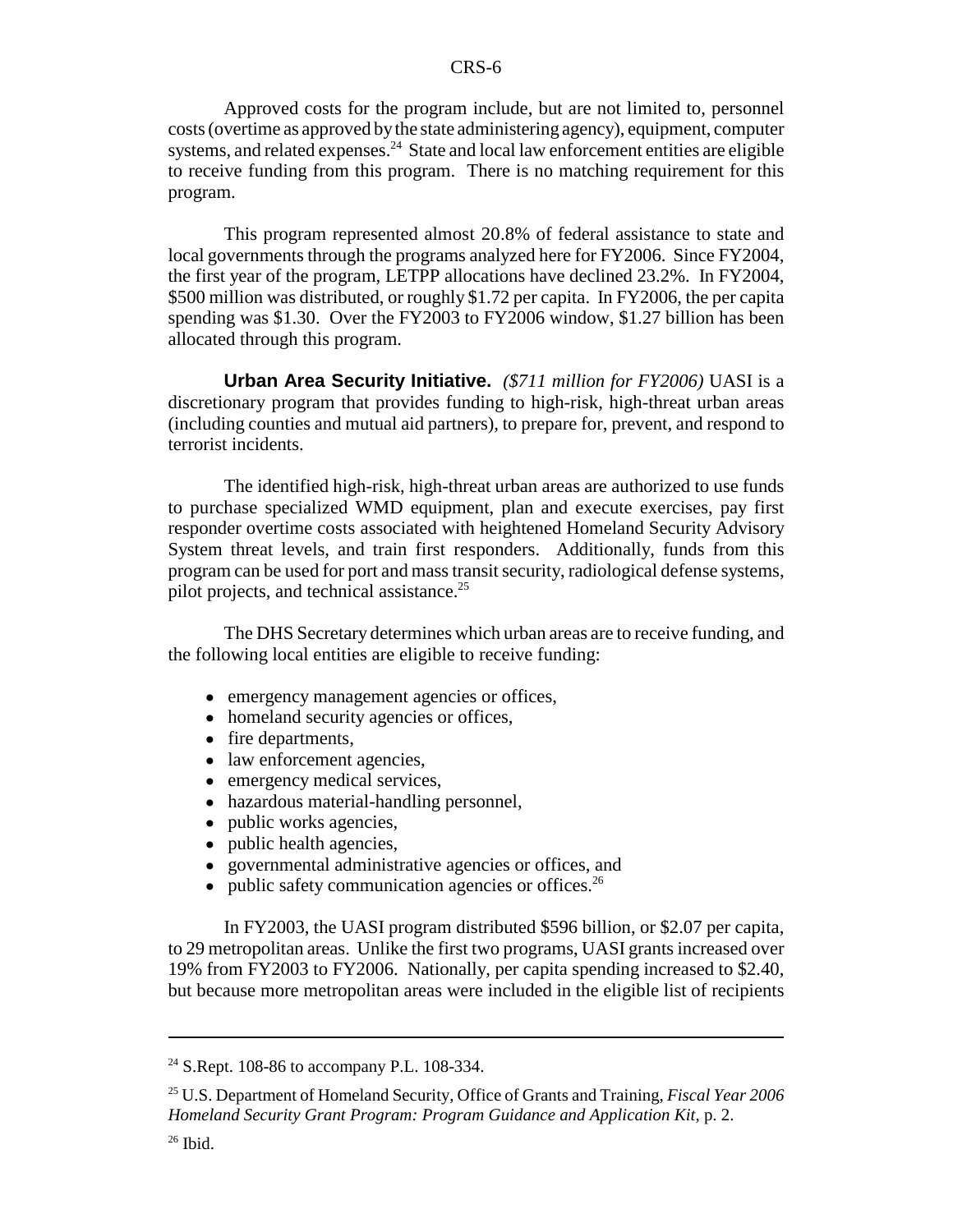Approved costs for the program include, but are not limited to, personnel costs (overtime as approved by the state administering agency), equipment, computer systems, and related expenses.[24] State and local law enforcement entities are eligible to receive funding from this program. There is no matching requirement for this program.

This program represented almost 20.8% of federal assistance to state and local governments through the programs analyzed here for FY2006. Since FY2004, the first year of the program, LETPP allocations have declined 23.2%. In FY2004, $500 million was distributed, or roughly $1.72 per capita. In FY2006, the per capita spending was $1.30. Over the FY2003 to FY2006 window, $1.27 billion has been allocated through this program.

**Urban Area Security Initiative.** *($711 million for FY2006)* UASI is a discretionary program that provides funding to high-risk, high-threat urban areas (including counties and mutual aid partners), to prepare for, prevent, and respond to terrorist incidents.

The identified high-risk, high-threat urban areas are authorized to use funds to purchase specialized WMD equipment, plan and execute exercises, pay first responder overtime costs associated with heightened Homeland Security Advisory System threat levels, and train first responders. Additionally, funds from this program can be used for port and mass transit security, radiological defense systems, pilot projects, and technical assistance.[25]

The DHS Secretary determines which urban areas are to receive funding, and the following local entities are eligible to receive funding:

- emergency management agencies or offices,
- homeland security agencies or offices,
- fire departments,
- law enforcement agencies,
- emergency medical services,
- hazardous material-handling personnel,
- public works agencies,
- public health agencies,
- governmental administrative agencies or offices, and
- public safety communication agencies or offices.[26]

In FY2003, the UASI program distributed $596 billion, or $2.07 per capita, to 29 metropolitan areas. Unlike the first two programs, UASI grants increased over 19% from FY2003 to FY2006. Nationally, per capita spending increased to $2.40, but because more metropolitan areas were included in the eligible list of recipients

---

[24] S.Rept. 108-86 to accompany P.L. 108-334.

[25] U.S. Department of Homeland Security, Office of Grants and Training, *Fiscal Year 2006 Homeland Security Grant Program: Program Guidance and Application Kit*, p. 2.

[26] Ibid.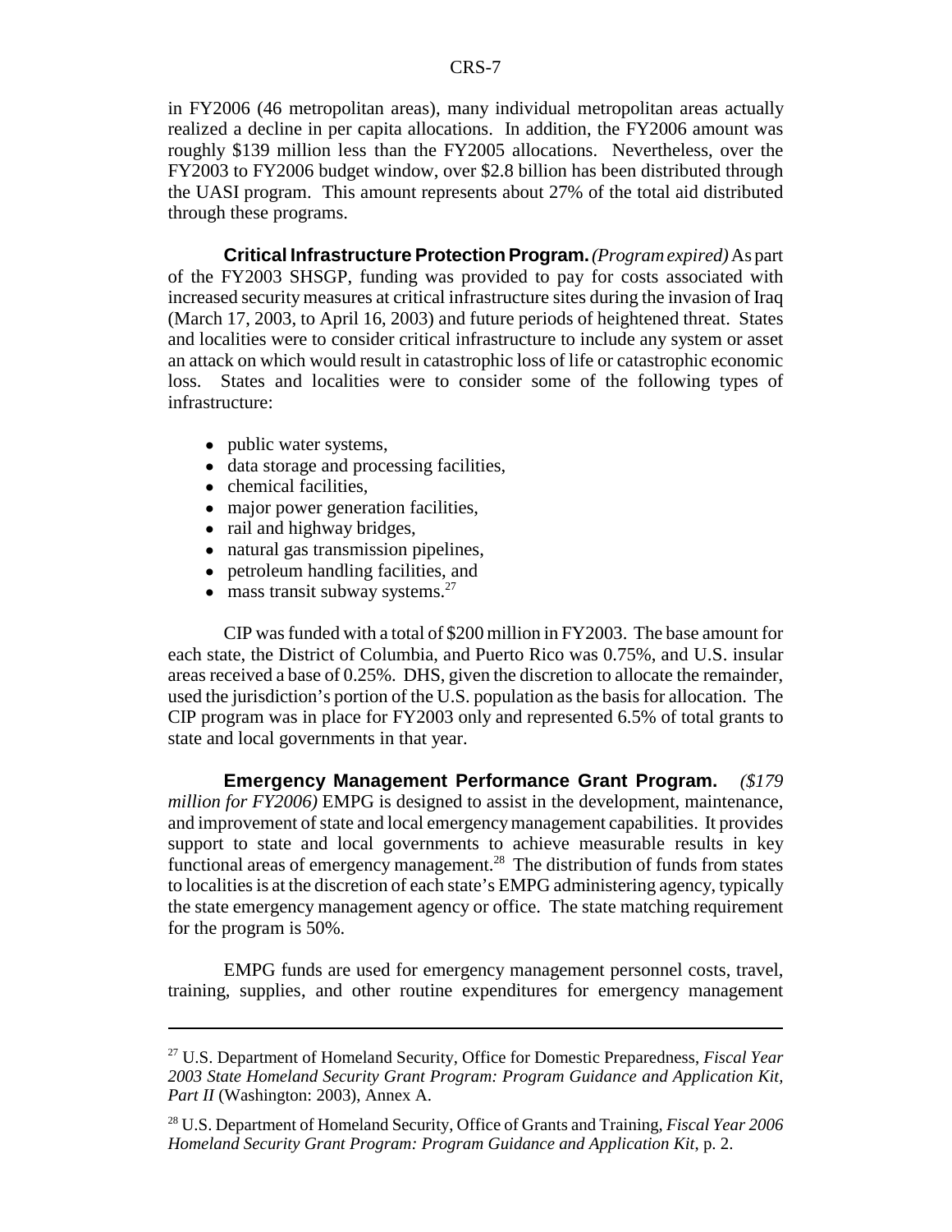in FY2006 (46 metropolitan areas), many individual metropolitan areas actually realized a decline in per capita allocations. In addition, the FY2006 amount was roughly $139 million less than the FY2005 allocations. Nevertheless, over the FY2003 to FY2006 budget window, over $2.8 billion has been distributed through the UASI program. This amount represents about 27% of the total aid distributed through these programs.

**Critical Infrastructure Protection Program.** *(Program expired)* As part of the FY2003 SHSGP, funding was provided to pay for costs associated with increased security measures at critical infrastructure sites during the invasion of Iraq (March 17, 2003, to April 16, 2003) and future periods of heightened threat. States and localities were to consider critical infrastructure to include any system or asset an attack on which would result in catastrophic loss of life or catastrophic economic loss. States and localities were to consider some of the following types of infrastructure:

- public water systems,
- data storage and processing facilities,
- chemical facilities,
- major power generation facilities,
- rail and highway bridges,
- natural gas transmission pipelines,
- petroleum handling facilities, and
- mass transit subway systems.[27]

CIP was funded with a total of $200 million in FY2003. The base amount for each state, the District of Columbia, and Puerto Rico was 0.75%, and U.S. insular areas received a base of 0.25%. DHS, given the discretion to allocate the remainder, used the jurisdiction's portion of the U.S. population as the basis for allocation. The CIP program was in place for FY2003 only and represented 6.5% of total grants to state and local governments in that year.

**Emergency Management Performance Grant Program.** *($179 million for FY2006)* EMPG is designed to assist in the development, maintenance, and improvement of state and local emergency management capabilities. It provides support to state and local governments to achieve measurable results in key functional areas of emergency management.[28] The distribution of funds from states to localities is at the discretion of each state's EMPG administering agency, typically the state emergency management agency or office. The state matching requirement for the program is 50%.

EMPG funds are used for emergency management personnel costs, travel, training, supplies, and other routine expenditures for emergency management

---

[27] U.S. Department of Homeland Security, Office for Domestic Preparedness, *Fiscal Year 2003 State Homeland Security Grant Program: Program Guidance and Application Kit, Part II* (Washington: 2003), Annex A.

[28] U.S. Department of Homeland Security, Office of Grants and Training, *Fiscal Year 2006 Homeland Security Grant Program: Program Guidance and Application Kit*, p. 2.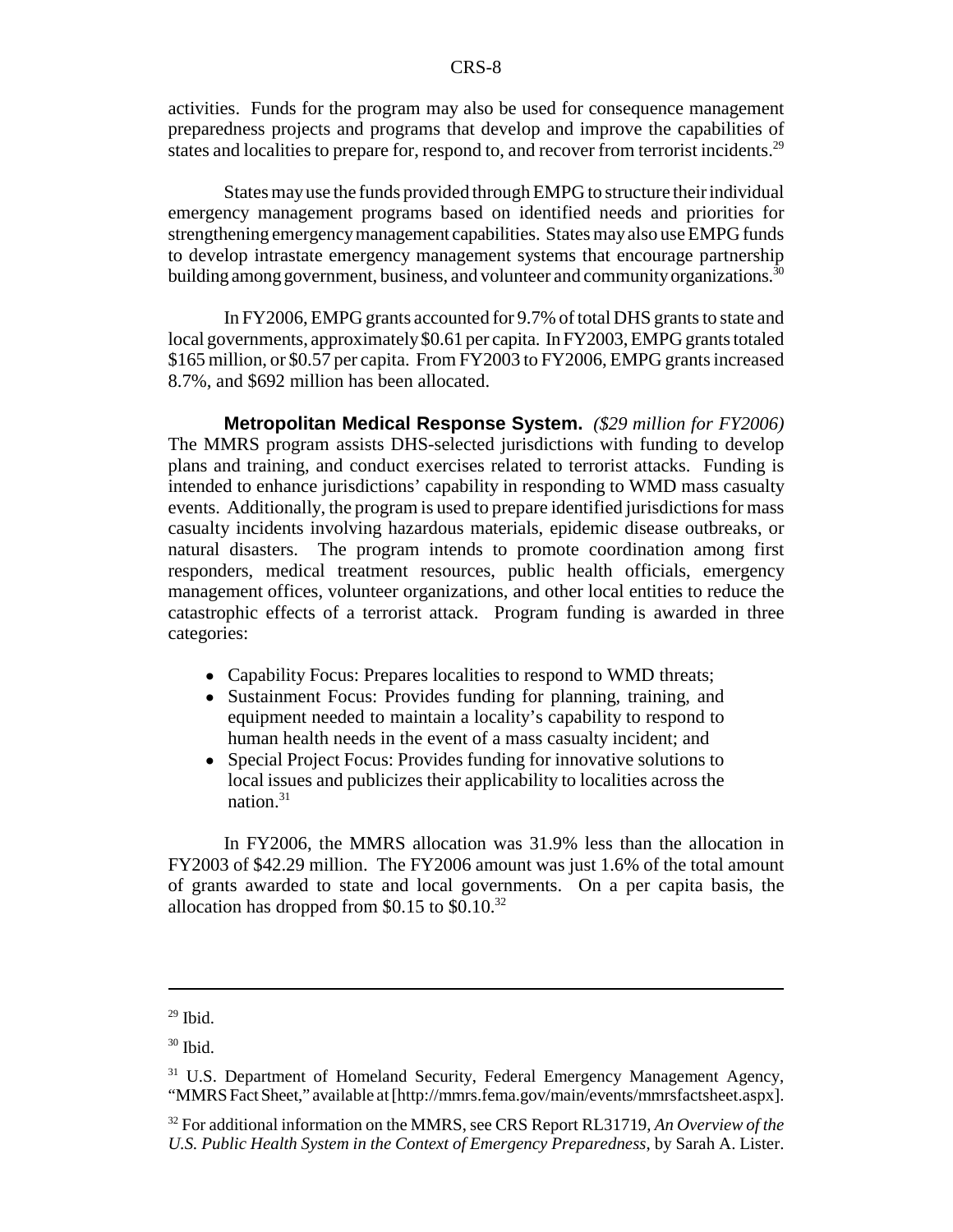activities. Funds for the program may also be used for consequence management preparedness projects and programs that develop and improve the capabilities of states and localities to prepare for, respond to, and recover from terrorist incidents.[29]

States may use the funds provided through EMPG to structure their individual emergency management programs based on identified needs and priorities for strengthening emergency management capabilities. States may also use EMPG funds to develop intrastate emergency management systems that encourage partnership building among government, business, and volunteer and community organizations.[30]

In FY2006, EMPG grants accounted for 9.7% of total DHS grants to state and local governments, approximately $0.61 per capita. In FY2003, EMPG grants totaled $165 million, or $0.57 per capita. From FY2003 to FY2006, EMPG grants increased 8.7%, and $692 million has been allocated.

**Metropolitan Medical Response System.** *($29 million for FY2006)* The MMRS program assists DHS-selected jurisdictions with funding to develop plans and training, and conduct exercises related to terrorist attacks. Funding is intended to enhance jurisdictions' capability in responding to WMD mass casualty events. Additionally, the program is used to prepare identified jurisdictions for mass casualty incidents involving hazardous materials, epidemic disease outbreaks, or natural disasters. The program intends to promote coordination among first responders, medical treatment resources, public health officials, emergency management offices, volunteer organizations, and other local entities to reduce the catastrophic effects of a terrorist attack. Program funding is awarded in three categories:

- Capability Focus: Prepares localities to respond to WMD threats;
- Sustainment Focus: Provides funding for planning, training, and equipment needed to maintain a locality's capability to respond to human health needs in the event of a mass casualty incident; and
- Special Project Focus: Provides funding for innovative solutions to local issues and publicizes their applicability to localities across the nation.[31]

In FY2006, the MMRS allocation was 31.9% less than the allocation in FY2003 of $42.29 million. The FY2006 amount was just 1.6% of the total amount of grants awarded to state and local governments. On a per capita basis, the allocation has dropped from $0.15 to $0.10.[32]

---

[29] Ibid.

[30] Ibid.

[31] U.S. Department of Homeland Security, Federal Emergency Management Agency, "MMRS Fact Sheet," available at [http://mmrs.fema.gov/main/events/mmrsfactsheet.aspx].

[32] For additional information on the MMRS, see CRS Report RL31719, *An Overview of the U.S. Public Health System in the Context of Emergency Preparedness*, by Sarah A. Lister.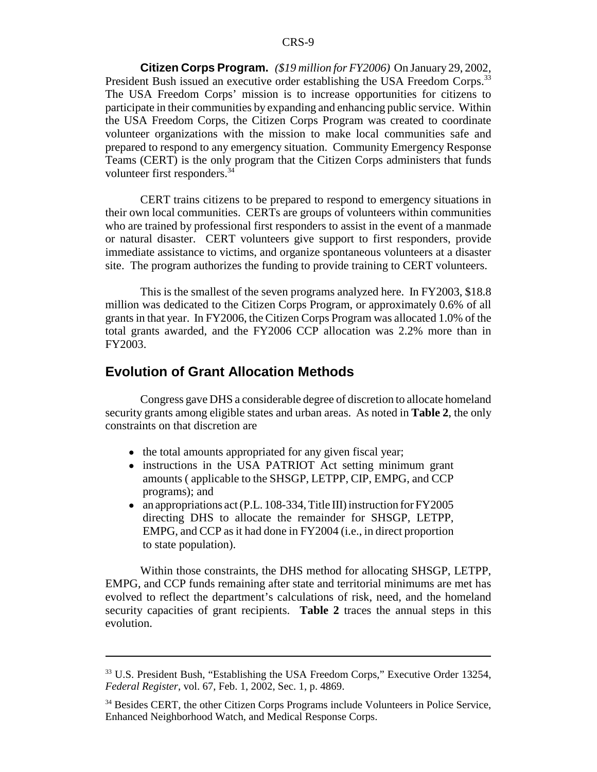**Citizen Corps Program.** *($19 million for FY2006)* On January 29, 2002, President Bush issued an executive order establishing the USA Freedom Corps.[33] The USA Freedom Corps' mission is to increase opportunities for citizens to participate in their communities by expanding and enhancing public service. Within the USA Freedom Corps, the Citizen Corps Program was created to coordinate volunteer organizations with the mission to make local communities safe and prepared to respond to any emergency situation. Community Emergency Response Teams (CERT) is the only program that the Citizen Corps administers that funds volunteer first responders.[34]

CERT trains citizens to be prepared to respond to emergency situations in their own local communities. CERTs are groups of volunteers within communities who are trained by professional first responders to assist in the event of a manmade or natural disaster. CERT volunteers give support to first responders, provide immediate assistance to victims, and organize spontaneous volunteers at a disaster site. The program authorizes the funding to provide training to CERT volunteers.

This is the smallest of the seven programs analyzed here. In FY2003, $18.8 million was dedicated to the Citizen Corps Program, or approximately 0.6% of all grants in that year. In FY2006, the Citizen Corps Program was allocated 1.0% of the total grants awarded, and the FY2006 CCP allocation was 2.2% more than in FY2003.

## Evolution of Grant Allocation Methods

Congress gave DHS a considerable degree of discretion to allocate homeland security grants among eligible states and urban areas. As noted in **Table 2**, the only constraints on that discretion are

- the total amounts appropriated for any given fiscal year;
- instructions in the USA PATRIOT Act setting minimum grant amounts ( applicable to the SHSGP, LETPP, CIP, EMPG, and CCP programs); and
- an appropriations act (P.L. 108-334, Title III) instruction for FY2005 directing DHS to allocate the remainder for SHSGP, LETPP, EMPG, and CCP as it had done in FY2004 (i.e., in direct proportion to state population).

Within those constraints, the DHS method for allocating SHSGP, LETPP, EMPG, and CCP funds remaining after state and territorial minimums are met has evolved to reflect the department's calculations of risk, need, and the homeland security capacities of grant recipients. **Table 2** traces the annual steps in this evolution.

---

[33] U.S. President Bush, "Establishing the USA Freedom Corps," Executive Order 13254, *Federal Register*, vol. 67, Feb. 1, 2002, Sec. 1, p. 4869.

[34] Besides CERT, the other Citizen Corps Programs include Volunteers in Police Service, Enhanced Neighborhood Watch, and Medical Response Corps.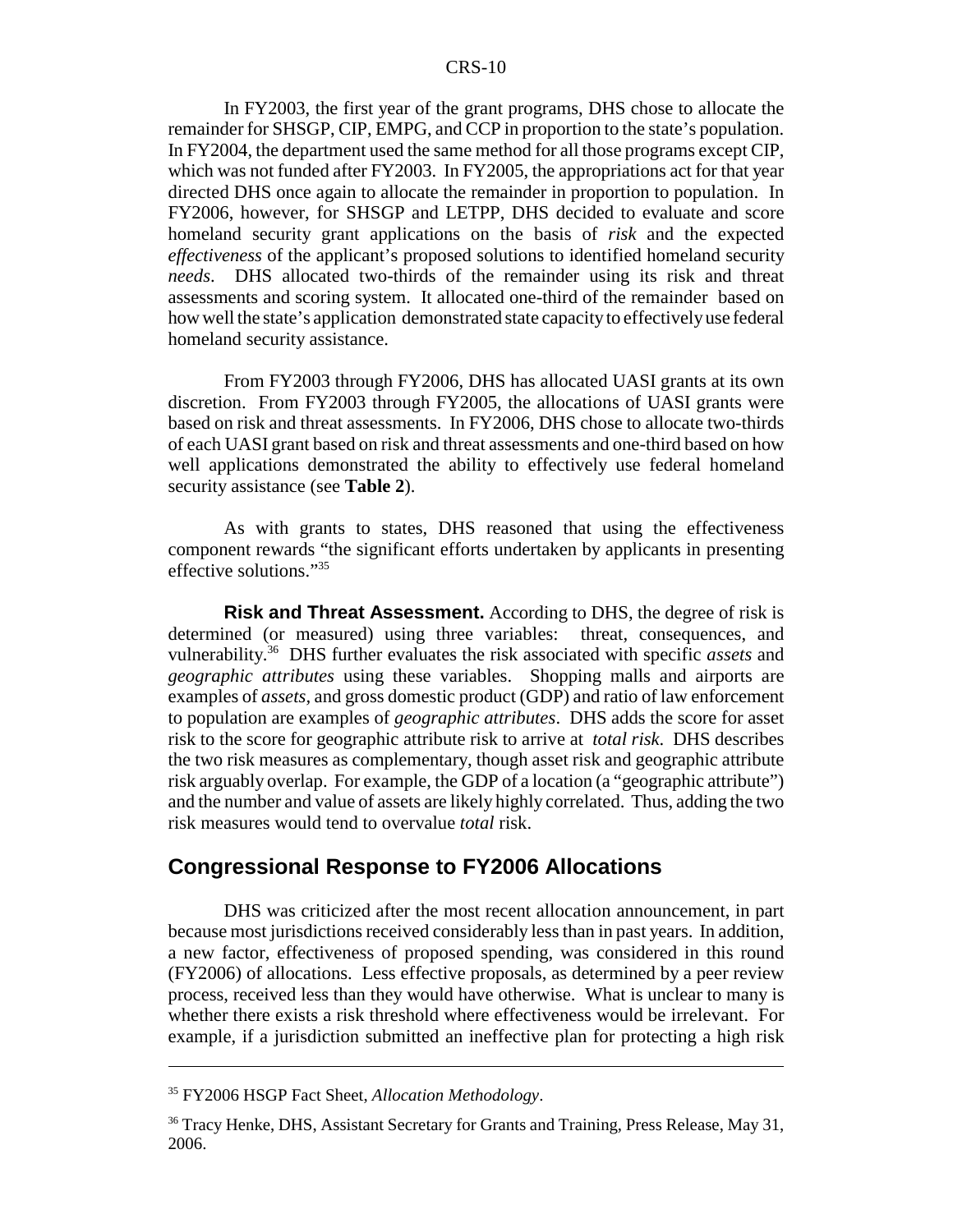In FY2003, the first year of the grant programs, DHS chose to allocate the remainder for SHSGP, CIP, EMPG, and CCP in proportion to the state's population. In FY2004, the department used the same method for all those programs except CIP, which was not funded after FY2003. In FY2005, the appropriations act for that year directed DHS once again to allocate the remainder in proportion to population. In FY2006, however, for SHSGP and LETPP, DHS decided to evaluate and score homeland security grant applications on the basis of *risk* and the expected *effectiveness* of the applicant's proposed solutions to identified homeland security *needs*. DHS allocated two-thirds of the remainder using its risk and threat assessments and scoring system. It allocated one-third of the remainder based on how well the state's application demonstrated state capacity to effectively use federal homeland security assistance.

From FY2003 through FY2006, DHS has allocated UASI grants at its own discretion. From FY2003 through FY2005, the allocations of UASI grants were based on risk and threat assessments. In FY2006, DHS chose to allocate two-thirds of each UASI grant based on risk and threat assessments and one-third based on how well applications demonstrated the ability to effectively use federal homeland security assistance (see **Table 2**).

As with grants to states, DHS reasoned that using the effectiveness component rewards "the significant efforts undertaken by applicants in presenting effective solutions."[35]

**Risk and Threat Assessment.** According to DHS, the degree of risk is determined (or measured) using three variables: threat, consequences, and vulnerability.[36] DHS further evaluates the risk associated with specific *assets* and *geographic attributes* using these variables. Shopping malls and airports are examples of *assets*, and gross domestic product (GDP) and ratio of law enforcement to population are examples of *geographic attributes*. DHS adds the score for asset risk to the score for geographic attribute risk to arrive at *total risk*. DHS describes the two risk measures as complementary, though asset risk and geographic attribute risk arguably overlap. For example, the GDP of a location (a "geographic attribute") and the number and value of assets are likely highly correlated. Thus, adding the two risk measures would tend to overvalue *total* risk.

## Congressional Response to FY2006 Allocations

DHS was criticized after the most recent allocation announcement, in part because most jurisdictions received considerably less than in past years. In addition, a new factor, effectiveness of proposed spending, was considered in this round (FY2006) of allocations. Less effective proposals, as determined by a peer review process, received less than they would have otherwise. What is unclear to many is whether there exists a risk threshold where effectiveness would be irrelevant. For example, if a jurisdiction submitted an ineffective plan for protecting a high risk

---

[35] FY2006 HSGP Fact Sheet, *Allocation Methodology*.

[36] Tracy Henke, DHS, Assistant Secretary for Grants and Training, Press Release, May 31, 2006.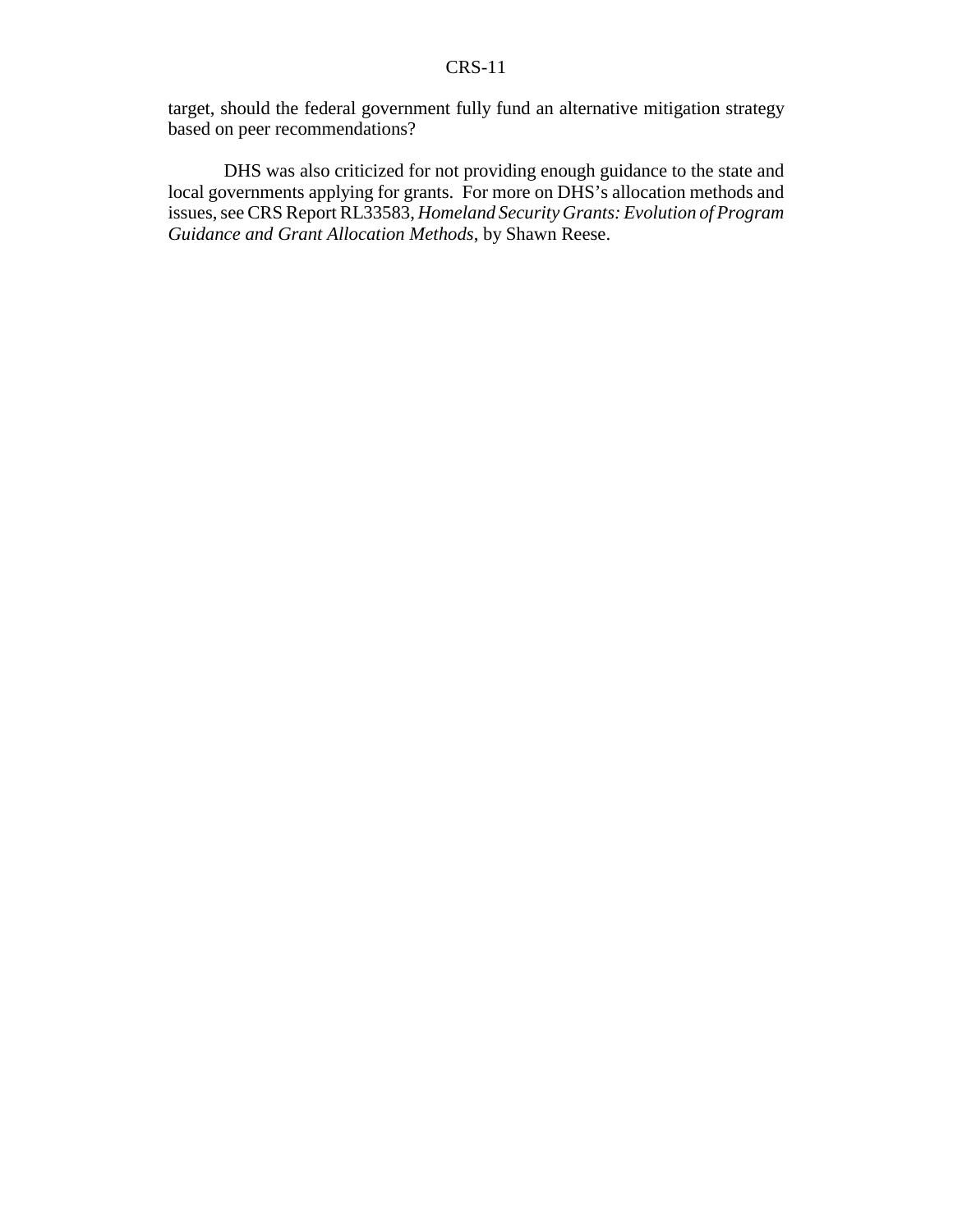target, should the federal government fully fund an alternative mitigation strategy based on peer recommendations?

DHS was also criticized for not providing enough guidance to the state and local governments applying for grants. For more on DHS's allocation methods and issues, see CRS Report RL33583, *Homeland Security Grants: Evolution of Program Guidance and Grant Allocation Methods*, by Shawn Reese.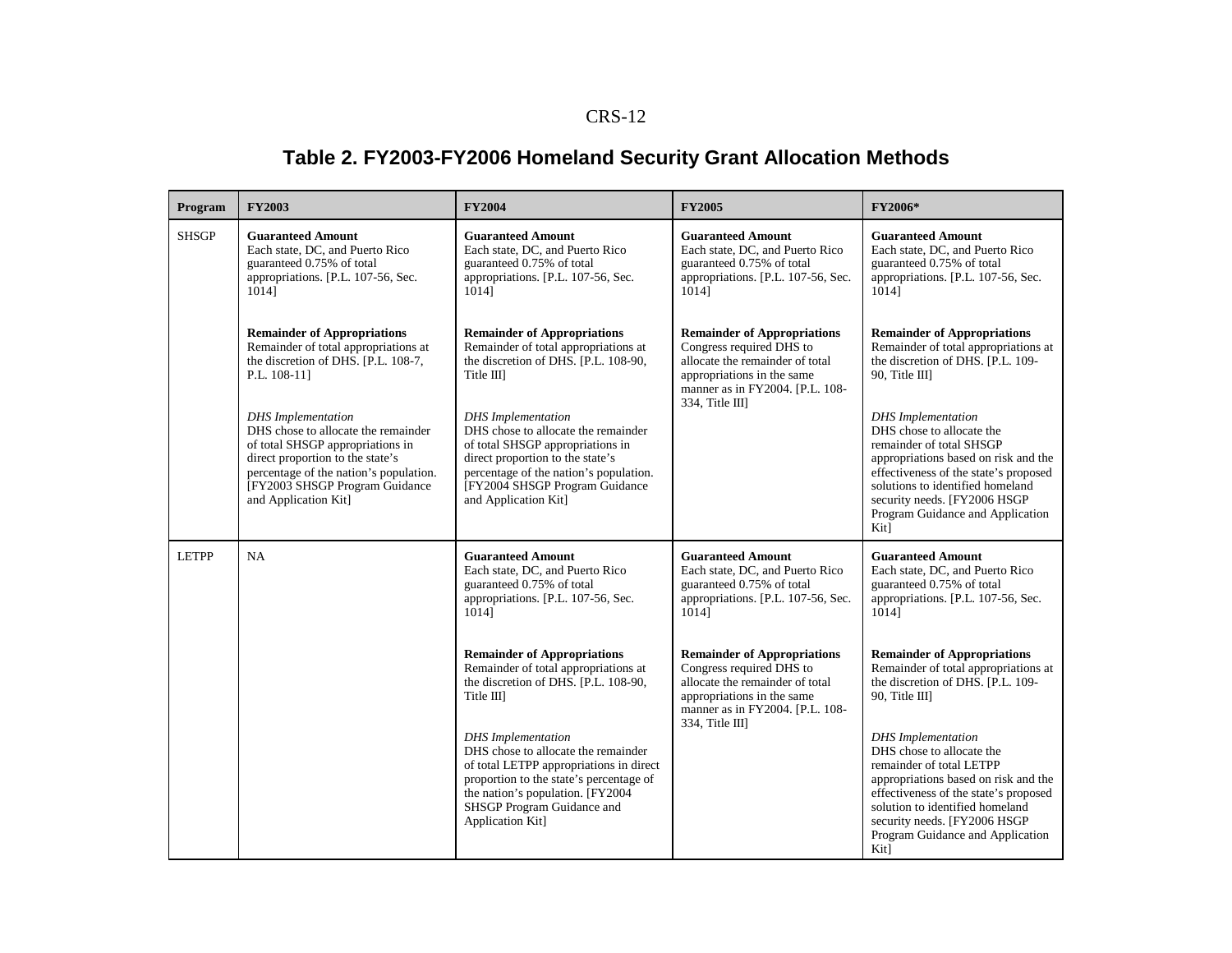## Table 2. FY2003-FY2006 Homeland Security Grant Allocation Methods

| Program | FY2003 | FY2004 | FY2005 | FY2006* |
|---|---|---|---|---|
| SHSGP | **Guaranteed Amount** Each state, DC, and Puerto Rico guaranteed 0.75% of total appropriations. [P.L. 107-56, Sec. 1014]<br><br>**Remainder of Appropriations** Remainder of total appropriations at the discretion of DHS. [P.L. 108-7, P.L. 108-11]<br><br>*DHS Implementation* DHS chose to allocate the remainder of total SHSGP appropriations in direct proportion to the state's percentage of the nation's population. [FY2003 SHSGP Program Guidance and Application Kit] | **Guaranteed Amount** Each state, DC, and Puerto Rico guaranteed 0.75% of total appropriations. [P.L. 107-56, Sec. 1014]<br><br>**Remainder of Appropriations** Remainder of total appropriations at the discretion of DHS. [P.L. 108-90, Title III]<br><br>*DHS Implementation* DHS chose to allocate the remainder of total SHSGP appropriations in direct proportion to the state's percentage of the nation's population. [FY2004 SHSGP Program Guidance and Application Kit] | **Guaranteed Amount** Each state, DC, and Puerto Rico guaranteed 0.75% of total appropriations. [P.L. 107-56, Sec. 1014]<br><br>**Remainder of Appropriations** Congress required DHS to allocate the remainder of total appropriations in the same manner as in FY2004. [P.L. 108-334, Title III] | **Guaranteed Amount** Each state, DC, and Puerto Rico guaranteed 0.75% of total appropriations. [P.L. 107-56, Sec. 1014]<br><br>**Remainder of Appropriations** Remainder of total appropriations at the discretion of DHS. [P.L. 109-90, Title III]<br><br>*DHS Implementation* DHS chose to allocate the remainder of total SHSGP appropriations based on risk and the effectiveness of the state's proposed solutions to identified homeland security needs. [FY2006 HSGP Program Guidance and Application Kit] |
| LETPP | NA | **Guaranteed Amount** Each state, DC, and Puerto Rico guaranteed 0.75% of total appropriations. [P.L. 107-56, Sec. 1014]<br><br>**Remainder of Appropriations** Remainder of total appropriations at the discretion of DHS. [P.L. 108-90, Title III]<br><br>*DHS Implementation* DHS chose to allocate the remainder of total LETPP appropriations in direct proportion to the state's percentage of the nation's population. [FY2004 SHSGP Program Guidance and Application Kit] | **Guaranteed Amount** Each state, DC, and Puerto Rico guaranteed 0.75% of total appropriations. [P.L. 107-56, Sec. 1014]<br><br>**Remainder of Appropriations** Congress required DHS to allocate the remainder of total appropriations in the same manner as in FY2004. [P.L. 108-334, Title III] | **Guaranteed Amount** Each state, DC, and Puerto Rico guaranteed 0.75% of total appropriations. [P.L. 107-56, Sec. 1014]<br><br>**Remainder of Appropriations** Remainder of total appropriations at the discretion of DHS. [P.L. 109-90, Title III]<br><br>*DHS Implementation* DHS chose to allocate the remainder of total LETPP appropriations based on risk and the effectiveness of the state's proposed solution to identified homeland security needs. [FY2006 HSGP Program Guidance and Application Kit] |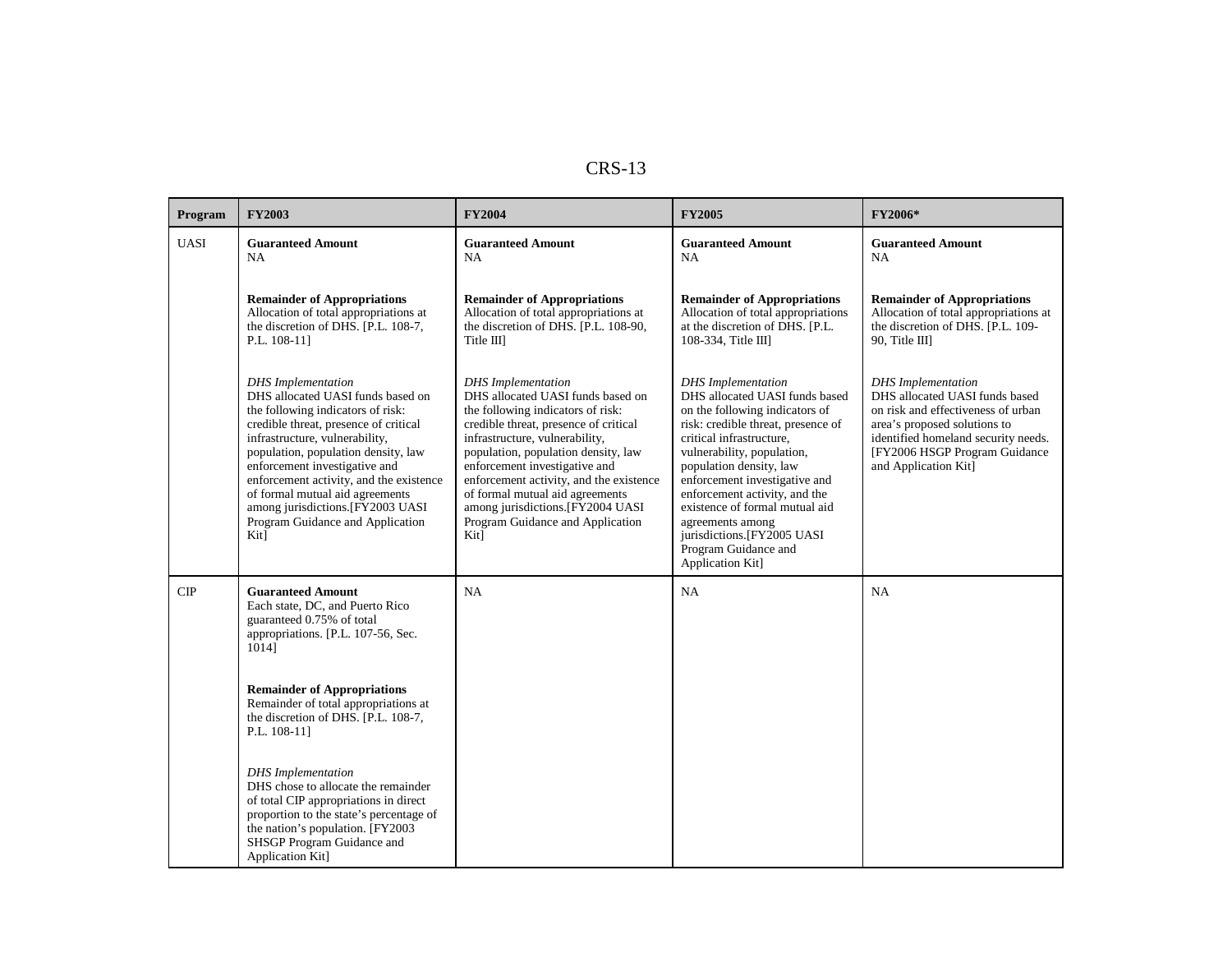| Program | FY2003 | FY2004 | FY2005 | FY2006* |
|---|---|---|---|---|
| UASI | **Guaranteed Amount** NA<br><br>**Remainder of Appropriations** Allocation of total appropriations at the discretion of DHS. [P.L. 108-7, P.L. 108-11]<br><br>*DHS Implementation* DHS allocated UASI funds based on the following indicators of risk: credible threat, presence of critical infrastructure, vulnerability, population, population density, law enforcement investigative and enforcement activity, and the existence of formal mutual aid agreements among jurisdictions.[FY2003 UASI Program Guidance and Application Kit] | **Guaranteed Amount** NA<br><br>**Remainder of Appropriations** Allocation of total appropriations at the discretion of DHS. [P.L. 108-90, Title III]<br><br>*DHS Implementation* DHS allocated UASI funds based on the following indicators of risk: credible threat, presence of critical infrastructure, vulnerability, population, population density, law enforcement investigative and enforcement activity, and the existence of formal mutual aid agreements among jurisdictions.[FY2004 UASI Program Guidance and Application Kit] | **Guaranteed Amount** NA<br><br>**Remainder of Appropriations** Allocation of total appropriations at the discretion of DHS. [P.L. 108-334, Title III]<br><br>*DHS Implementation* DHS allocated UASI funds based on the following indicators of risk: credible threat, presence of critical infrastructure, vulnerability, population, population density, law enforcement investigative and enforcement activity, and the existence of formal mutual aid agreements among jurisdictions.[FY2005 UASI Program Guidance and Application Kit] | **Guaranteed Amount** NA<br><br>**Remainder of Appropriations** Allocation of total appropriations at the discretion of DHS. [P.L. 109-90, Title III]<br><br>*DHS Implementation* DHS allocated UASI funds based on risk and effectiveness of urban area's proposed solutions to identified homeland security needs. [FY2006 HSGP Program Guidance and Application Kit] |
| CIP | **Guaranteed Amount** Each state, DC, and Puerto Rico guaranteed 0.75% of total appropriations. [P.L. 107-56, Sec. 1014]<br><br>**Remainder of Appropriations** Remainder of total appropriations at the discretion of DHS. [P.L. 108-7, P.L. 108-11]<br><br>*DHS Implementation* DHS chose to allocate the remainder of total CIP appropriations in direct proportion to the state's percentage of the nation's population. [FY2003 SHSGP Program Guidance and Application Kit] | NA | NA | NA |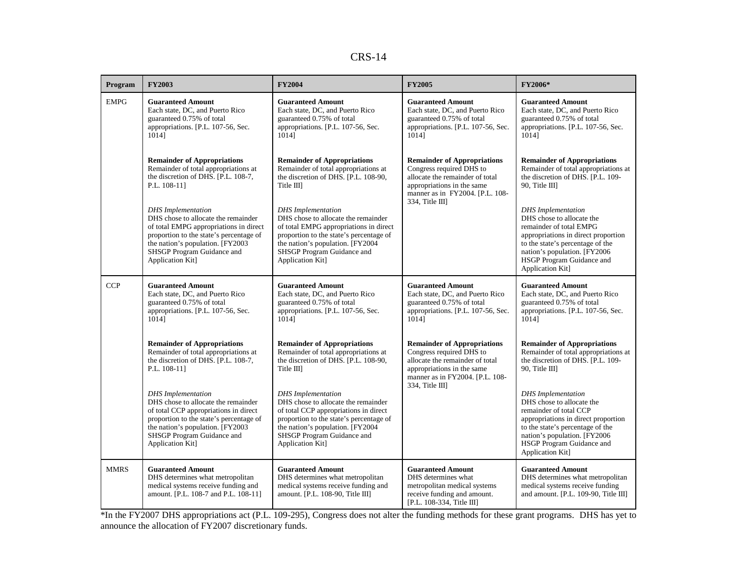| Program | FY2003 | FY2004 | FY2005 | FY2006* |
|---|---|---|---|---|
| EMPG | **Guaranteed Amount** Each state, DC, and Puerto Rico guaranteed 0.75% of total appropriations. [P.L. 107-56, Sec. 1014]<br><br>**Remainder of Appropriations** Remainder of total appropriations at the discretion of DHS. [P.L. 108-7, P.L. 108-11]<br><br>*DHS Implementation* DHS chose to allocate the remainder of total EMPG appropriations in direct proportion to the state's percentage of the nation's population. [FY2003 SHSGP Program Guidance and Application Kit] | **Guaranteed Amount** Each state, DC, and Puerto Rico guaranteed 0.75% of total appropriations. [P.L. 107-56, Sec. 1014]<br><br>**Remainder of Appropriations** Remainder of total appropriations at the discretion of DHS. [P.L. 108-90, Title III]<br><br>*DHS Implementation* DHS chose to allocate the remainder of total EMPG appropriations in direct proportion to the state's percentage of the nation's population. [FY2004 SHSGP Program Guidance and Application Kit] | **Guaranteed Amount** Each state, DC, and Puerto Rico guaranteed 0.75% of total appropriations. [P.L. 107-56, Sec. 1014]<br><br>**Remainder of Appropriations** Congress required DHS to allocate the remainder of total appropriations in the same manner as in FY2004. [P.L. 108-334, Title III] | **Guaranteed Amount** Each state, DC, and Puerto Rico guaranteed 0.75% of total appropriations. [P.L. 107-56, Sec. 1014]<br><br>**Remainder of Appropriations** Remainder of total appropriations at the discretion of DHS. [P.L. 109-90, Title III]<br><br>*DHS Implementation* DHS chose to allocate the remainder of total EMPG appropriations in direct proportion to the state's percentage of the nation's population. [FY2006 HSGP Program Guidance and Application Kit] |
| CCP | **Guaranteed Amount** Each state, DC, and Puerto Rico guaranteed 0.75% of total appropriations. [P.L. 107-56, Sec. 1014]<br><br>**Remainder of Appropriations** Remainder of total appropriations at the discretion of DHS. [P.L. 108-7, P.L. 108-11]<br><br>*DHS Implementation* DHS chose to allocate the remainder of total CCP appropriations in direct proportion to the state's percentage of the nation's population. [FY2003 SHSGP Program Guidance and Application Kit] | **Guaranteed Amount** Each state, DC, and Puerto Rico guaranteed 0.75% of total appropriations. [P.L. 107-56, Sec. 1014]<br><br>**Remainder of Appropriations** Remainder of total appropriations at the discretion of DHS. [P.L. 108-90, Title III]<br><br>*DHS Implementation* DHS chose to allocate the remainder of total CCP appropriations in direct proportion to the state's percentage of the nation's population. [FY2004 SHSGP Program Guidance and Application Kit] | **Guaranteed Amount** Each state, DC, and Puerto Rico guaranteed 0.75% of total appropriations. [P.L. 107-56, Sec. 1014]<br><br>**Remainder of Appropriations** Congress required DHS to allocate the remainder of total appropriations in the same manner as in FY2004. [P.L. 108-334, Title III] | **Guaranteed Amount** Each state, DC, and Puerto Rico guaranteed 0.75% of total appropriations. [P.L. 107-56, Sec. 1014]<br><br>**Remainder of Appropriations** Remainder of total appropriations at the discretion of DHS. [P.L. 109-90, Title III]<br><br>*DHS Implementation* DHS chose to allocate the remainder of total CCP appropriations in direct proportion to the state's percentage of the nation's population. [FY2006 HSGP Program Guidance and Application Kit] |
| MMRS | **Guaranteed Amount** DHS determines what metropolitan medical systems receive funding and amount. [P.L. 108-7 and P.L. 108-11] | **Guaranteed Amount** DHS determines what metropolitan medical systems receive funding and amount. [P.L. 108-90, Title III] | **Guaranteed Amount** DHS determines what metropolitan medical systems receive funding and amount. [P.L. 108-334, Title III] | **Guaranteed Amount** DHS determines what metropolitan medical systems receive funding and amount. [P.L. 109-90, Title III] |

*In the FY2007 DHS appropriations act (P.L. 109-295), Congress does not alter the funding methods for these grant programs. DHS has yet to announce the allocation of FY2007 discretionary funds.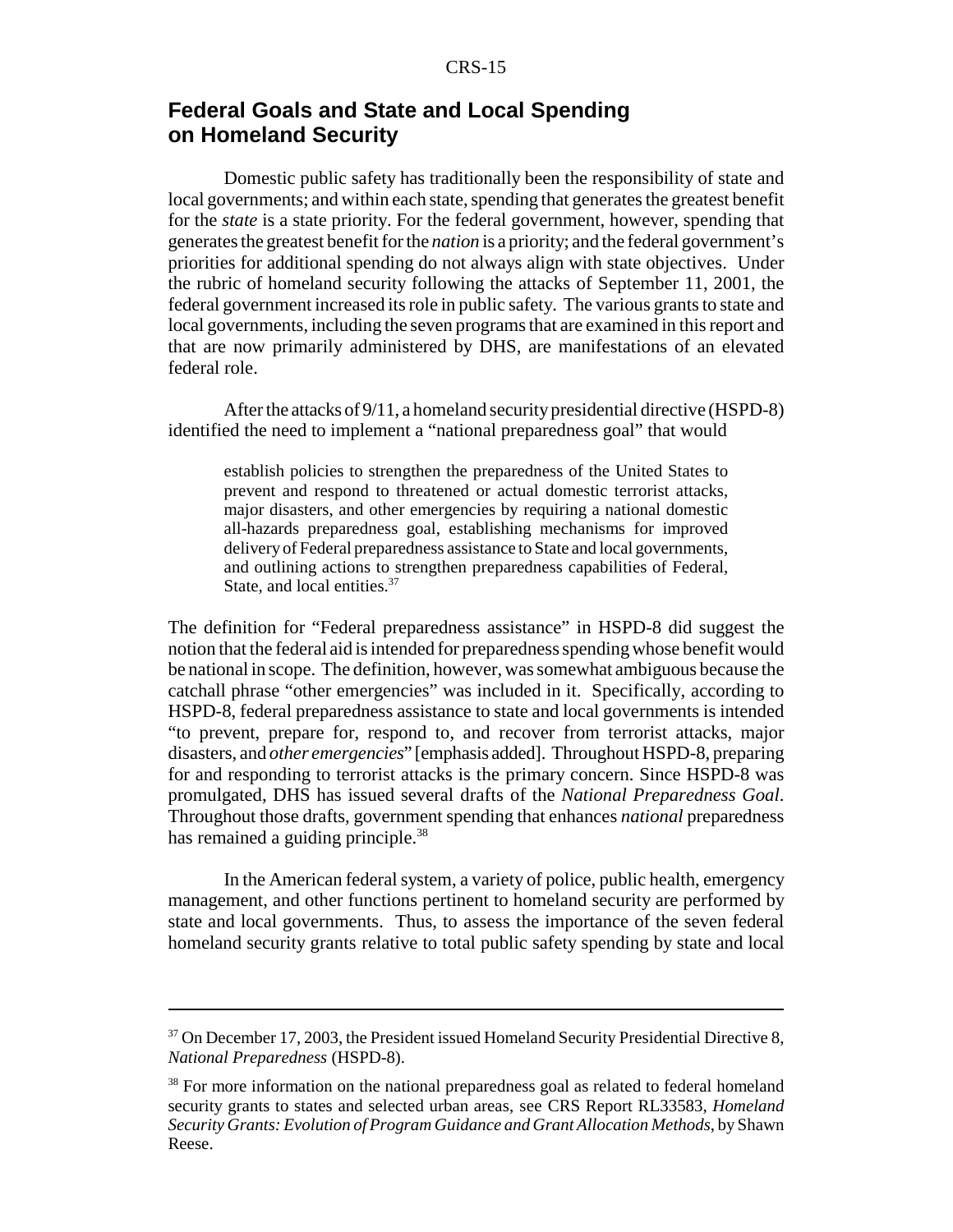## Federal Goals and State and Local Spending on Homeland Security

Domestic public safety has traditionally been the responsibility of state and local governments; and within each state, spending that generates the greatest benefit for the *state* is a state priority. For the federal government, however, spending that generates the greatest benefit for the *nation* is a priority; and the federal government's priorities for additional spending do not always align with state objectives. Under the rubric of homeland security following the attacks of September 11, 2001, the federal government increased its role in public safety. The various grants to state and local governments, including the seven programs that are examined in this report and that are now primarily administered by DHS, are manifestations of an elevated federal role.

After the attacks of 9/11, a homeland security presidential directive (HSPD-8) identified the need to implement a "national preparedness goal" that would

> establish policies to strengthen the preparedness of the United States to prevent and respond to threatened or actual domestic terrorist attacks, major disasters, and other emergencies by requiring a national domestic all-hazards preparedness goal, establishing mechanisms for improved delivery of Federal preparedness assistance to State and local governments, and outlining actions to strengthen preparedness capabilities of Federal, State, and local entities.[37]

The definition for "Federal preparedness assistance" in HSPD-8 did suggest the notion that the federal aid is intended for preparedness spending whose benefit would be national in scope. The definition, however, was somewhat ambiguous because the catchall phrase "other emergencies" was included in it. Specifically, according to HSPD-8, federal preparedness assistance to state and local governments is intended "to prevent, prepare for, respond to, and recover from terrorist attacks, major disasters, and *other emergencies*" [emphasis added]. Throughout HSPD-8, preparing for and responding to terrorist attacks is the primary concern. Since HSPD-8 was promulgated, DHS has issued several drafts of the *National Preparedness Goal*. Throughout those drafts, government spending that enhances *national* preparedness has remained a guiding principle.[38]

In the American federal system, a variety of police, public health, emergency management, and other functions pertinent to homeland security are performed by state and local governments. Thus, to assess the importance of the seven federal homeland security grants relative to total public safety spending by state and local

---

[37] On December 17, 2003, the President issued Homeland Security Presidential Directive 8, *National Preparedness* (HSPD-8).

[38] For more information on the national preparedness goal as related to federal homeland security grants to states and selected urban areas, see CRS Report RL33583, *Homeland Security Grants: Evolution of Program Guidance and Grant Allocation Methods*, by Shawn Reese.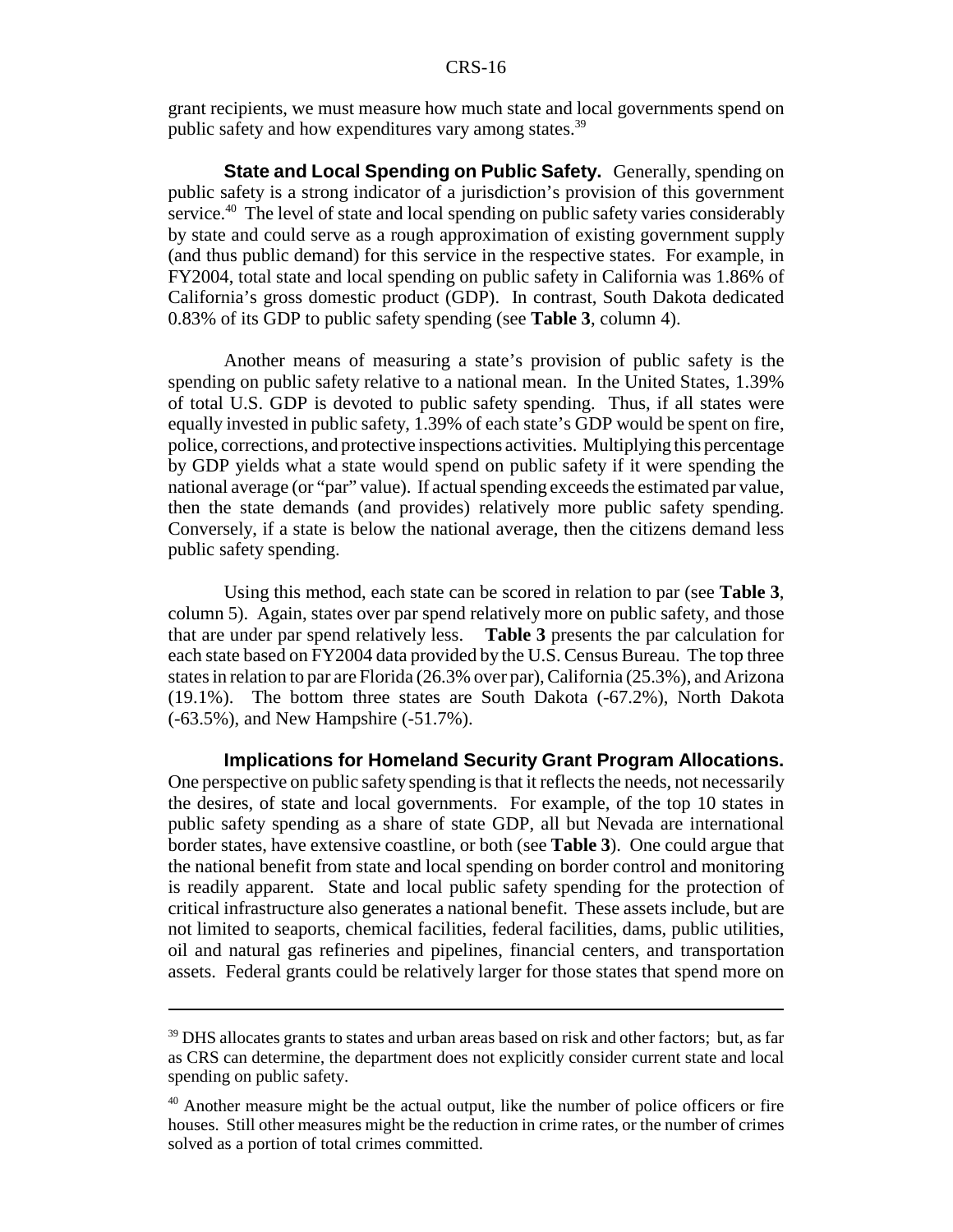grant recipients, we must measure how much state and local governments spend on public safety and how expenditures vary among states.[39]

**State and Local Spending on Public Safety.** Generally, spending on public safety is a strong indicator of a jurisdiction's provision of this government service.[40] The level of state and local spending on public safety varies considerably by state and could serve as a rough approximation of existing government supply (and thus public demand) for this service in the respective states. For example, in FY2004, total state and local spending on public safety in California was 1.86% of California's gross domestic product (GDP). In contrast, South Dakota dedicated 0.83% of its GDP to public safety spending (see **Table 3**, column 4).

Another means of measuring a state's provision of public safety is the spending on public safety relative to a national mean. In the United States, 1.39% of total U.S. GDP is devoted to public safety spending. Thus, if all states were equally invested in public safety, 1.39% of each state's GDP would be spent on fire, police, corrections, and protective inspections activities. Multiplying this percentage by GDP yields what a state would spend on public safety if it were spending the national average (or "par" value). If actual spending exceeds the estimated par value, then the state demands (and provides) relatively more public safety spending. Conversely, if a state is below the national average, then the citizens demand less public safety spending.

Using this method, each state can be scored in relation to par (see **Table 3**, column 5). Again, states over par spend relatively more on public safety, and those that are under par spend relatively less. **Table 3** presents the par calculation for each state based on FY2004 data provided by the U.S. Census Bureau. The top three states in relation to par are Florida (26.3% over par), California (25.3%), and Arizona (19.1%). The bottom three states are South Dakota (-67.2%), North Dakota (-63.5%), and New Hampshire (-51.7%).

**Implications for Homeland Security Grant Program Allocations.** One perspective on public safety spending is that it reflects the needs, not necessarily the desires, of state and local governments. For example, of the top 10 states in public safety spending as a share of state GDP, all but Nevada are international border states, have extensive coastline, or both (see **Table 3**). One could argue that the national benefit from state and local spending on border control and monitoring is readily apparent. State and local public safety spending for the protection of critical infrastructure also generates a national benefit. These assets include, but are not limited to seaports, chemical facilities, federal facilities, dams, public utilities, oil and natural gas refineries and pipelines, financial centers, and transportation assets. Federal grants could be relatively larger for those states that spend more on

---

[39] DHS allocates grants to states and urban areas based on risk and other factors; but, as far as CRS can determine, the department does not explicitly consider current state and local spending on public safety.

[40] Another measure might be the actual output, like the number of police officers or fire houses. Still other measures might be the reduction in crime rates, or the number of crimes solved as a portion of total crimes committed.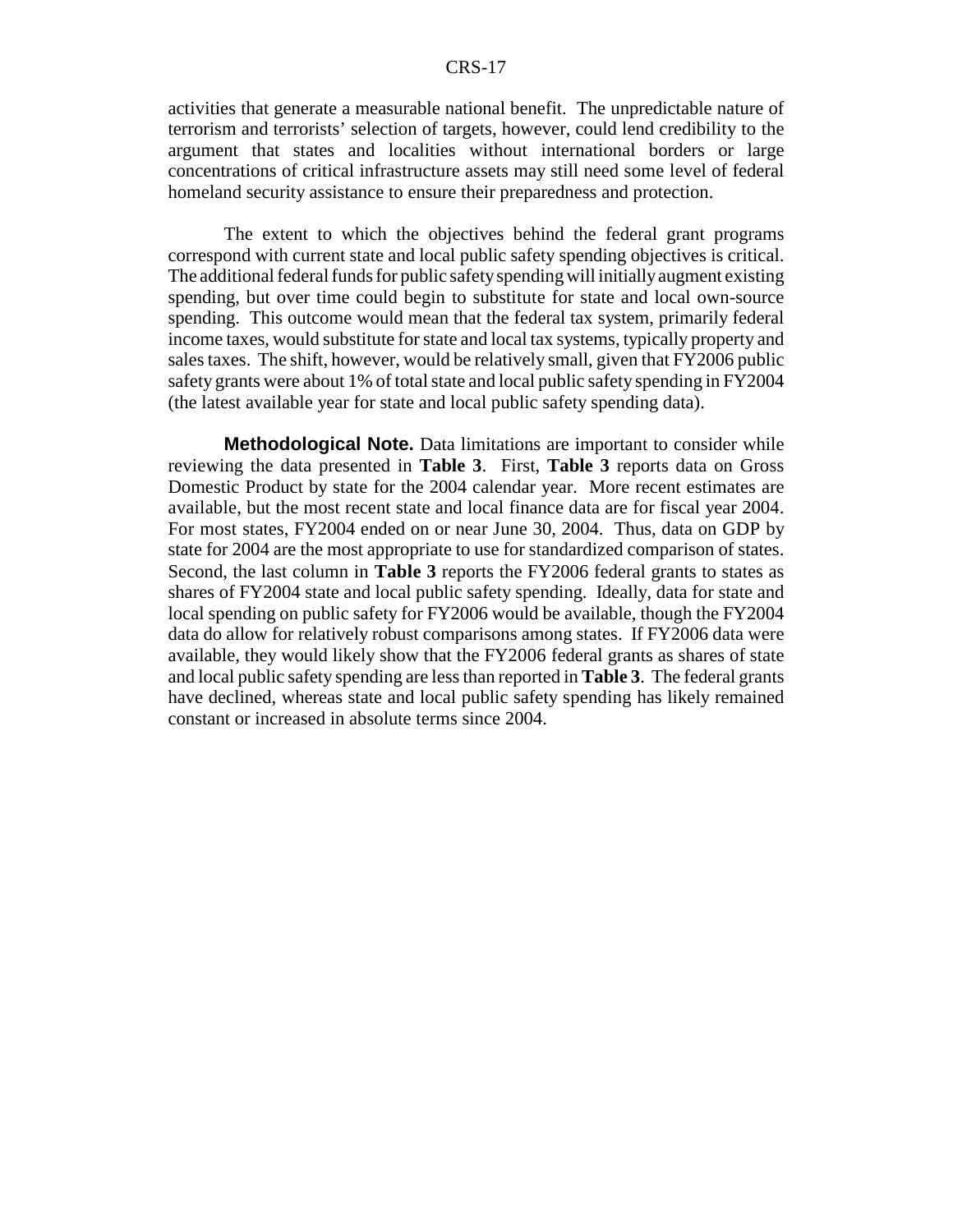activities that generate a measurable national benefit. The unpredictable nature of terrorism and terrorists' selection of targets, however, could lend credibility to the argument that states and localities without international borders or large concentrations of critical infrastructure assets may still need some level of federal homeland security assistance to ensure their preparedness and protection.

The extent to which the objectives behind the federal grant programs correspond with current state and local public safety spending objectives is critical. The additional federal funds for public safety spending will initially augment existing spending, but over time could begin to substitute for state and local own-source spending. This outcome would mean that the federal tax system, primarily federal income taxes, would substitute for state and local tax systems, typically property and sales taxes. The shift, however, would be relatively small, given that FY2006 public safety grants were about 1% of total state and local public safety spending in FY2004 (the latest available year for state and local public safety spending data).

**Methodological Note.** Data limitations are important to consider while reviewing the data presented in **Table 3**. First, **Table 3** reports data on Gross Domestic Product by state for the 2004 calendar year. More recent estimates are available, but the most recent state and local finance data are for fiscal year 2004. For most states, FY2004 ended on or near June 30, 2004. Thus, data on GDP by state for 2004 are the most appropriate to use for standardized comparison of states. Second, the last column in **Table 3** reports the FY2006 federal grants to states as shares of FY2004 state and local public safety spending. Ideally, data for state and local spending on public safety for FY2006 would be available, though the FY2004 data do allow for relatively robust comparisons among states. If FY2006 data were available, they would likely show that the FY2006 federal grants as shares of state and local public safety spending are less than reported in **Table 3**. The federal grants have declined, whereas state and local public safety spending has likely remained constant or increased in absolute terms since 2004.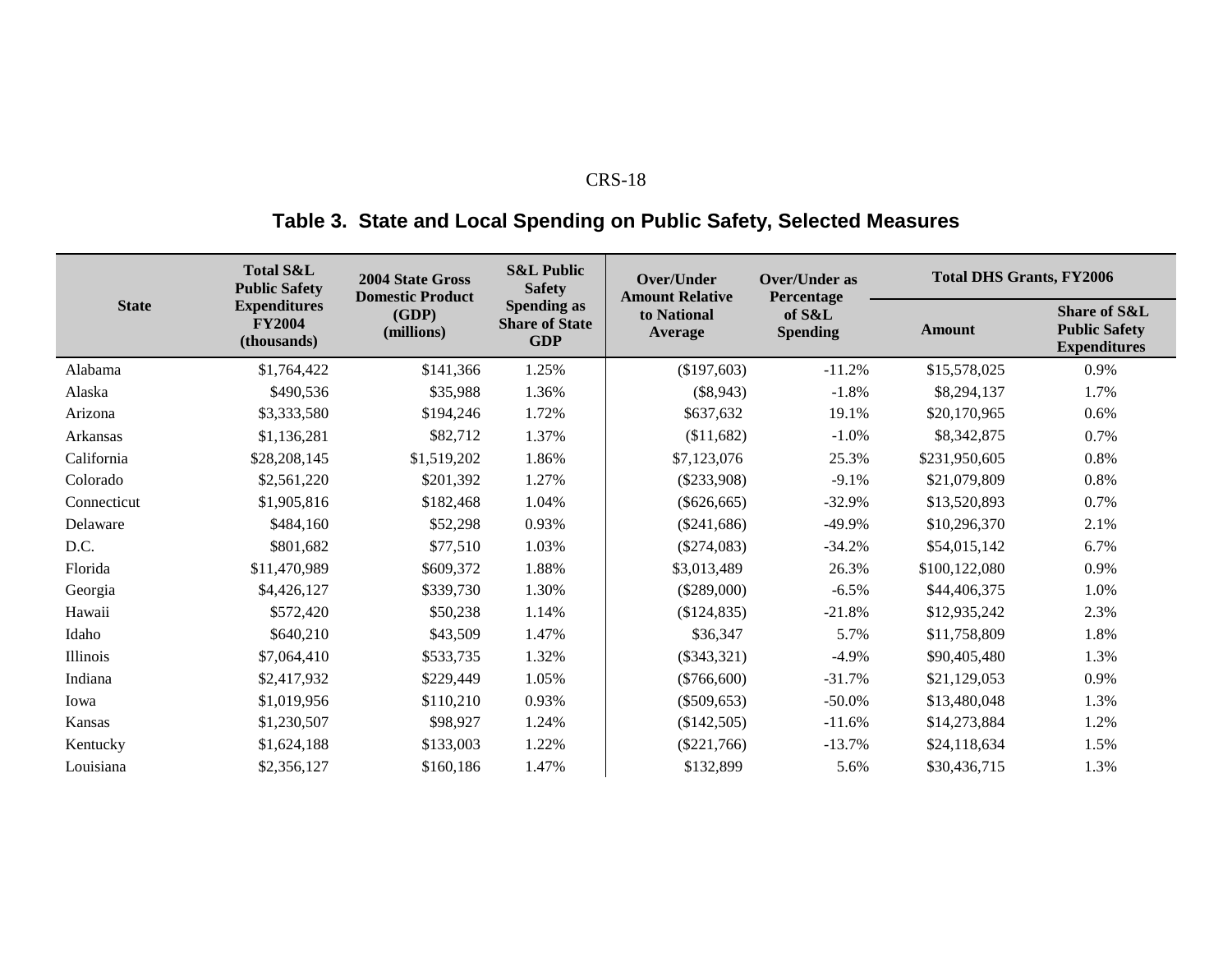**Table 3. State and Local Spending on Public Safety, Selected Measures**

| State | Total S&L Public Safety Expenditures FY2004 (thousands) | 2004 State Gross Domestic Product (GDP) (millions) | S&L Public Safety Spending as Share of State GDP | Over/Under Amount Relative to National Average | Over/Under as Percentage of S&L Spending | Total DHS Grants, FY2006 | |
|---|---|---|---|---|---|---|---|
| | | | | | | Amount | Share of S&L Public Safety Expenditures |
| Alabama | $1,764,422 | $141,366 | 1.25% | ($197,603) | -11.2% | $15,578,025 | 0.9% |
| Alaska | $490,536 | $35,988 | 1.36% | ($8,943) | -1.8% | $8,294,137 | 1.7% |
| Arizona | $3,333,580 | $194,246 | 1.72% | $637,632 | 19.1% | $20,170,965 | 0.6% |
| Arkansas | $1,136,281 | $82,712 | 1.37% | ($11,682) | -1.0% | $8,342,875 | 0.7% |
| California | $28,208,145 | $1,519,202 | 1.86% | $7,123,076 | 25.3% | $231,950,605 | 0.8% |
| Colorado | $2,561,220 | $201,392 | 1.27% | ($233,908) | -9.1% | $21,079,809 | 0.8% |
| Connecticut | $1,905,816 | $182,468 | 1.04% | ($626,665) | -32.9% | $13,520,893 | 0.7% |
| Delaware | $484,160 | $52,298 | 0.93% | ($241,686) | -49.9% | $10,296,370 | 2.1% |
| D.C. | $801,682 | $77,510 | 1.03% | ($274,083) | -34.2% | $54,015,142 | 6.7% |
| Florida | $11,470,989 | $609,372 | 1.88% | $3,013,489 | 26.3% | $100,122,080 | 0.9% |
| Georgia | $4,426,127 | $339,730 | 1.30% | ($289,000) | -6.5% | $44,406,375 | 1.0% |
| Hawaii | $572,420 | $50,238 | 1.14% | ($124,835) | -21.8% | $12,935,242 | 2.3% |
| Idaho | $640,210 | $43,509 | 1.47% | $36,347 | 5.7% | $11,758,809 | 1.8% |
| Illinois | $7,064,410 | $533,735 | 1.32% | ($343,321) | -4.9% | $90,405,480 | 1.3% |
| Indiana | $2,417,932 | $229,449 | 1.05% | ($766,600) | -31.7% | $21,129,053 | 0.9% |
| Iowa | $1,019,956 | $110,210 | 0.93% | ($509,653) | -50.0% | $13,480,048 | 1.3% |
| Kansas | $1,230,507 | $98,927 | 1.24% | ($142,505) | -11.6% | $14,273,884 | 1.2% |
| Kentucky | $1,624,188 | $133,003 | 1.22% | ($221,766) | -13.7% | $24,118,634 | 1.5% |
| Louisiana | $2,356,127 | $160,186 | 1.47% | $132,899 | 5.6% | $30,436,715 | 1.3% |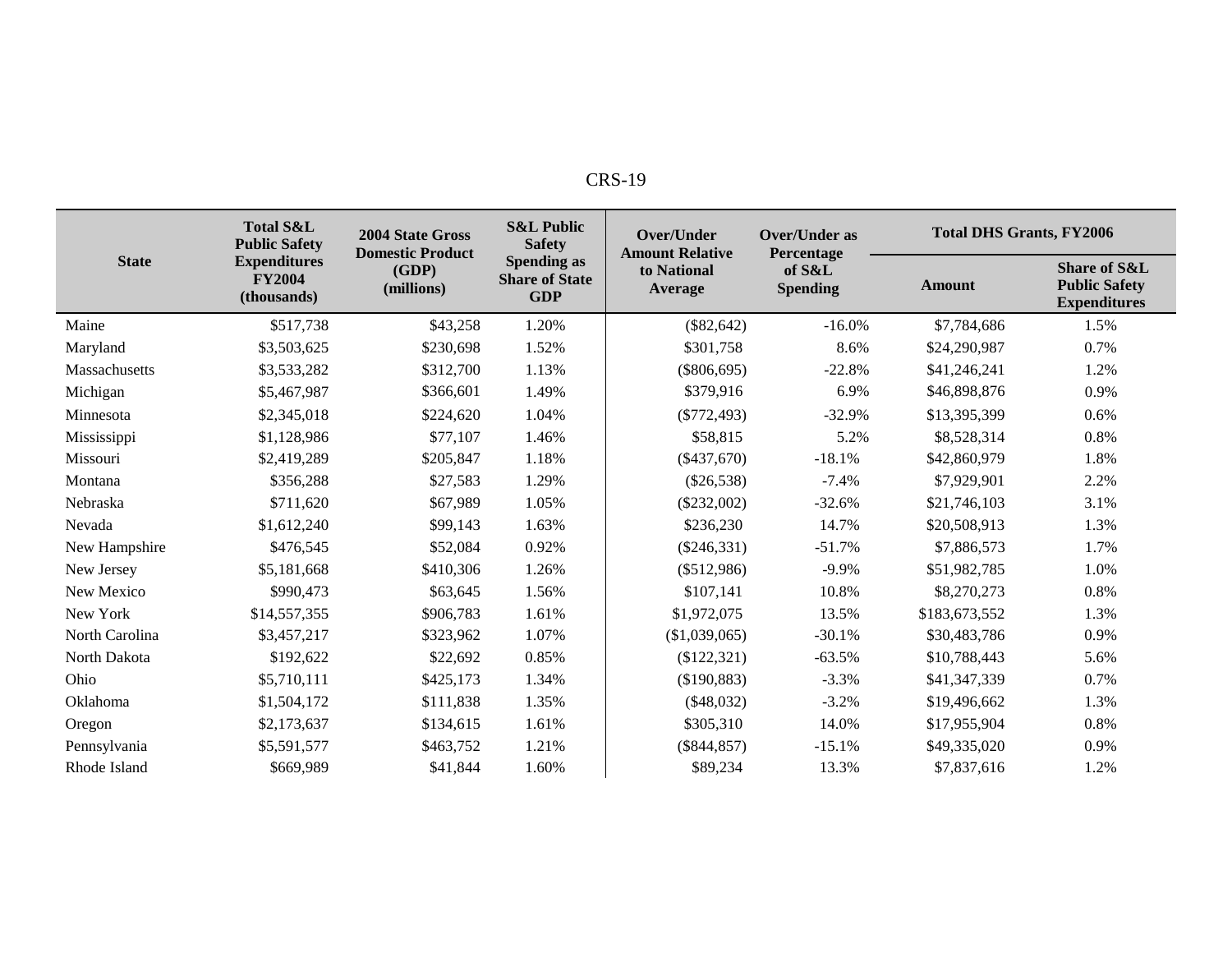| State | Total S&L Public Safety Expenditures FY2004 (thousands) | 2004 State Gross Domestic Product (GDP) (millions) | S&L Public Safety Spending as Share of State GDP | Over/Under Amount Relative to National Average | Over/Under as Percentage of S&L Spending | Total DHS Grants, FY2006 | |
|---|---|---|---|---|---|---|---|
| | | | | | | Amount | Share of S&L Public Safety Expenditures |
| Maine | $517,738 | $43,258 | 1.20% | ($82,642) | -16.0% | $7,784,686 | 1.5% |
| Maryland | $3,503,625 | $230,698 | 1.52% | $301,758 | 8.6% | $24,290,987 | 0.7% |
| Massachusetts | $3,533,282 | $312,700 | 1.13% | ($806,695) | -22.8% | $41,246,241 | 1.2% |
| Michigan | $5,467,987 | $366,601 | 1.49% | $379,916 | 6.9% | $46,898,876 | 0.9% |
| Minnesota | $2,345,018 | $224,620 | 1.04% | ($772,493) | -32.9% | $13,395,399 | 0.6% |
| Mississippi | $1,128,986 | $77,107 | 1.46% | $58,815 | 5.2% | $8,528,314 | 0.8% |
| Missouri | $2,419,289 | $205,847 | 1.18% | ($437,670) | -18.1% | $42,860,979 | 1.8% |
| Montana | $356,288 | $27,583 | 1.29% | ($26,538) | -7.4% | $7,929,901 | 2.2% |
| Nebraska | $711,620 | $67,989 | 1.05% | ($232,002) | -32.6% | $21,746,103 | 3.1% |
| Nevada | $1,612,240 | $99,143 | 1.63% | $236,230 | 14.7% | $20,508,913 | 1.3% |
| New Hampshire | $476,545 | $52,084 | 0.92% | ($246,331) | -51.7% | $7,886,573 | 1.7% |
| New Jersey | $5,181,668 | $410,306 | 1.26% | ($512,986) | -9.9% | $51,982,785 | 1.0% |
| New Mexico | $990,473 | $63,645 | 1.56% | $107,141 | 10.8% | $8,270,273 | 0.8% |
| New York | $14,557,355 | $906,783 | 1.61% | $1,972,075 | 13.5% | $183,673,552 | 1.3% |
| North Carolina | $3,457,217 | $323,962 | 1.07% | ($1,039,065) | -30.1% | $30,483,786 | 0.9% |
| North Dakota | $192,622 | $22,692 | 0.85% | ($122,321) | -63.5% | $10,788,443 | 5.6% |
| Ohio | $5,710,111 | $425,173 | 1.34% | ($190,883) | -3.3% | $41,347,339 | 0.7% |
| Oklahoma | $1,504,172 | $111,838 | 1.35% | ($48,032) | -3.2% | $19,496,662 | 1.3% |
| Oregon | $2,173,637 | $134,615 | 1.61% | $305,310 | 14.0% | $17,955,904 | 0.8% |
| Pennsylvania | $5,591,577 | $463,752 | 1.21% | ($844,857) | -15.1% | $49,335,020 | 0.9% |
| Rhode Island | $669,989 | $41,844 | 1.60% | $89,234 | 13.3% | $7,837,616 | 1.2% |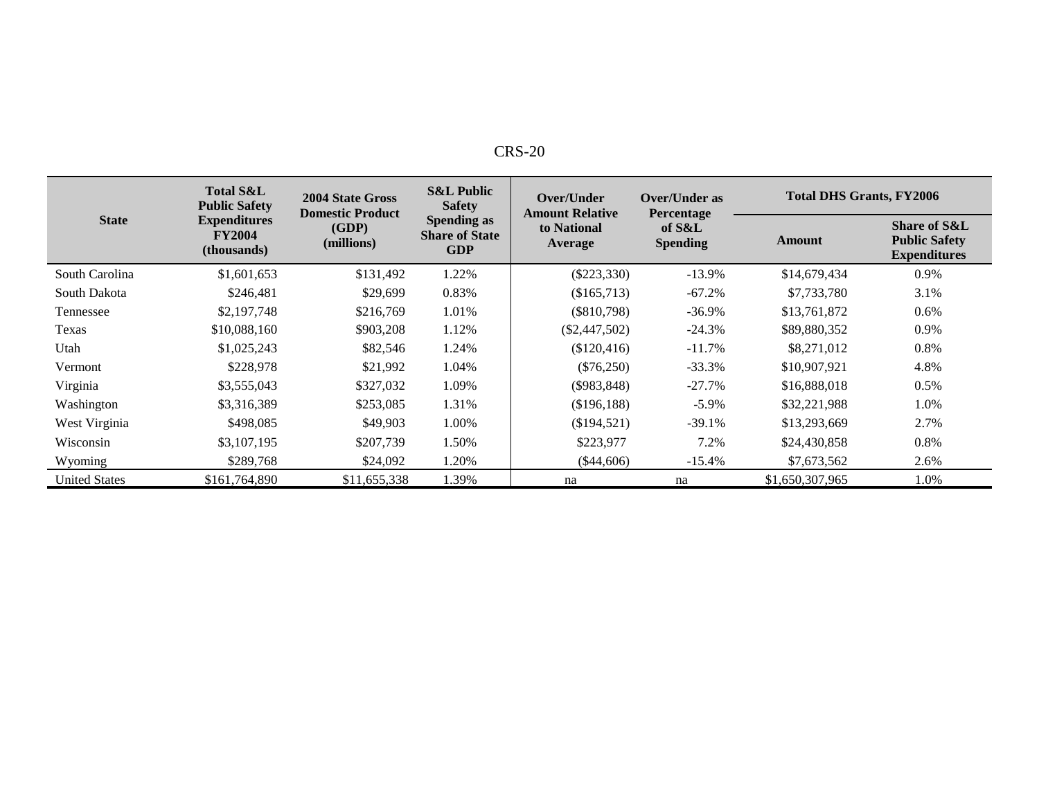| State | Total S&L Public Safety Expenditures FY2004 (thousands) | 2004 State Gross Domestic Product (GDP) (millions) | S&L Public Safety Spending as Share of State GDP | Over/Under Amount Relative to National Average | Over/Under as Percentage of S&L Spending | Total DHS Grants, FY2006 | |
|---|---|---|---|---|---|---|---|
| | | | | | | Amount | Share of S&L Public Safety Expenditures |
| South Carolina | $1,601,653 | $131,492 | 1.22% | ($223,330) | -13.9% | $14,679,434 | 0.9% |
| South Dakota | $246,481 | $29,699 | 0.83% | ($165,713) | -67.2% | $7,733,780 | 3.1% |
| Tennessee | $2,197,748 | $216,769 | 1.01% | ($810,798) | -36.9% | $13,761,872 | 0.6% |
| Texas | $10,088,160 | $903,208 | 1.12% | ($2,447,502) | -24.3% | $89,880,352 | 0.9% |
| Utah | $1,025,243 | $82,546 | 1.24% | ($120,416) | -11.7% | $8,271,012 | 0.8% |
| Vermont | $228,978 | $21,992 | 1.04% | ($76,250) | -33.3% | $10,907,921 | 4.8% |
| Virginia | $3,555,043 | $327,032 | 1.09% | ($983,848) | -27.7% | $16,888,018 | 0.5% |
| Washington | $3,316,389 | $253,085 | 1.31% | ($196,188) | -5.9% | $32,221,988 | 1.0% |
| West Virginia | $498,085 | $49,903 | 1.00% | ($194,521) | -39.1% | $13,293,669 | 2.7% |
| Wisconsin | $3,107,195 | $207,739 | 1.50% | $223,977 | 7.2% | $24,430,858 | 0.8% |
| Wyoming | $289,768 | $24,092 | 1.20% | ($44,606) | -15.4% | $7,673,562 | 2.6% |
| United States | $161,764,890 | $11,655,338 | 1.39% | na | na | $1,650,307,965 | 1.0% |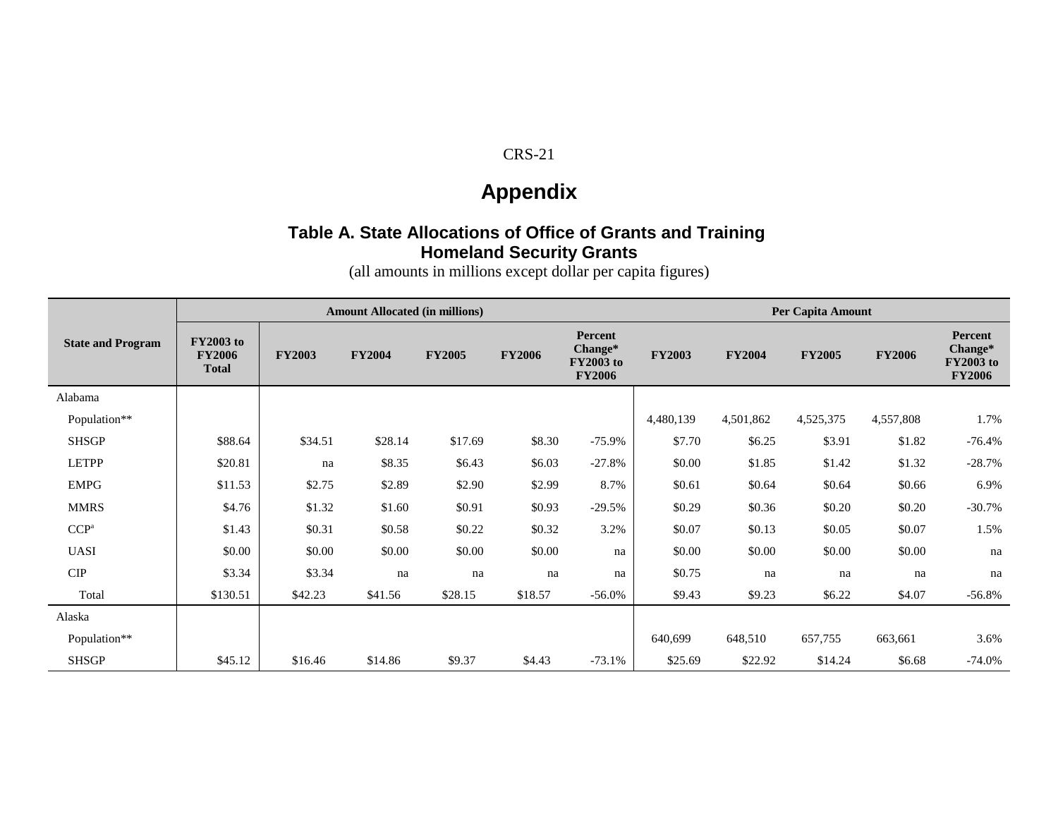## Appendix

### Table A. State Allocations of Office of Grants and Training Homeland Security Grants

(all amounts in millions except dollar per capita figures)

| State and Program | Amount Allocated (in millions) | | | | | | Per Capita Amount | | | | |
|---|---|---|---|---|---|---|---|---|---|---|---|
| | FY2003 to FY2006 Total | FY2003 | FY2004 | FY2005 | FY2006 | Percent Change* FY2003 to FY2006 | FY2003 | FY2004 | FY2005 | FY2006 | Percent Change* FY2003 to FY2006 |
| Alabama | | | | | | | | | | | |
| Population** | | | | | | | 4,480,139 | 4,501,862 | 4,525,375 | 4,557,808 | 1.7% |
| SHSGP | $88.64 | $34.51 | $28.14 | $17.69 | $8.30 | -75.9% | $7.70 | $6.25 | $3.91 | $1.82 | -76.4% |
| LETPP | $20.81 | na | $8.35 | $6.43 | $6.03 | -27.8% | $0.00 | $1.85 | $1.42 | $1.32 | -28.7% |
| EMPG | $11.53 | $2.75 | $2.89 | $2.90 | $2.99 | 8.7% | $0.61 | $0.64 | $0.64 | $0.66 | 6.9% |
| MMRS | $4.76 | $1.32 | $1.60 | $0.91 | $0.93 | -29.5% | $0.29 | $0.36 | $0.20 | $0.20 | -30.7% |
| CCP[a] | $1.43 | $0.31 | $0.58 | $0.22 | $0.32 | 3.2% | $0.07 | $0.13 | $0.05 | $0.07 | 1.5% |
| UASI | $0.00 | $0.00 | $0.00 | $0.00 | $0.00 | na | $0.00 | $0.00 | $0.00 | $0.00 | na |
| CIP | $3.34 | $3.34 | na | na | na | na | $0.75 | na | na | na | na |
| Total | $130.51 | $42.23 | $41.56 | $28.15 | $18.57 | -56.0% | $9.43 | $9.23 | $6.22 | $4.07 | -56.8% |
| Alaska | | | | | | | | | | | |
| Population** | | | | | | | 640,699 | 648,510 | 657,755 | 663,661 | 3.6% |
| SHSGP | $45.12 | $16.46 | $14.86 | $9.37 | $4.43 | -73.1% | $25.69 | $22.92 | $14.24 | $6.68 | -74.0% |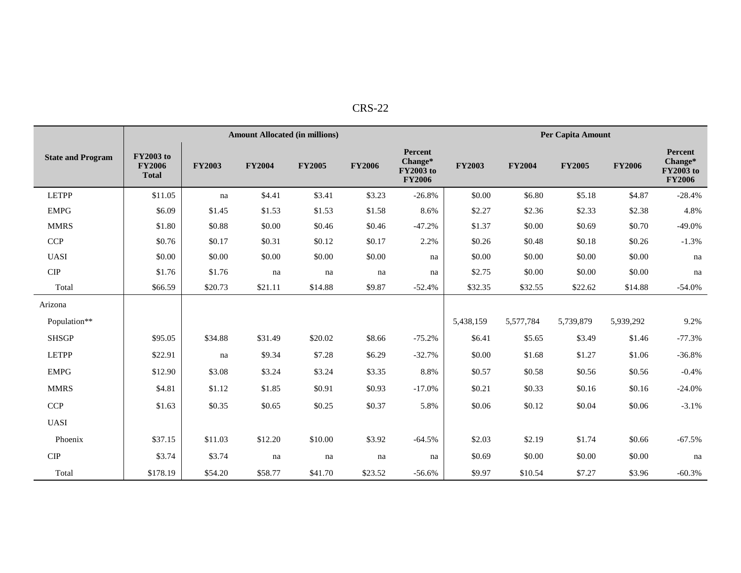| State and Program | Amount Allocated (in millions) | | | | | | Per Capita Amount | | | | |
|---|---|---|---|---|---|---|---|---|---|---|---|
| | FY2003 to FY2006 Total | FY2003 | FY2004 | FY2005 | FY2006 | Percent Change* FY2003 to FY2006 | FY2003 | FY2004 | FY2005 | FY2006 | Percent Change* FY2003 to FY2006 |
| LETPP | $11.05 | na | $4.41 | $3.41 | $3.23 | -26.8% | $0.00 | $6.80 | $5.18 | $4.87 | -28.4% |
| EMPG | $6.09 | $1.45 | $1.53 | $1.53 | $1.58 | 8.6% | $2.27 | $2.36 | $2.33 | $2.38 | 4.8% |
| MMRS | $1.80 | $0.88 | $0.00 | $0.46 | $0.46 | -47.2% | $1.37 | $0.00 | $0.69 | $0.70 | -49.0% |
| CCP | $0.76 | $0.17 | $0.31 | $0.12 | $0.17 | 2.2% | $0.26 | $0.48 | $0.18 | $0.26 | -1.3% |
| UASI | $0.00 | $0.00 | $0.00 | $0.00 | $0.00 | na | $0.00 | $0.00 | $0.00 | $0.00 | na |
| CIP | $1.76 | $1.76 | na | na | na | na | $2.75 | $0.00 | $0.00 | $0.00 | na |
| Total | $66.59 | $20.73 | $21.11 | $14.88 | $9.87 | -52.4% | $32.35 | $32.55 | $22.62 | $14.88 | -54.0% |
| Arizona | | | | | | | | | | | |
| Population** | | | | | | | 5,438,159 | 5,577,784 | 5,739,879 | 5,939,292 | 9.2% |
| SHSGP | $95.05 | $34.88 | $31.49 | $20.02 | $8.66 | -75.2% | $6.41 | $5.65 | $3.49 | $1.46 | -77.3% |
| LETPP | $22.91 | na | $9.34 | $7.28 | $6.29 | -32.7% | $0.00 | $1.68 | $1.27 | $1.06 | -36.8% |
| EMPG | $12.90 | $3.08 | $3.24 | $3.24 | $3.35 | 8.8% | $0.57 | $0.58 | $0.56 | $0.56 | -0.4% |
| MMRS | $4.81 | $1.12 | $1.85 | $0.91 | $0.93 | -17.0% | $0.21 | $0.33 | $0.16 | $0.16 | -24.0% |
| CCP | $1.63 | $0.35 | $0.65 | $0.25 | $0.37 | 5.8% | $0.06 | $0.12 | $0.04 | $0.06 | -3.1% |
| UASI | | | | | | | | | | | |
| Phoenix | $37.15 | $11.03 | $12.20 | $10.00 | $3.92 | -64.5% | $2.03 | $2.19 | $1.74 | $0.66 | -67.5% |
| CIP | $3.74 | $3.74 | na | na | na | na | $0.69 | $0.00 | $0.00 | $0.00 | na |
| Total | $178.19 | $54.20 | $58.77 | $41.70 | $23.52 | -56.6% | $9.97 | $10.54 | $7.27 | $3.96 | -60.3% |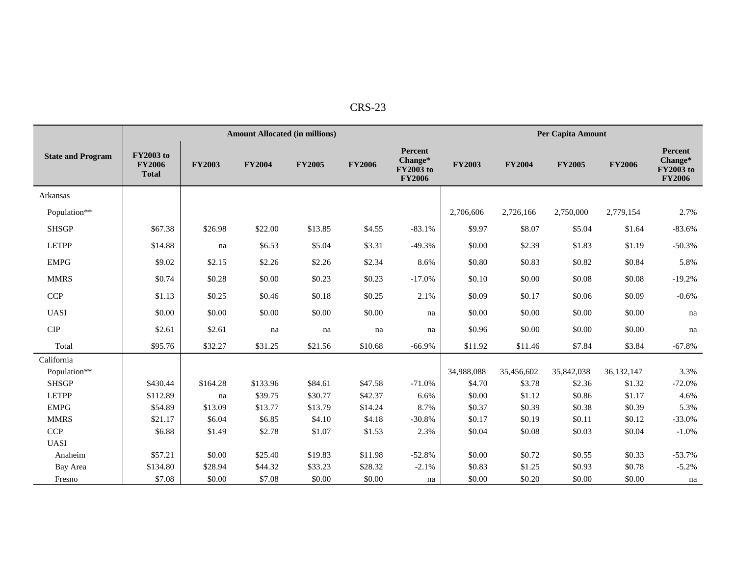| State and Program | Amount Allocated (in millions) | | | | | | Per Capita Amount | | | | |
|---|---|---|---|---|---|---|---|---|---|---|---|
| | FY2003 to FY2006 Total | FY2003 | FY2004 | FY2005 | FY2006 | Percent Change* FY2003 to FY2006 | FY2003 | FY2004 | FY2005 | FY2006 | Percent Change* FY2003 to FY2006 |
| Arkansas | | | | | | | | | | | |
| Population** | | | | | | | 2,706,606 | 2,726,166 | 2,750,000 | 2,779,154 | 2.7% |
| SHSGP | $67.38 | $26.98 | $22.00 | $13.85 | $4.55 | -83.1% | $9.97 | $8.07 | $5.04 | $1.64 | -83.6% |
| LETPP | $14.88 | na | $6.53 | $5.04 | $3.31 | -49.3% | $0.00 | $2.39 | $1.83 | $1.19 | -50.3% |
| EMPG | $9.02 | $2.15 | $2.26 | $2.26 | $2.34 | 8.6% | $0.80 | $0.83 | $0.82 | $0.84 | 5.8% |
| MMRS | $0.74 | $0.28 | $0.00 | $0.23 | $0.23 | -17.0% | $0.10 | $0.00 | $0.08 | $0.08 | -19.2% |
| CCP | $1.13 | $0.25 | $0.46 | $0.18 | $0.25 | 2.1% | $0.09 | $0.17 | $0.06 | $0.09 | -0.6% |
| UASI | $0.00 | $0.00 | $0.00 | $0.00 | $0.00 | na | $0.00 | $0.00 | $0.00 | $0.00 | na |
| CIP | $2.61 | $2.61 | na | na | na | na | $0.96 | $0.00 | $0.00 | $0.00 | na |
| Total | $95.76 | $32.27 | $31.25 | $21.56 | $10.68 | -66.9% | $11.92 | $11.46 | $7.84 | $3.84 | -67.8% |
| California | | | | | | | | | | | |
| Population** | | | | | | | 34,988,088 | 35,456,602 | 35,842,038 | 36,132,147 | 3.3% |
| SHSGP | $430.44 | $164.28 | $133.96 | $84.61 | $47.58 | -71.0% | $4.70 | $3.78 | $2.36 | $1.32 | -72.0% |
| LETPP | $112.89 | na | $39.75 | $30.77 | $42.37 | 6.6% | $0.00 | $1.12 | $0.86 | $1.17 | 4.6% |
| EMPG | $54.89 | $13.09 | $13.77 | $13.79 | $14.24 | 8.7% | $0.37 | $0.39 | $0.38 | $0.39 | 5.3% |
| MMRS | $21.17 | $6.04 | $6.85 | $4.10 | $4.18 | -30.8% | $0.17 | $0.19 | $0.11 | $0.12 | -33.0% |
| CCP | $6.88 | $1.49 | $2.78 | $1.07 | $1.53 | 2.3% | $0.04 | $0.08 | $0.03 | $0.04 | -1.0% |
| UASI | | | | | | | | | | | |
| Anaheim | $57.21 | $0.00 | $25.40 | $19.83 | $11.98 | -52.8% | $0.00 | $0.72 | $0.55 | $0.33 | -53.7% |
| Bay Area | $134.80 | $28.94 | $44.32 | $33.23 | $28.32 | -2.1% | $0.83 | $1.25 | $0.93 | $0.78 | -5.2% |
| Fresno | $7.08 | $0.00 | $7.08 | $0.00 | $0.00 | na | $0.00 | $0.20 | $0.00 | $0.00 | na |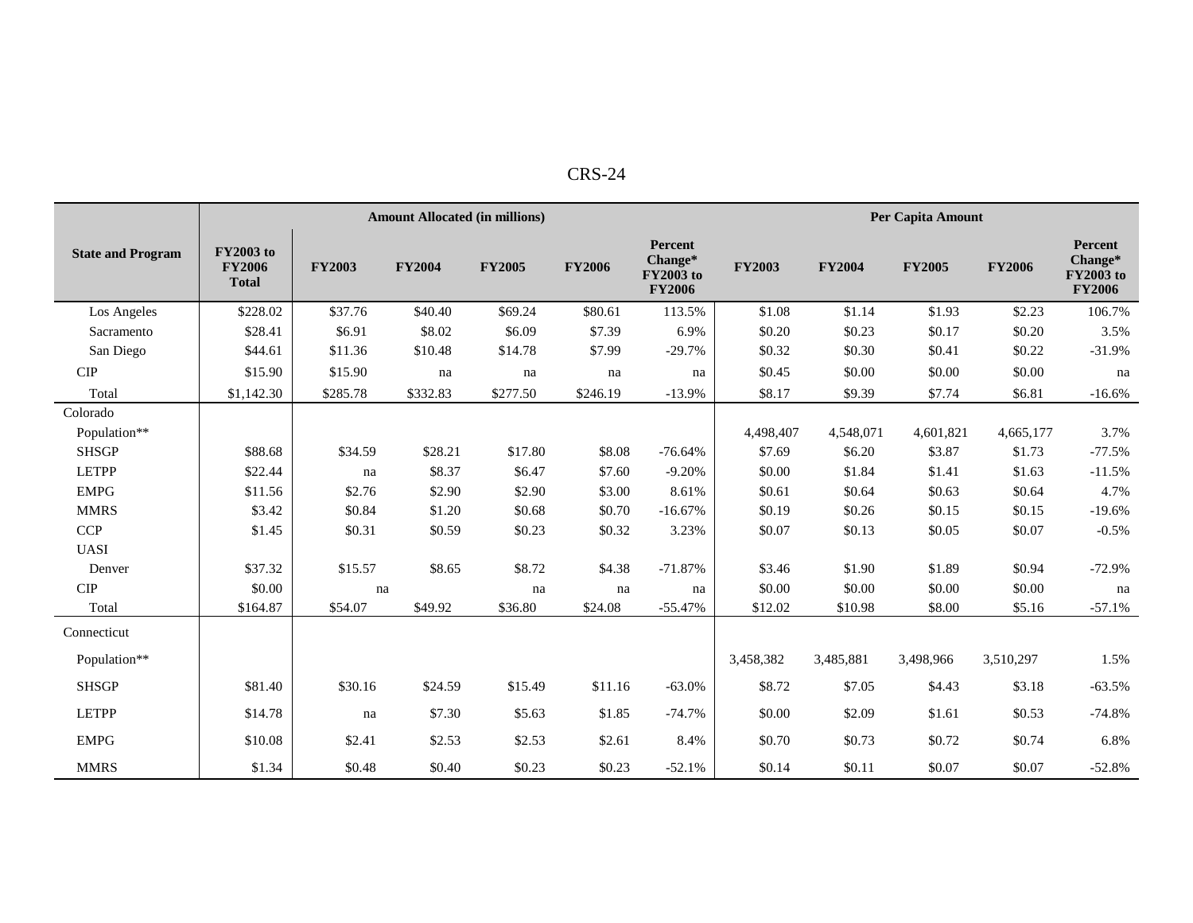| State and Program | Amount Allocated (in millions) | | | | | | Per Capita Amount | | | | |
|---|---|---|---|---|---|---|---|---|---|---|---|
| | FY2003 to FY2006 Total | FY2003 | FY2004 | FY2005 | FY2006 | Percent Change* FY2003 to FY2006 | FY2003 | FY2004 | FY2005 | FY2006 | Percent Change* FY2003 to FY2006 |
| Los Angeles | $228.02 | $37.76 | $40.40 | $69.24 | $80.61 | 113.5% | $1.08 | $1.14 | $1.93 | $2.23 | 106.7% |
| Sacramento | $28.41 | $6.91 | $8.02 | $6.09 | $7.39 | 6.9% | $0.20 | $0.23 | $0.17 | $0.20 | 3.5% |
| San Diego | $44.61 | $11.36 | $10.48 | $14.78 | $7.99 | -29.7% | $0.32 | $0.30 | $0.41 | $0.22 | -31.9% |
| CIP | $15.90 | $15.90 | na | na | na | na | $0.45 | $0.00 | $0.00 | $0.00 | na |
| Total | $1,142.30 | $285.78 | $332.83 | $277.50 | $246.19 | -13.9% | $8.17 | $9.39 | $7.74 | $6.81 | -16.6% |
| Colorado | | | | | | | | | | | |
| Population** | | | | | | | 4,498,407 | 4,548,071 | 4,601,821 | 4,665,177 | 3.7% |
| SHSGP | $88.68 | $34.59 | $28.21 | $17.80 | $8.08 | -76.64% | $7.69 | $6.20 | $3.87 | $1.73 | -77.5% |
| LETPP | $22.44 | na | $8.37 | $6.47 | $7.60 | -9.20% | $0.00 | $1.84 | $1.41 | $1.63 | -11.5% |
| EMPG | $11.56 | $2.76 | $2.90 | $2.90 | $3.00 | 8.61% | $0.61 | $0.64 | $0.63 | $0.64 | 4.7% |
| MMRS | $3.42 | $0.84 | $1.20 | $0.68 | $0.70 | -16.67% | $0.19 | $0.26 | $0.15 | $0.15 | -19.6% |
| CCP | $1.45 | $0.31 | $0.59 | $0.23 | $0.32 | 3.23% | $0.07 | $0.13 | $0.05 | $0.07 | -0.5% |
| UASI | | | | | | | | | | | |
| Denver | $37.32 | $15.57 | $8.65 | $8.72 | $4.38 | -71.87% | $3.46 | $1.90 | $1.89 | $0.94 | -72.9% |
| CIP | $0.00 | na | | na | na | na | $0.00 | $0.00 | $0.00 | $0.00 | na |
| Total | $164.87 | $54.07 | $49.92 | $36.80 | $24.08 | -55.47% | $12.02 | $10.98 | $8.00 | $5.16 | -57.1% |
| Connecticut | | | | | | | | | | | |
| Population** | | | | | | | 3,458,382 | 3,485,881 | 3,498,966 | 3,510,297 | 1.5% |
| SHSGP | $81.40 | $30.16 | $24.59 | $15.49 | $11.16 | -63.0% | $8.72 | $7.05 | $4.43 | $3.18 | -63.5% |
| LETPP | $14.78 | na | $7.30 | $5.63 | $1.85 | -74.7% | $0.00 | $2.09 | $1.61 | $0.53 | -74.8% |
| EMPG | $10.08 | $2.41 | $2.53 | $2.53 | $2.61 | 8.4% | $0.70 | $0.73 | $0.72 | $0.74 | 6.8% |
| MMRS | $1.34 | $0.48 | $0.40 | $0.23 | $0.23 | -52.1% | $0.14 | $0.11 | $0.07 | $0.07 | -52.8% |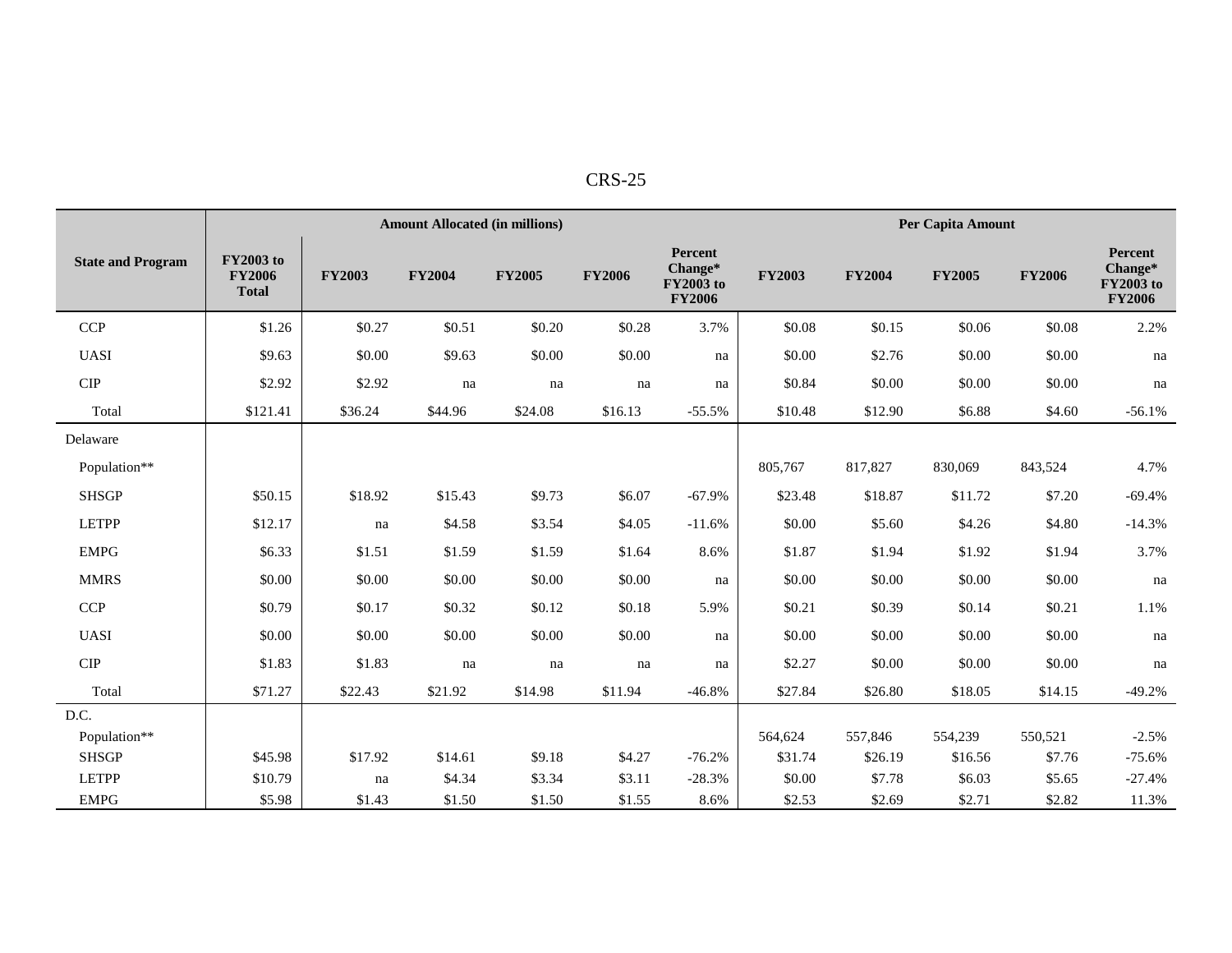| State and Program | Amount Allocated (in millions) | | | | | | Per Capita Amount | | | | |
|---|---|---|---|---|---|---|---|---|---|---|---|
| | FY2003 to FY2006 Total | FY2003 | FY2004 | FY2005 | FY2006 | Percent Change* FY2003 to FY2006 | FY2003 | FY2004 | FY2005 | FY2006 | Percent Change* FY2003 to FY2006 |
| CCP | $1.26 | $0.27 | $0.51 | $0.20 | $0.28 | 3.7% | $0.08 | $0.15 | $0.06 | $0.08 | 2.2% |
| UASI | $9.63 | $0.00 | $9.63 | $0.00 | $0.00 | na | $0.00 | $2.76 | $0.00 | $0.00 | na |
| CIP | $2.92 | $2.92 | na | na | na | na | $0.84 | $0.00 | $0.00 | $0.00 | na |
| Total | $121.41 | $36.24 | $44.96 | $24.08 | $16.13 | -55.5% | $10.48 | $12.90 | $6.88 | $4.60 | -56.1% |
| Delaware | | | | | | | | | | | |
| Population** | | | | | | | 805,767 | 817,827 | 830,069 | 843,524 | 4.7% |
| SHSGP | $50.15 | $18.92 | $15.43 | $9.73 | $6.07 | -67.9% | $23.48 | $18.87 | $11.72 | $7.20 | -69.4% |
| LETPP | $12.17 | na | $4.58 | $3.54 | $4.05 | -11.6% | $0.00 | $5.60 | $4.26 | $4.80 | -14.3% |
| EMPG | $6.33 | $1.51 | $1.59 | $1.59 | $1.64 | 8.6% | $1.87 | $1.94 | $1.92 | $1.94 | 3.7% |
| MMRS | $0.00 | $0.00 | $0.00 | $0.00 | $0.00 | na | $0.00 | $0.00 | $0.00 | $0.00 | na |
| CCP | $0.79 | $0.17 | $0.32 | $0.12 | $0.18 | 5.9% | $0.21 | $0.39 | $0.14 | $0.21 | 1.1% |
| UASI | $0.00 | $0.00 | $0.00 | $0.00 | $0.00 | na | $0.00 | $0.00 | $0.00 | $0.00 | na |
| CIP | $1.83 | $1.83 | na | na | na | na | $2.27 | $0.00 | $0.00 | $0.00 | na |
| Total | $71.27 | $22.43 | $21.92 | $14.98 | $11.94 | -46.8% | $27.84 | $26.80 | $18.05 | $14.15 | -49.2% |
| D.C. | | | | | | | | | | | |
| Population** | | | | | | | 564,624 | 557,846 | 554,239 | 550,521 | -2.5% |
| SHSGP | $45.98 | $17.92 | $14.61 | $9.18 | $4.27 | -76.2% | $31.74 | $26.19 | $16.56 | $7.76 | -75.6% |
| LETPP | $10.79 | na | $4.34 | $3.34 | $3.11 | -28.3% | $0.00 | $7.78 | $6.03 | $5.65 | -27.4% |
| EMPG | $5.98 | $1.43 | $1.50 | $1.50 | $1.55 | 8.6% | $2.53 | $2.69 | $2.71 | $2.82 | 11.3% |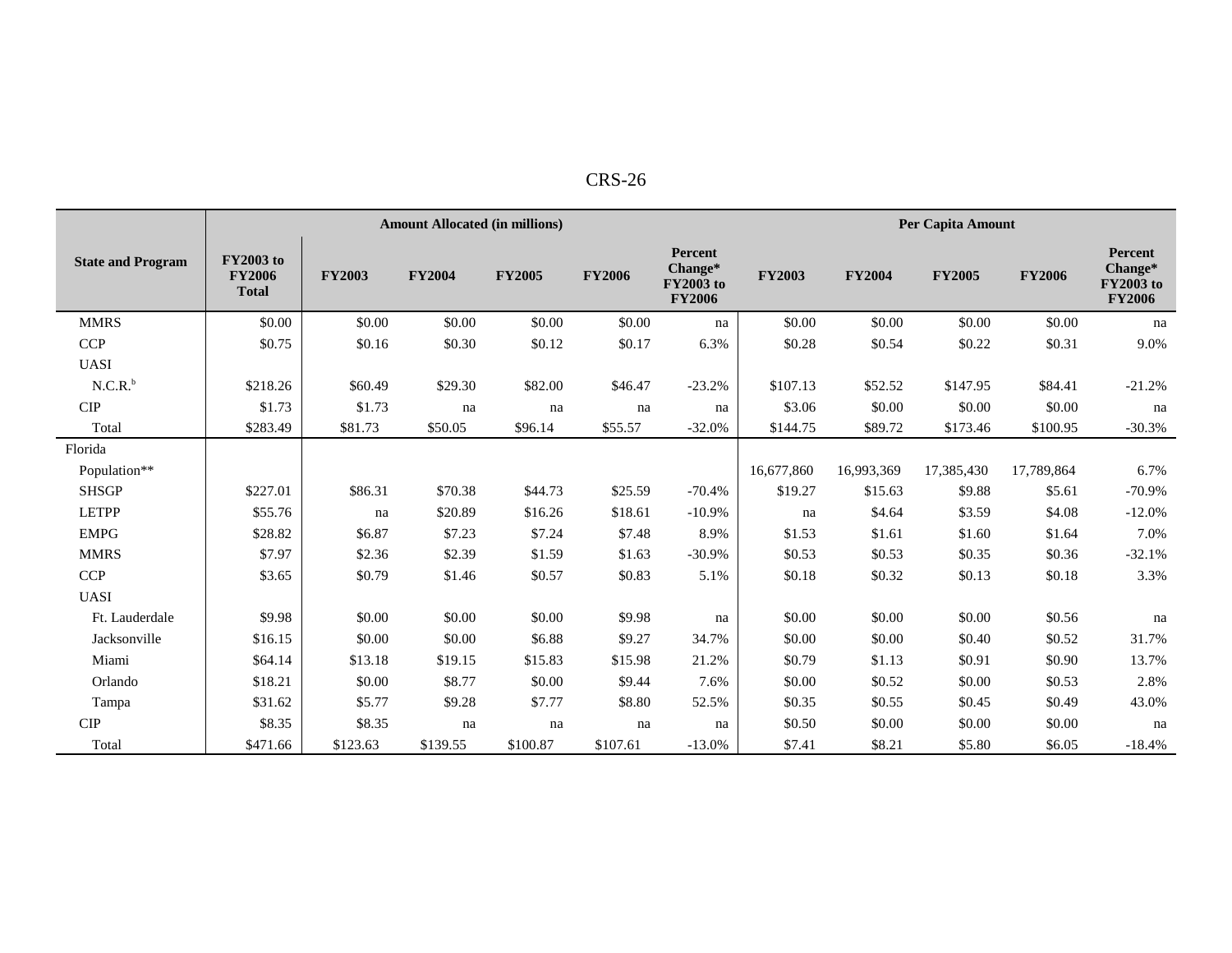| State and Program | Amount Allocated (in millions) | | | | | | Per Capita Amount | | | | |
|---|---|---|---|---|---|---|---|---|---|---|---|
| | FY2003 to FY2006 Total | FY2003 | FY2004 | FY2005 | FY2006 | Percent Change* FY2003 to FY2006 | FY2003 | FY2004 | FY2005 | FY2006 | Percent Change* FY2003 to FY2006 |
| MMRS | $0.00 | $0.00 | $0.00 | $0.00 | $0.00 | na | $0.00 | $0.00 | $0.00 | $0.00 | na |
| CCP | $0.75 | $0.16 | $0.30 | $0.12 | $0.17 | 6.3% | $0.28 | $0.54 | $0.22 | $0.31 | 9.0% |
| UASI | | | | | | | | | | | |
| N.C.R.[b] | $218.26 | $60.49 | $29.30 | $82.00 | $46.47 | -23.2% | $107.13 | $52.52 | $147.95 | $84.41 | -21.2% |
| CIP | $1.73 | $1.73 | na | na | na | na | $3.06 | $0.00 | $0.00 | $0.00 | na |
| Total | $283.49 | $81.73 | $50.05 | $96.14 | $55.57 | -32.0% | $144.75 | $89.72 | $173.46 | $100.95 | -30.3% |
| Florida | | | | | | | | | | | |
| Population** | | | | | | | 16,677,860 | 16,993,369 | 17,385,430 | 17,789,864 | 6.7% |
| SHSGP | $227.01 | $86.31 | $70.38 | $44.73 | $25.59 | -70.4% | $19.27 | $15.63 | $9.88 | $5.61 | -70.9% |
| LETPP | $55.76 | na | $20.89 | $16.26 | $18.61 | -10.9% | na | $4.64 | $3.59 | $4.08 | -12.0% |
| EMPG | $28.82 | $6.87 | $7.23 | $7.24 | $7.48 | 8.9% | $1.53 | $1.61 | $1.60 | $1.64 | 7.0% |
| MMRS | $7.97 | $2.36 | $2.39 | $1.59 | $1.63 | -30.9% | $0.53 | $0.53 | $0.35 | $0.36 | -32.1% |
| CCP | $3.65 | $0.79 | $1.46 | $0.57 | $0.83 | 5.1% | $0.18 | $0.32 | $0.13 | $0.18 | 3.3% |
| UASI | | | | | | | | | | | |
| Ft. Lauderdale | $9.98 | $0.00 | $0.00 | $0.00 | $9.98 | na | $0.00 | $0.00 | $0.00 | $0.56 | na |
| Jacksonville | $16.15 | $0.00 | $0.00 | $6.88 | $9.27 | 34.7% | $0.00 | $0.00 | $0.40 | $0.52 | 31.7% |
| Miami | $64.14 | $13.18 | $19.15 | $15.83 | $15.98 | 21.2% | $0.79 | $1.13 | $0.91 | $0.90 | 13.7% |
| Orlando | $18.21 | $0.00 | $8.77 | $0.00 | $9.44 | 7.6% | $0.00 | $0.52 | $0.00 | $0.53 | 2.8% |
| Tampa | $31.62 | $5.77 | $9.28 | $7.77 | $8.80 | 52.5% | $0.35 | $0.55 | $0.45 | $0.49 | 43.0% |
| CIP | $8.35 | $8.35 | na | na | na | na | $0.50 | $0.00 | $0.00 | $0.00 | na |
| Total | $471.66 | $123.63 | $139.55 | $100.87 | $107.61 | -13.0% | $7.41 | $8.21 | $5.80 | $6.05 | -18.4% |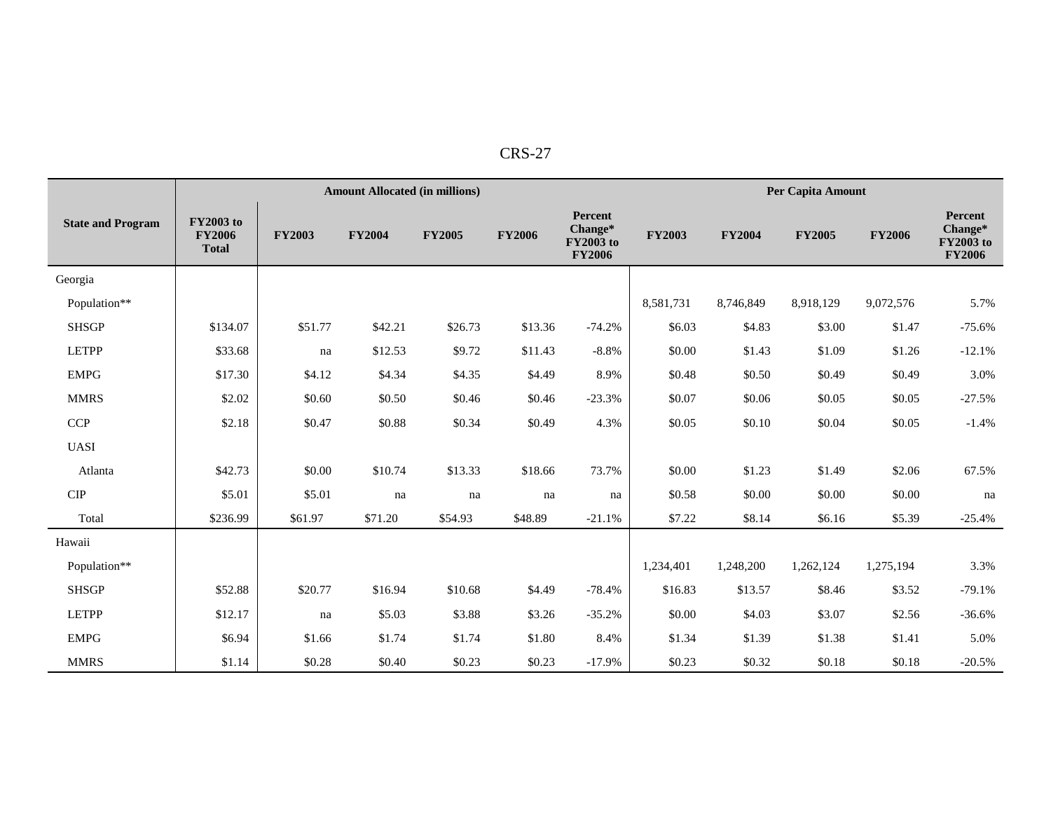| State and Program | Amount Allocated (in millions) | | | | | | Per Capita Amount | | | | |
|---|---|---|---|---|---|---|---|---|---|---|---|
| | FY2003 to FY2006 Total | FY2003 | FY2004 | FY2005 | FY2006 | Percent Change* FY2003 to FY2006 | FY2003 | FY2004 | FY2005 | FY2006 | Percent Change* FY2003 to FY2006 |
| Georgia | | | | | | | | | | | |
| Population** | | | | | | | 8,581,731 | 8,746,849 | 8,918,129 | 9,072,576 | 5.7% |
| SHSGP | $134.07 | $51.77 | $42.21 | $26.73 | $13.36 | -74.2% | $6.03 | $4.83 | $3.00 | $1.47 | -75.6% |
| LETPP | $33.68 | na | $12.53 | $9.72 | $11.43 | -8.8% | $0.00 | $1.43 | $1.09 | $1.26 | -12.1% |
| EMPG | $17.30 | $4.12 | $4.34 | $4.35 | $4.49 | 8.9% | $0.48 | $0.50 | $0.49 | $0.49 | 3.0% |
| MMRS | $2.02 | $0.60 | $0.50 | $0.46 | $0.46 | -23.3% | $0.07 | $0.06 | $0.05 | $0.05 | -27.5% |
| CCP | $2.18 | $0.47 | $0.88 | $0.34 | $0.49 | 4.3% | $0.05 | $0.10 | $0.04 | $0.05 | -1.4% |
| UASI | | | | | | | | | | | |
| Atlanta | $42.73 | $0.00 | $10.74 | $13.33 | $18.66 | 73.7% | $0.00 | $1.23 | $1.49 | $2.06 | 67.5% |
| CIP | $5.01 | $5.01 | na | na | na | na | $0.58 | $0.00 | $0.00 | $0.00 | na |
| Total | $236.99 | $61.97 | $71.20 | $54.93 | $48.89 | -21.1% | $7.22 | $8.14 | $6.16 | $5.39 | -25.4% |
| Hawaii | | | | | | | | | | | |
| Population** | | | | | | | 1,234,401 | 1,248,200 | 1,262,124 | 1,275,194 | 3.3% |
| SHSGP | $52.88 | $20.77 | $16.94 | $10.68 | $4.49 | -78.4% | $16.83 | $13.57 | $8.46 | $3.52 | -79.1% |
| LETPP | $12.17 | na | $5.03 | $3.88 | $3.26 | -35.2% | $0.00 | $4.03 | $3.07 | $2.56 | -36.6% |
| EMPG | $6.94 | $1.66 | $1.74 | $1.74 | $1.80 | 8.4% | $1.34 | $1.39 | $1.38 | $1.41 | 5.0% |
| MMRS | $1.14 | $0.28 | $0.40 | $0.23 | $0.23 | -17.9% | $0.23 | $0.32 | $0.18 | $0.18 | -20.5% |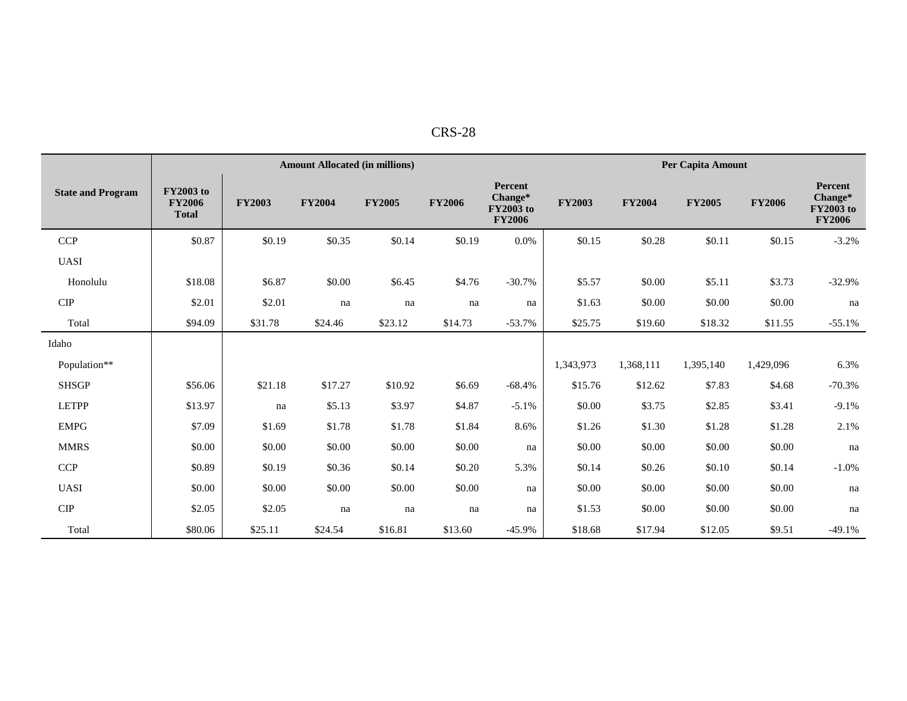| State and Program | Amount Allocated (in millions) | | | | | | Per Capita Amount | | | | |
|---|---|---|---|---|---|---|---|---|---|---|---|
| | FY2003 to FY2006 Total | FY2003 | FY2004 | FY2005 | FY2006 | Percent Change* FY2003 to FY2006 | FY2003 | FY2004 | FY2005 | FY2006 | Percent Change* FY2003 to FY2006 |
| CCP | $0.87 | $0.19 | $0.35 | $0.14 | $0.19 | 0.0% | $0.15 | $0.28 | $0.11 | $0.15 | -3.2% |
| UASI | | | | | | | | | | | |
| Honolulu | $18.08 | $6.87 | $0.00 | $6.45 | $4.76 | -30.7% | $5.57 | $0.00 | $5.11 | $3.73 | -32.9% |
| CIP | $2.01 | $2.01 | na | na | na | na | $1.63 | $0.00 | $0.00 | $0.00 | na |
| Total | $94.09 | $31.78 | $24.46 | $23.12 | $14.73 | -53.7% | $25.75 | $19.60 | $18.32 | $11.55 | -55.1% |
| Idaho | | | | | | | | | | | |
| Population** | | | | | | | 1,343,973 | 1,368,111 | 1,395,140 | 1,429,096 | 6.3% |
| SHSGP | $56.06 | $21.18 | $17.27 | $10.92 | $6.69 | -68.4% | $15.76 | $12.62 | $7.83 | $4.68 | -70.3% |
| LETPP | $13.97 | na | $5.13 | $3.97 | $4.87 | -5.1% | $0.00 | $3.75 | $2.85 | $3.41 | -9.1% |
| EMPG | $7.09 | $1.69 | $1.78 | $1.78 | $1.84 | 8.6% | $1.26 | $1.30 | $1.28 | $1.28 | 2.1% |
| MMRS | $0.00 | $0.00 | $0.00 | $0.00 | $0.00 | na | $0.00 | $0.00 | $0.00 | $0.00 | na |
| CCP | $0.89 | $0.19 | $0.36 | $0.14 | $0.20 | 5.3% | $0.14 | $0.26 | $0.10 | $0.14 | -1.0% |
| UASI | $0.00 | $0.00 | $0.00 | $0.00 | $0.00 | na | $0.00 | $0.00 | $0.00 | $0.00 | na |
| CIP | $2.05 | $2.05 | na | na | na | na | $1.53 | $0.00 | $0.00 | $0.00 | na |
| Total | $80.06 | $25.11 | $24.54 | $16.81 | $13.60 | -45.9% | $18.68 | $17.94 | $12.05 | $9.51 | -49.1% |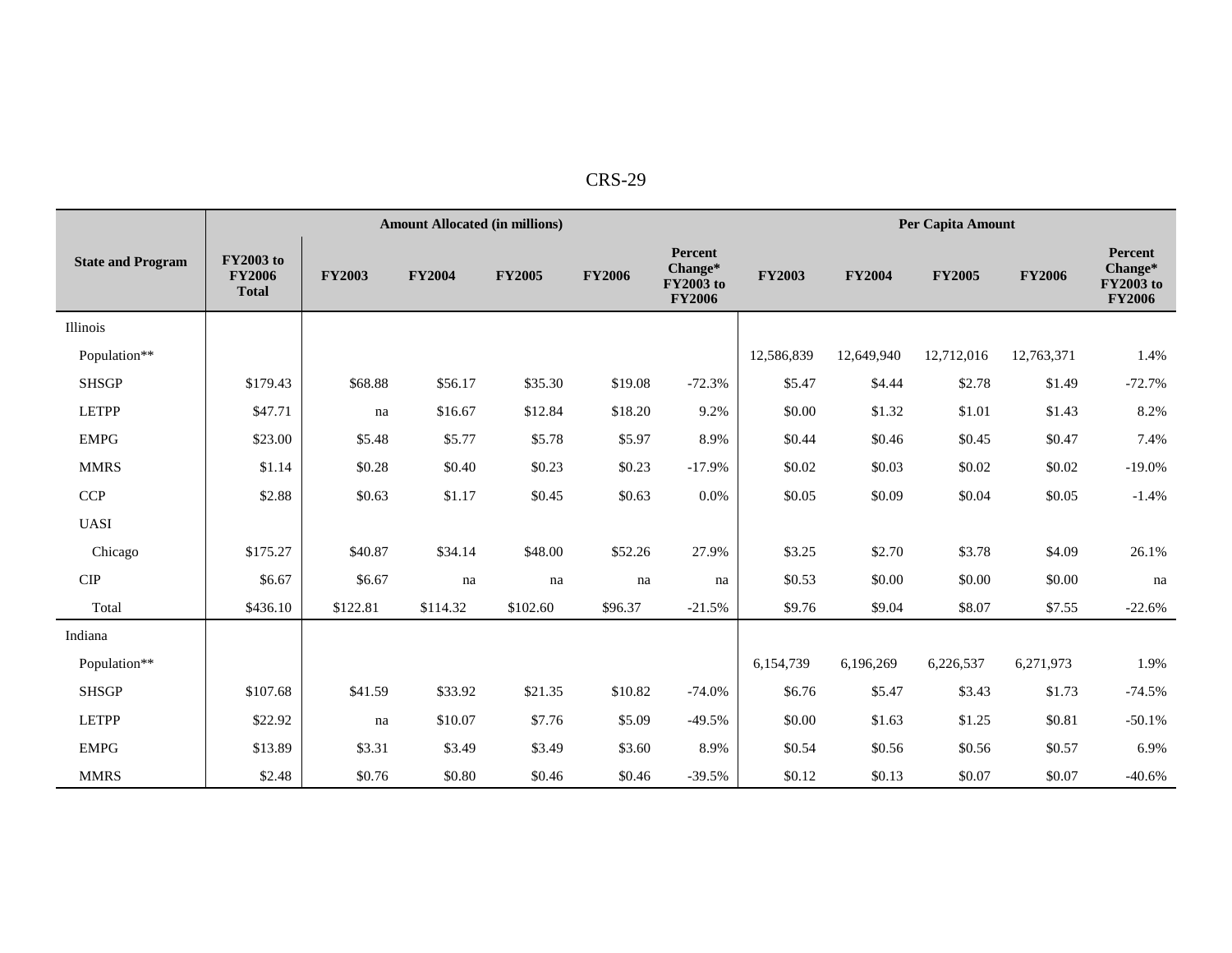| State and Program | Amount Allocated (in millions) | | | | | | Per Capita Amount | | | | |
|---|---|---|---|---|---|---|---|---|---|---|---|
| | FY2003 to FY2006 Total | FY2003 | FY2004 | FY2005 | FY2006 | Percent Change* FY2003 to FY2006 | FY2003 | FY2004 | FY2005 | FY2006 | Percent Change* FY2003 to FY2006 |
| Illinois | | | | | | | | | | | |
| Population** | | | | | | | 12,586,839 | 12,649,940 | 12,712,016 | 12,763,371 | 1.4% |
| SHSGP | $179.43 | $68.88 | $56.17 | $35.30 | $19.08 | -72.3% | $5.47 | $4.44 | $2.78 | $1.49 | -72.7% |
| LETPP | $47.71 | na | $16.67 | $12.84 | $18.20 | 9.2% | $0.00 | $1.32 | $1.01 | $1.43 | 8.2% |
| EMPG | $23.00 | $5.48 | $5.77 | $5.78 | $5.97 | 8.9% | $0.44 | $0.46 | $0.45 | $0.47 | 7.4% |
| MMRS | $1.14 | $0.28 | $0.40 | $0.23 | $0.23 | -17.9% | $0.02 | $0.03 | $0.02 | $0.02 | -19.0% |
| CCP | $2.88 | $0.63 | $1.17 | $0.45 | $0.63 | 0.0% | $0.05 | $0.09 | $0.04 | $0.05 | -1.4% |
| UASI | | | | | | | | | | | |
| Chicago | $175.27 | $40.87 | $34.14 | $48.00 | $52.26 | 27.9% | $3.25 | $2.70 | $3.78 | $4.09 | 26.1% |
| CIP | $6.67 | $6.67 | na | na | na | na | $0.53 | $0.00 | $0.00 | $0.00 | na |
| Total | $436.10 | $122.81 | $114.32 | $102.60 | $96.37 | -21.5% | $9.76 | $9.04 | $8.07 | $7.55 | -22.6% |
| Indiana | | | | | | | | | | | |
| Population** | | | | | | | 6,154,739 | 6,196,269 | 6,226,537 | 6,271,973 | 1.9% |
| SHSGP | $107.68 | $41.59 | $33.92 | $21.35 | $10.82 | -74.0% | $6.76 | $5.47 | $3.43 | $1.73 | -74.5% |
| LETPP | $22.92 | na | $10.07 | $7.76 | $5.09 | -49.5% | $0.00 | $1.63 | $1.25 | $0.81 | -50.1% |
| EMPG | $13.89 | $3.31 | $3.49 | $3.49 | $3.60 | 8.9% | $0.54 | $0.56 | $0.56 | $0.57 | 6.9% |
| MMRS | $2.48 | $0.76 | $0.80 | $0.46 | $0.46 | -39.5% | $0.12 | $0.13 | $0.07 | $0.07 | -40.6% |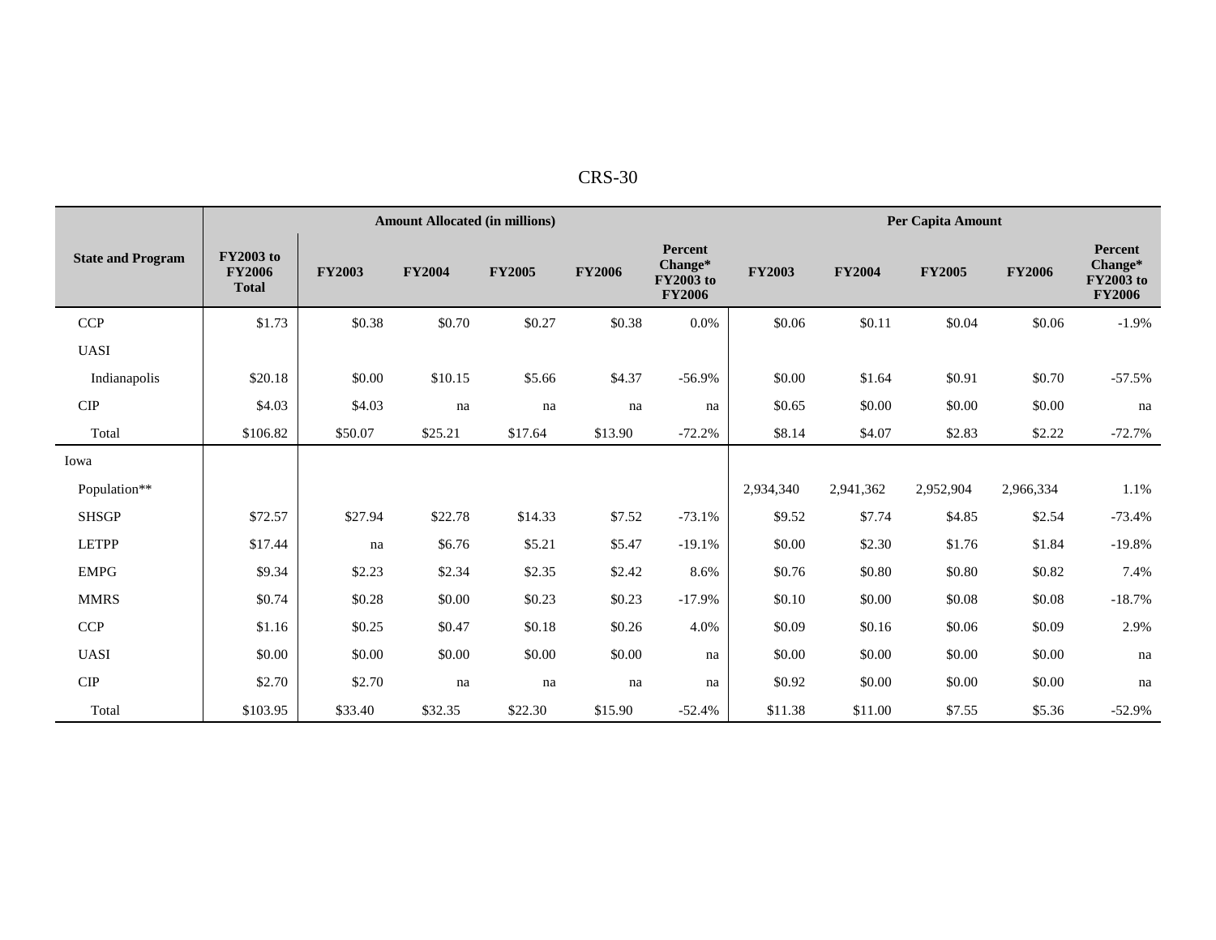| State and Program | Amount Allocated (in millions) | | | | | | Per Capita Amount | | | | |
|---|---|---|---|---|---|---|---|---|---|---|---|
| | FY2003 to FY2006 Total | FY2003 | FY2004 | FY2005 | FY2006 | Percent Change* FY2003 to FY2006 | FY2003 | FY2004 | FY2005 | FY2006 | Percent Change* FY2003 to FY2006 |
| CCP | $1.73 | $0.38 | $0.70 | $0.27 | $0.38 | 0.0% | $0.06 | $0.11 | $0.04 | $0.06 | -1.9% |
| UASI | | | | | | | | | | | |
| Indianapolis | $20.18 | $0.00 | $10.15 | $5.66 | $4.37 | -56.9% | $0.00 | $1.64 | $0.91 | $0.70 | -57.5% |
| CIP | $4.03 | $4.03 | na | na | na | na | $0.65 | $0.00 | $0.00 | $0.00 | na |
| Total | $106.82 | $50.07 | $25.21 | $17.64 | $13.90 | -72.2% | $8.14 | $4.07 | $2.83 | $2.22 | -72.7% |
| Iowa | | | | | | | | | | | |
| Population** | | | | | | | 2,934,340 | 2,941,362 | 2,952,904 | 2,966,334 | 1.1% |
| SHSGP | $72.57 | $27.94 | $22.78 | $14.33 | $7.52 | -73.1% | $9.52 | $7.74 | $4.85 | $2.54 | -73.4% |
| LETPP | $17.44 | na | $6.76 | $5.21 | $5.47 | -19.1% | $0.00 | $2.30 | $1.76 | $1.84 | -19.8% |
| EMPG | $9.34 | $2.23 | $2.34 | $2.35 | $2.42 | 8.6% | $0.76 | $0.80 | $0.80 | $0.82 | 7.4% |
| MMRS | $0.74 | $0.28 | $0.00 | $0.23 | $0.23 | -17.9% | $0.10 | $0.00 | $0.08 | $0.08 | -18.7% |
| CCP | $1.16 | $0.25 | $0.47 | $0.18 | $0.26 | 4.0% | $0.09 | $0.16 | $0.06 | $0.09 | 2.9% |
| UASI | $0.00 | $0.00 | $0.00 | $0.00 | $0.00 | na | $0.00 | $0.00 | $0.00 | $0.00 | na |
| CIP | $2.70 | $2.70 | na | na | na | na | $0.92 | $0.00 | $0.00 | $0.00 | na |
| Total | $103.95 | $33.40 | $32.35 | $22.30 | $15.90 | -52.4% | $11.38 | $11.00 | $7.55 | $5.36 | -52.9% |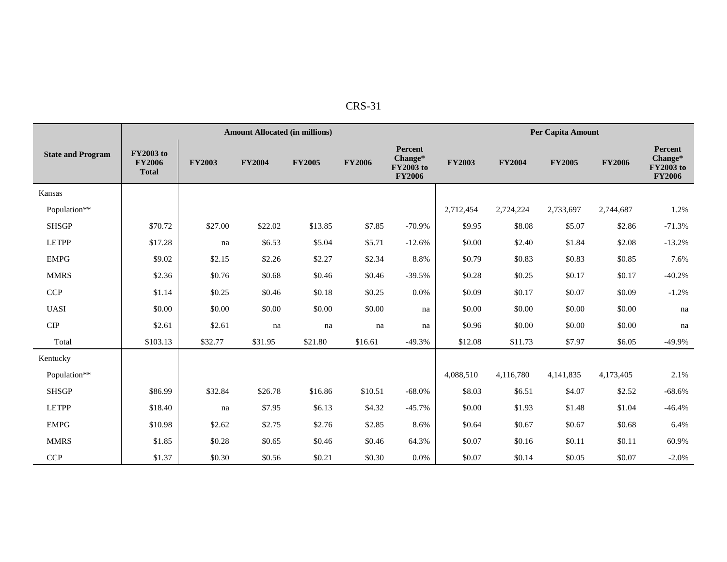| State and Program | Amount Allocated (in millions) | | | | | | Per Capita Amount | | | | |
|---|---|---|---|---|---|---|---|---|---|---|---|
| | FY2003 to FY2006 Total | FY2003 | FY2004 | FY2005 | FY2006 | Percent Change* FY2003 to FY2006 | FY2003 | FY2004 | FY2005 | FY2006 | Percent Change* FY2003 to FY2006 |
| Kansas | | | | | | | | | | | |
| Population** | | | | | | | 2,712,454 | 2,724,224 | 2,733,697 | 2,744,687 | 1.2% |
| SHSGP | $70.72 | $27.00 | $22.02 | $13.85 | $7.85 | -70.9% | $9.95 | $8.08 | $5.07 | $2.86 | -71.3% |
| LETPP | $17.28 | na | $6.53 | $5.04 | $5.71 | -12.6% | $0.00 | $2.40 | $1.84 | $2.08 | -13.2% |
| EMPG | $9.02 | $2.15 | $2.26 | $2.27 | $2.34 | 8.8% | $0.79 | $0.83 | $0.83 | $0.85 | 7.6% |
| MMRS | $2.36 | $0.76 | $0.68 | $0.46 | $0.46 | -39.5% | $0.28 | $0.25 | $0.17 | $0.17 | -40.2% |
| CCP | $1.14 | $0.25 | $0.46 | $0.18 | $0.25 | 0.0% | $0.09 | $0.17 | $0.07 | $0.09 | -1.2% |
| UASI | $0.00 | $0.00 | $0.00 | $0.00 | $0.00 | na | $0.00 | $0.00 | $0.00 | $0.00 | na |
| CIP | $2.61 | $2.61 | na | na | na | na | $0.96 | $0.00 | $0.00 | $0.00 | na |
| Total | $103.13 | $32.77 | $31.95 | $21.80 | $16.61 | -49.3% | $12.08 | $11.73 | $7.97 | $6.05 | -49.9% |
| Kentucky | | | | | | | | | | | |
| Population** | | | | | | | 4,088,510 | 4,116,780 | 4,141,835 | 4,173,405 | 2.1% |
| SHSGP | $86.99 | $32.84 | $26.78 | $16.86 | $10.51 | -68.0% | $8.03 | $6.51 | $4.07 | $2.52 | -68.6% |
| LETPP | $18.40 | na | $7.95 | $6.13 | $4.32 | -45.7% | $0.00 | $1.93 | $1.48 | $1.04 | -46.4% |
| EMPG | $10.98 | $2.62 | $2.75 | $2.76 | $2.85 | 8.6% | $0.64 | $0.67 | $0.67 | $0.68 | 6.4% |
| MMRS | $1.85 | $0.28 | $0.65 | $0.46 | $0.46 | 64.3% | $0.07 | $0.16 | $0.11 | $0.11 | 60.9% |
| CCP | $1.37 | $0.30 | $0.56 | $0.21 | $0.30 | 0.0% | $0.07 | $0.14 | $0.05 | $0.07 | -2.0% |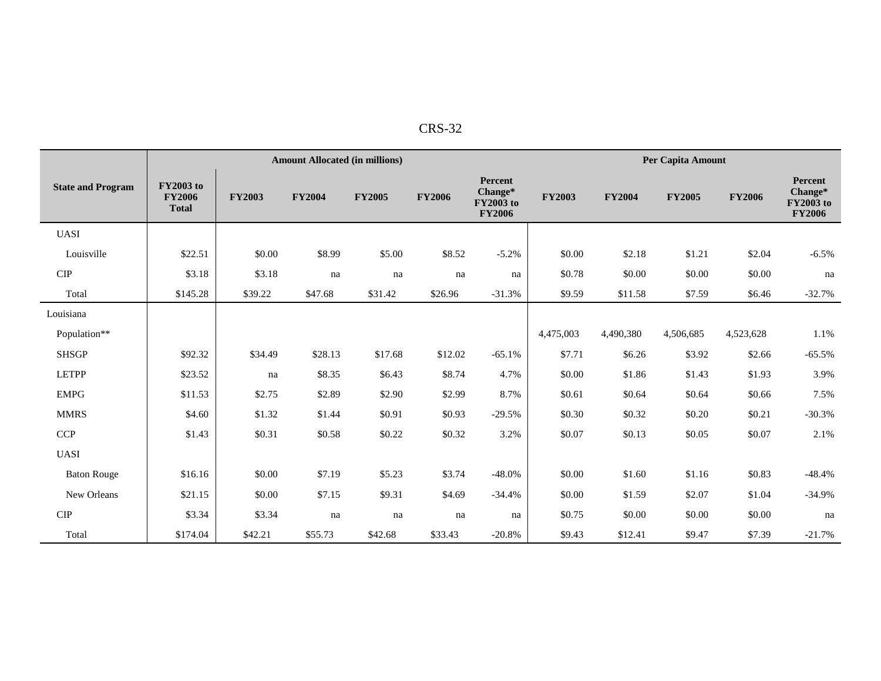| State and Program | Amount Allocated (in millions) | | | | | | Per Capita Amount | | | | |
|---|---|---|---|---|---|---|---|---|---|---|---|
| | FY2003 to FY2006 Total | FY2003 | FY2004 | FY2005 | FY2006 | Percent Change* FY2003 to FY2006 | FY2003 | FY2004 | FY2005 | FY2006 | Percent Change* FY2003 to FY2006 |
| UASI | | | | | | | | | | | |
| Louisville | $22.51 | $0.00 | $8.99 | $5.00 | $8.52 | -5.2% | $0.00 | $2.18 | $1.21 | $2.04 | -6.5% |
| CIP | $3.18 | $3.18 | na | na | na | na | $0.78 | $0.00 | $0.00 | $0.00 | na |
| Total | $145.28 | $39.22 | $47.68 | $31.42 | $26.96 | -31.3% | $9.59 | $11.58 | $7.59 | $6.46 | -32.7% |
| Louisiana | | | | | | | | | | | |
| Population** | | | | | | | 4,475,003 | 4,490,380 | 4,506,685 | 4,523,628 | 1.1% |
| SHSGP | $92.32 | $34.49 | $28.13 | $17.68 | $12.02 | -65.1% | $7.71 | $6.26 | $3.92 | $2.66 | -65.5% |
| LETPP | $23.52 | na | $8.35 | $6.43 | $8.74 | 4.7% | $0.00 | $1.86 | $1.43 | $1.93 | 3.9% |
| EMPG | $11.53 | $2.75 | $2.89 | $2.90 | $2.99 | 8.7% | $0.61 | $0.64 | $0.64 | $0.66 | 7.5% |
| MMRS | $4.60 | $1.32 | $1.44 | $0.91 | $0.93 | -29.5% | $0.30 | $0.32 | $0.20 | $0.21 | -30.3% |
| CCP | $1.43 | $0.31 | $0.58 | $0.22 | $0.32 | 3.2% | $0.07 | $0.13 | $0.05 | $0.07 | 2.1% |
| UASI | | | | | | | | | | | |
| Baton Rouge | $16.16 | $0.00 | $7.19 | $5.23 | $3.74 | -48.0% | $0.00 | $1.60 | $1.16 | $0.83 | -48.4% |
| New Orleans | $21.15 | $0.00 | $7.15 | $9.31 | $4.69 | -34.4% | $0.00 | $1.59 | $2.07 | $1.04 | -34.9% |
| CIP | $3.34 | $3.34 | na | na | na | na | $0.75 | $0.00 | $0.00 | $0.00 | na |
| Total | $174.04 | $42.21 | $55.73 | $42.68 | $33.43 | -20.8% | $9.43 | $12.41 | $9.47 | $7.39 | -21.7% |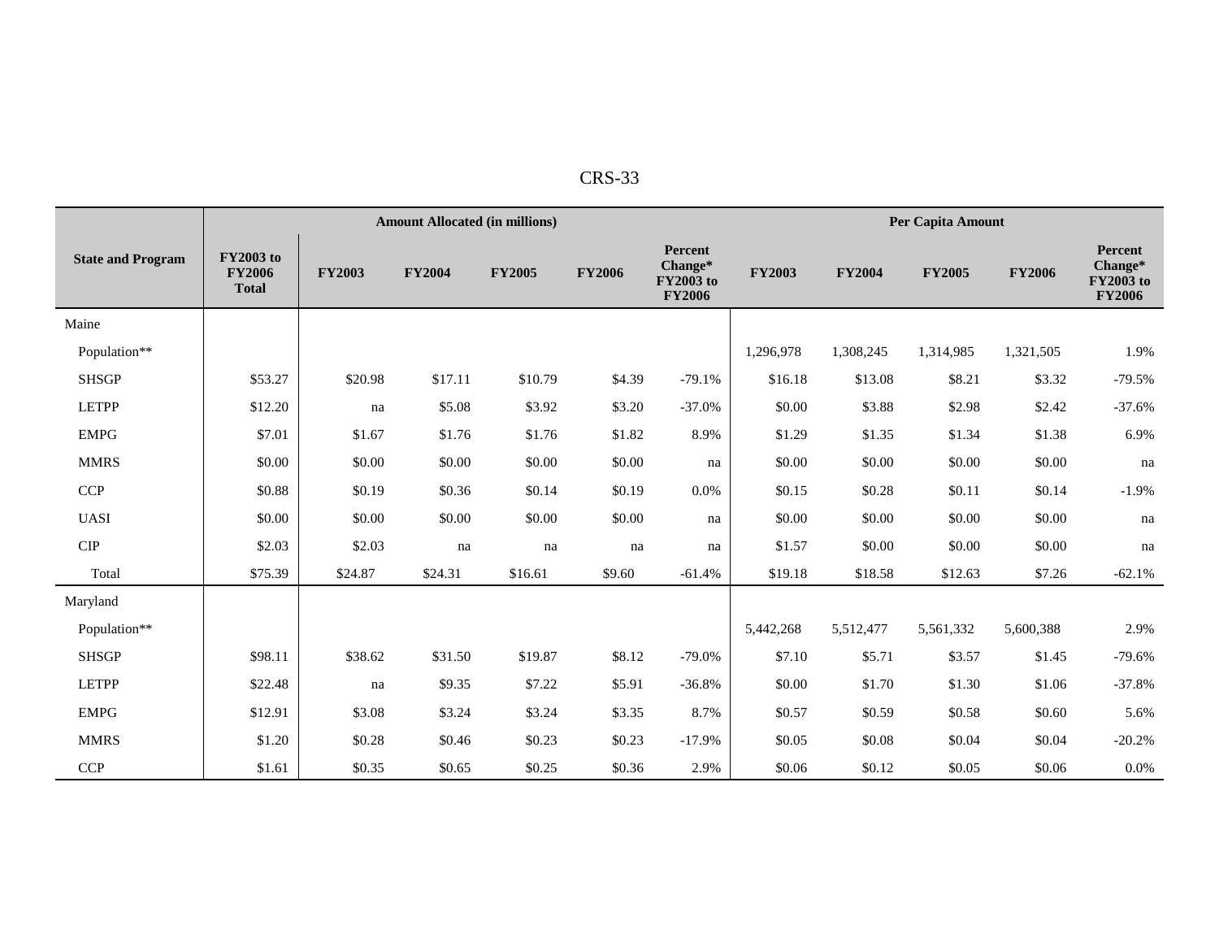| State and Program | Amount Allocated (in millions) | | | | | | Per Capita Amount | | | | |
|---|---|---|---|---|---|---|---|---|---|---|---|
| | FY2003 to FY2006 Total | FY2003 | FY2004 | FY2005 | FY2006 | Percent Change* FY2003 to FY2006 | FY2003 | FY2004 | FY2005 | FY2006 | Percent Change* FY2003 to FY2006 |
| Maine | | | | | | | | | | | |
| Population** | | | | | | | 1,296,978 | 1,308,245 | 1,314,985 | 1,321,505 | 1.9% |
| SHSGP | $53.27 | $20.98 | $17.11 | $10.79 | $4.39 | -79.1% | $16.18 | $13.08 | $8.21 | $3.32 | -79.5% |
| LETPP | $12.20 | na | $5.08 | $3.92 | $3.20 | -37.0% | $0.00 | $3.88 | $2.98 | $2.42 | -37.6% |
| EMPG | $7.01 | $1.67 | $1.76 | $1.76 | $1.82 | 8.9% | $1.29 | $1.35 | $1.34 | $1.38 | 6.9% |
| MMRS | $0.00 | $0.00 | $0.00 | $0.00 | $0.00 | na | $0.00 | $0.00 | $0.00 | $0.00 | na |
| CCP | $0.88 | $0.19 | $0.36 | $0.14 | $0.19 | 0.0% | $0.15 | $0.28 | $0.11 | $0.14 | -1.9% |
| UASI | $0.00 | $0.00 | $0.00 | $0.00 | $0.00 | na | $0.00 | $0.00 | $0.00 | $0.00 | na |
| CIP | $2.03 | $2.03 | na | na | na | na | $1.57 | $0.00 | $0.00 | $0.00 | na |
| Total | $75.39 | $24.87 | $24.31 | $16.61 | $9.60 | -61.4% | $19.18 | $18.58 | $12.63 | $7.26 | -62.1% |
| Maryland | | | | | | | | | | | |
| Population** | | | | | | | 5,442,268 | 5,512,477 | 5,561,332 | 5,600,388 | 2.9% |
| SHSGP | $98.11 | $38.62 | $31.50 | $19.87 | $8.12 | -79.0% | $7.10 | $5.71 | $3.57 | $1.45 | -79.6% |
| LETPP | $22.48 | na | $9.35 | $7.22 | $5.91 | -36.8% | $0.00 | $1.70 | $1.30 | $1.06 | -37.8% |
| EMPG | $12.91 | $3.08 | $3.24 | $3.24 | $3.35 | 8.7% | $0.57 | $0.59 | $0.58 | $0.60 | 5.6% |
| MMRS | $1.20 | $0.28 | $0.46 | $0.23 | $0.23 | -17.9% | $0.05 | $0.08 | $0.04 | $0.04 | -20.2% |
| CCP | $1.61 | $0.35 | $0.65 | $0.25 | $0.36 | 2.9% | $0.06 | $0.12 | $0.05 | $0.06 | 0.0% |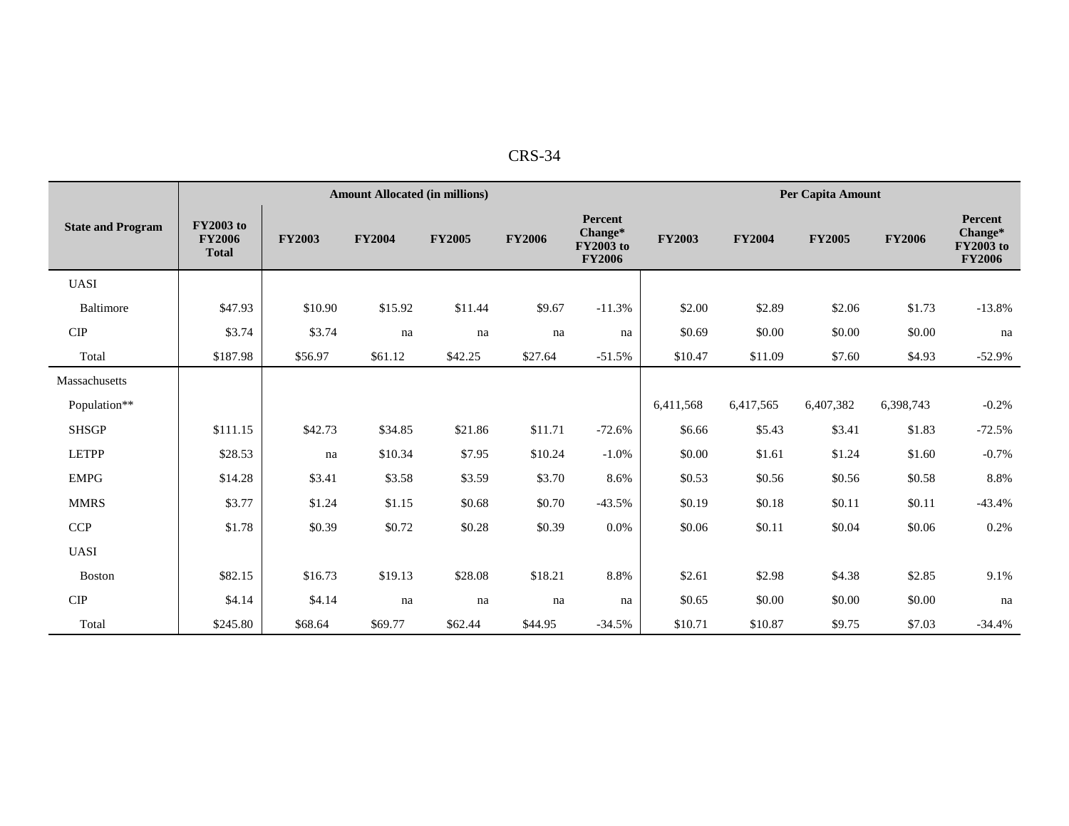| State and Program | Amount Allocated (in millions) | | | | | | Per Capita Amount | | | | |
|---|---|---|---|---|---|---|---|---|---|---|---|
| | FY2003 to FY2006 Total | FY2003 | FY2004 | FY2005 | FY2006 | Percent Change* FY2003 to FY2006 | FY2003 | FY2004 | FY2005 | FY2006 | Percent Change* FY2003 to FY2006 |
| UASI | | | | | | | | | | | |
| Baltimore | $47.93 | $10.90 | $15.92 | $11.44 | $9.67 | -11.3% | $2.00 | $2.89 | $2.06 | $1.73 | -13.8% |
| CIP | $3.74 | $3.74 | na | na | na | na | $0.69 | $0.00 | $0.00 | $0.00 | na |
| Total | $187.98 | $56.97 | $61.12 | $42.25 | $27.64 | -51.5% | $10.47 | $11.09 | $7.60 | $4.93 | -52.9% |
| Massachusetts | | | | | | | | | | | |
| Population** | | | | | | | 6,411,568 | 6,417,565 | 6,407,382 | 6,398,743 | -0.2% |
| SHSGP | $111.15 | $42.73 | $34.85 | $21.86 | $11.71 | -72.6% | $6.66 | $5.43 | $3.41 | $1.83 | -72.5% |
| LETPP | $28.53 | na | $10.34 | $7.95 | $10.24 | -1.0% | $0.00 | $1.61 | $1.24 | $1.60 | -0.7% |
| EMPG | $14.28 | $3.41 | $3.58 | $3.59 | $3.70 | 8.6% | $0.53 | $0.56 | $0.56 | $0.58 | 8.8% |
| MMRS | $3.77 | $1.24 | $1.15 | $0.68 | $0.70 | -43.5% | $0.19 | $0.18 | $0.11 | $0.11 | -43.4% |
| CCP | $1.78 | $0.39 | $0.72 | $0.28 | $0.39 | 0.0% | $0.06 | $0.11 | $0.04 | $0.06 | 0.2% |
| UASI | | | | | | | | | | | |
| Boston | $82.15 | $16.73 | $19.13 | $28.08 | $18.21 | 8.8% | $2.61 | $2.98 | $4.38 | $2.85 | 9.1% |
| CIP | $4.14 | $4.14 | na | na | na | na | $0.65 | $0.00 | $0.00 | $0.00 | na |
| Total | $245.80 | $68.64 | $69.77 | $62.44 | $44.95 | -34.5% | $10.71 | $10.87 | $9.75 | $7.03 | -34.4% |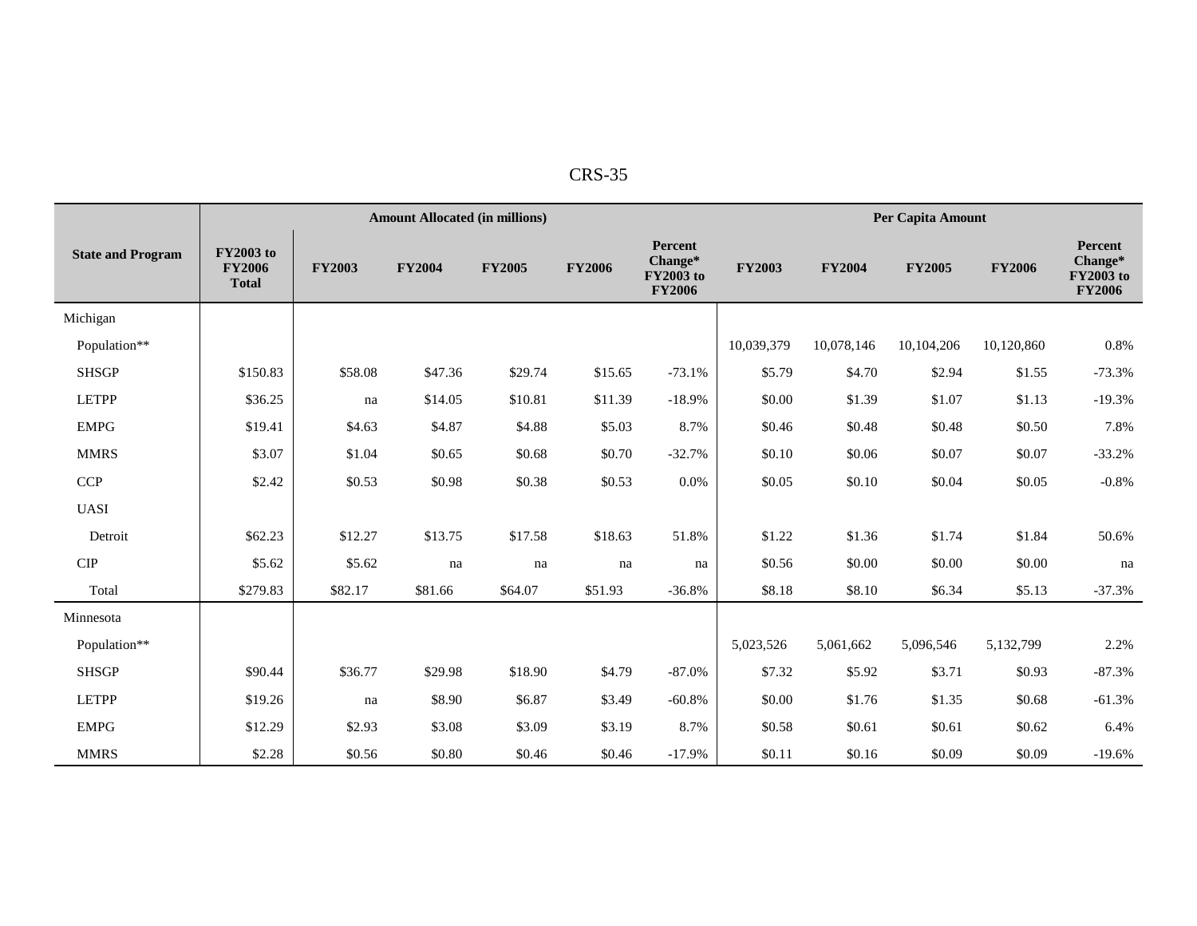| State and Program | Amount Allocated (in millions) | | | | | | Per Capita Amount | | | | |
|---|---|---|---|---|---|---|---|---|---|---|---|
| | FY2003 to FY2006 Total | FY2003 | FY2004 | FY2005 | FY2006 | Percent Change* FY2003 to FY2006 | FY2003 | FY2004 | FY2005 | FY2006 | Percent Change* FY2003 to FY2006 |
| Michigan | | | | | | | | | | | |
| Population** | | | | | | | 10,039,379 | 10,078,146 | 10,104,206 | 10,120,860 | 0.8% |
| SHSGP | $150.83 | $58.08 | $47.36 | $29.74 | $15.65 | -73.1% | $5.79 | $4.70 | $2.94 | $1.55 | -73.3% |
| LETPP | $36.25 | na | $14.05 | $10.81 | $11.39 | -18.9% | $0.00 | $1.39 | $1.07 | $1.13 | -19.3% |
| EMPG | $19.41 | $4.63 | $4.87 | $4.88 | $5.03 | 8.7% | $0.46 | $0.48 | $0.48 | $0.50 | 7.8% |
| MMRS | $3.07 | $1.04 | $0.65 | $0.68 | $0.70 | -32.7% | $0.10 | $0.06 | $0.07 | $0.07 | -33.2% |
| CCP | $2.42 | $0.53 | $0.98 | $0.38 | $0.53 | 0.0% | $0.05 | $0.10 | $0.04 | $0.05 | -0.8% |
| UASI | | | | | | | | | | | |
| Detroit | $62.23 | $12.27 | $13.75 | $17.58 | $18.63 | 51.8% | $1.22 | $1.36 | $1.74 | $1.84 | 50.6% |
| CIP | $5.62 | $5.62 | na | na | na | na | $0.56 | $0.00 | $0.00 | $0.00 | na |
| Total | $279.83 | $82.17 | $81.66 | $64.07 | $51.93 | -36.8% | $8.18 | $8.10 | $6.34 | $5.13 | -37.3% |
| Minnesota | | | | | | | | | | | |
| Population** | | | | | | | 5,023,526 | 5,061,662 | 5,096,546 | 5,132,799 | 2.2% |
| SHSGP | $90.44 | $36.77 | $29.98 | $18.90 | $4.79 | -87.0% | $7.32 | $5.92 | $3.71 | $0.93 | -87.3% |
| LETPP | $19.26 | na | $8.90 | $6.87 | $3.49 | -60.8% | $0.00 | $1.76 | $1.35 | $0.68 | -61.3% |
| EMPG | $12.29 | $2.93 | $3.08 | $3.09 | $3.19 | 8.7% | $0.58 | $0.61 | $0.61 | $0.62 | 6.4% |
| MMRS | $2.28 | $0.56 | $0.80 | $0.46 | $0.46 | -17.9% | $0.11 | $0.16 | $0.09 | $0.09 | -19.6% |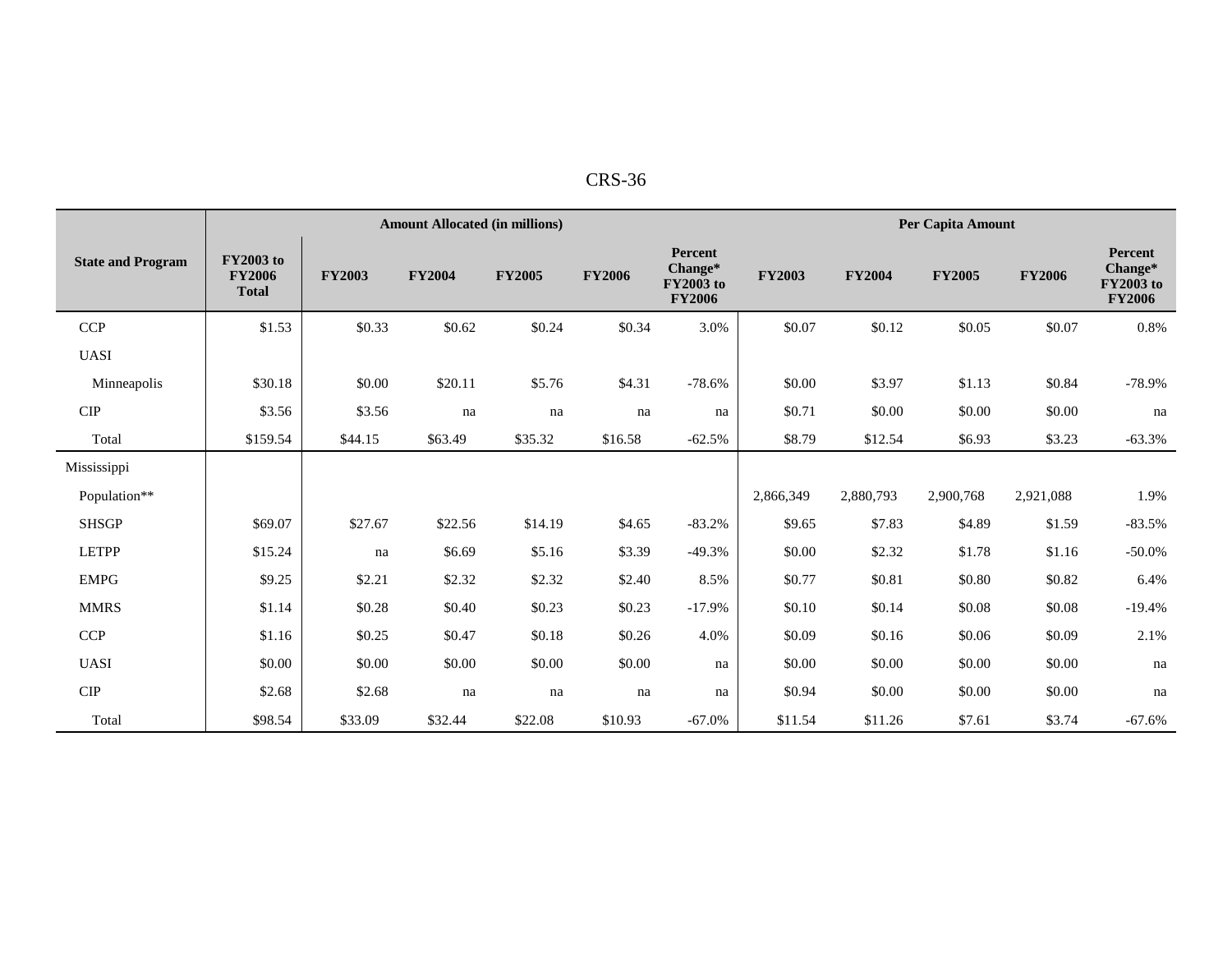| State and Program | Amount Allocated (in millions) | | | | | | Per Capita Amount | | | | |
|---|---|---|---|---|---|---|---|---|---|---|---|
| | FY2003 to FY2006 Total | FY2003 | FY2004 | FY2005 | FY2006 | Percent Change* FY2003 to FY2006 | FY2003 | FY2004 | FY2005 | FY2006 | Percent Change* FY2003 to FY2006 |
| CCP | $1.53 | $0.33 | $0.62 | $0.24 | $0.34 | 3.0% | $0.07 | $0.12 | $0.05 | $0.07 | 0.8% |
| UASI | | | | | | | | | | | |
| Minneapolis | $30.18 | $0.00 | $20.11 | $5.76 | $4.31 | -78.6% | $0.00 | $3.97 | $1.13 | $0.84 | -78.9% |
| CIP | $3.56 | $3.56 | na | na | na | na | $0.71 | $0.00 | $0.00 | $0.00 | na |
| Total | $159.54 | $44.15 | $63.49 | $35.32 | $16.58 | -62.5% | $8.79 | $12.54 | $6.93 | $3.23 | -63.3% |
| Mississippi | | | | | | | | | | | |
| Population** | | | | | | | 2,866,349 | 2,880,793 | 2,900,768 | 2,921,088 | 1.9% |
| SHSGP | $69.07 | $27.67 | $22.56 | $14.19 | $4.65 | -83.2% | $9.65 | $7.83 | $4.89 | $1.59 | -83.5% |
| LETPP | $15.24 | na | $6.69 | $5.16 | $3.39 | -49.3% | $0.00 | $2.32 | $1.78 | $1.16 | -50.0% |
| EMPG | $9.25 | $2.21 | $2.32 | $2.32 | $2.40 | 8.5% | $0.77 | $0.81 | $0.80 | $0.82 | 6.4% |
| MMRS | $1.14 | $0.28 | $0.40 | $0.23 | $0.23 | -17.9% | $0.10 | $0.14 | $0.08 | $0.08 | -19.4% |
| CCP | $1.16 | $0.25 | $0.47 | $0.18 | $0.26 | 4.0% | $0.09 | $0.16 | $0.06 | $0.09 | 2.1% |
| UASI | $0.00 | $0.00 | $0.00 | $0.00 | $0.00 | na | $0.00 | $0.00 | $0.00 | $0.00 | na |
| CIP | $2.68 | $2.68 | na | na | na | na | $0.94 | $0.00 | $0.00 | $0.00 | na |
| Total | $98.54 | $33.09 | $32.44 | $22.08 | $10.93 | -67.0% | $11.54 | $11.26 | $7.61 | $3.74 | -67.6% |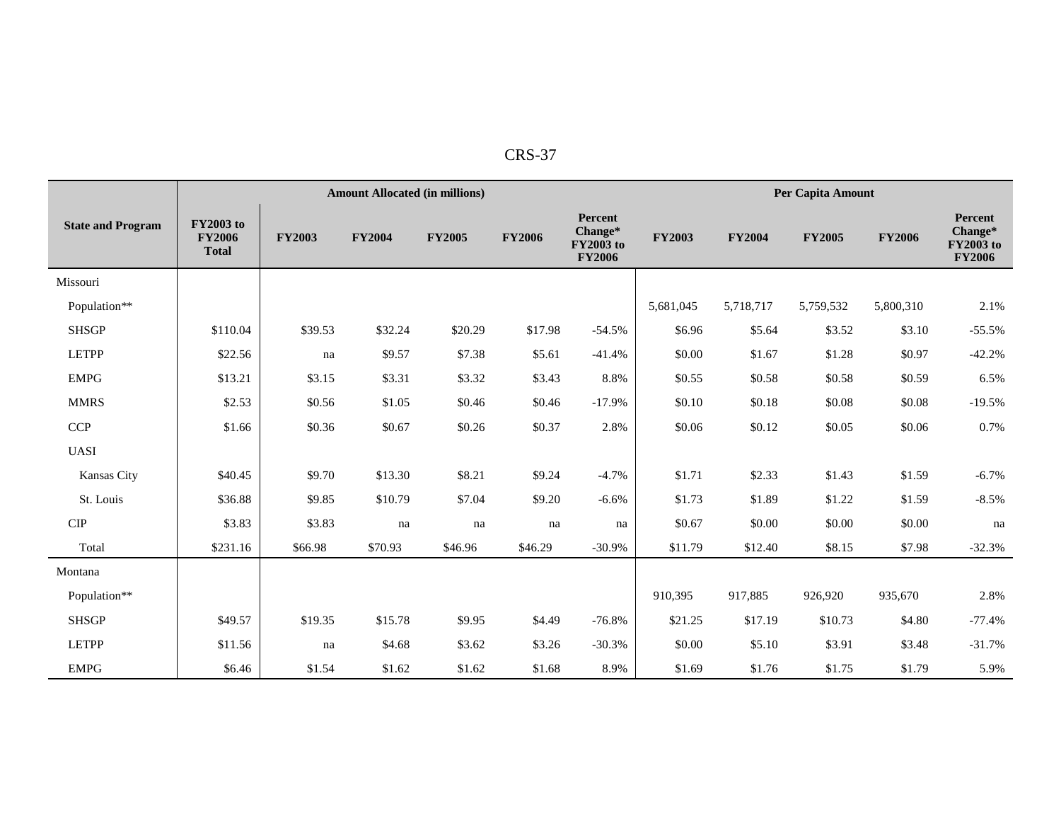| State and Program | Amount Allocated (in millions) | | | | | | Per Capita Amount | | | | |
|---|---|---|---|---|---|---|---|---|---|---|---|
| | FY2003 to FY2006 Total | FY2003 | FY2004 | FY2005 | FY2006 | Percent Change* FY2003 to FY2006 | FY2003 | FY2004 | FY2005 | FY2006 | Percent Change* FY2003 to FY2006 |
| Missouri | | | | | | | | | | | |
| Population** | | | | | | | 5,681,045 | 5,718,717 | 5,759,532 | 5,800,310 | 2.1% |
| SHSGP | $110.04 | $39.53 | $32.24 | $20.29 | $17.98 | -54.5% | $6.96 | $5.64 | $3.52 | $3.10 | -55.5% |
| LETPP | $22.56 | na | $9.57 | $7.38 | $5.61 | -41.4% | $0.00 | $1.67 | $1.28 | $0.97 | -42.2% |
| EMPG | $13.21 | $3.15 | $3.31 | $3.32 | $3.43 | 8.8% | $0.55 | $0.58 | $0.58 | $0.59 | 6.5% |
| MMRS | $2.53 | $0.56 | $1.05 | $0.46 | $0.46 | -17.9% | $0.10 | $0.18 | $0.08 | $0.08 | -19.5% |
| CCP | $1.66 | $0.36 | $0.67 | $0.26 | $0.37 | 2.8% | $0.06 | $0.12 | $0.05 | $0.06 | 0.7% |
| UASI | | | | | | | | | | | |
| Kansas City | $40.45 | $9.70 | $13.30 | $8.21 | $9.24 | -4.7% | $1.71 | $2.33 | $1.43 | $1.59 | -6.7% |
| St. Louis | $36.88 | $9.85 | $10.79 | $7.04 | $9.20 | -6.6% | $1.73 | $1.89 | $1.22 | $1.59 | -8.5% |
| CIP | $3.83 | $3.83 | na | na | na | na | $0.67 | $0.00 | $0.00 | $0.00 | na |
| Total | $231.16 | $66.98 | $70.93 | $46.96 | $46.29 | -30.9% | $11.79 | $12.40 | $8.15 | $7.98 | -32.3% |
| Montana | | | | | | | | | | | |
| Population** | | | | | | | 910,395 | 917,885 | 926,920 | 935,670 | 2.8% |
| SHSGP | $49.57 | $19.35 | $15.78 | $9.95 | $4.49 | -76.8% | $21.25 | $17.19 | $10.73 | $4.80 | -77.4% |
| LETPP | $11.56 | na | $4.68 | $3.62 | $3.26 | -30.3% | $0.00 | $5.10 | $3.91 | $3.48 | -31.7% |
| EMPG | $6.46 | $1.54 | $1.62 | $1.62 | $1.68 | 8.9% | $1.69 | $1.76 | $1.75 | $1.79 | 5.9% |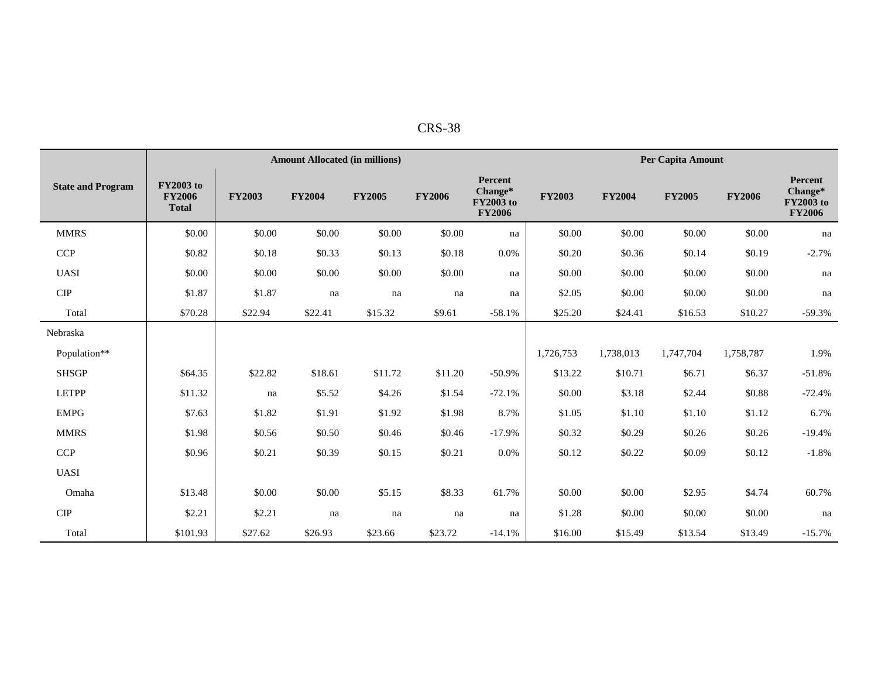| State and Program | Amount Allocated (in millions) | | | | | | Per Capita Amount | | | | |
|---|---|---|---|---|---|---|---|---|---|---|---|
| | FY2003 to FY2006 Total | FY2003 | FY2004 | FY2005 | FY2006 | Percent Change* FY2003 to FY2006 | FY2003 | FY2004 | FY2005 | FY2006 | Percent Change* FY2003 to FY2006 |
| MMRS | $0.00 | $0.00 | $0.00 | $0.00 | $0.00 | na | $0.00 | $0.00 | $0.00 | $0.00 | na |
| CCP | $0.82 | $0.18 | $0.33 | $0.13 | $0.18 | 0.0% | $0.20 | $0.36 | $0.14 | $0.19 | -2.7% |
| UASI | $0.00 | $0.00 | $0.00 | $0.00 | $0.00 | na | $0.00 | $0.00 | $0.00 | $0.00 | na |
| CIP | $1.87 | $1.87 | na | na | na | na | $2.05 | $0.00 | $0.00 | $0.00 | na |
| Total | $70.28 | $22.94 | $22.41 | $15.32 | $9.61 | -58.1% | $25.20 | $24.41 | $16.53 | $10.27 | -59.3% |
| Nebraska | | | | | | | | | | | |
| Population** | | | | | | | 1,726,753 | 1,738,013 | 1,747,704 | 1,758,787 | 1.9% |
| SHSGP | $64.35 | $22.82 | $18.61 | $11.72 | $11.20 | -50.9% | $13.22 | $10.71 | $6.71 | $6.37 | -51.8% |
| LETPP | $11.32 | na | $5.52 | $4.26 | $1.54 | -72.1% | $0.00 | $3.18 | $2.44 | $0.88 | -72.4% |
| EMPG | $7.63 | $1.82 | $1.91 | $1.92 | $1.98 | 8.7% | $1.05 | $1.10 | $1.10 | $1.12 | 6.7% |
| MMRS | $1.98 | $0.56 | $0.50 | $0.46 | $0.46 | -17.9% | $0.32 | $0.29 | $0.26 | $0.26 | -19.4% |
| CCP | $0.96 | $0.21 | $0.39 | $0.15 | $0.21 | 0.0% | $0.12 | $0.22 | $0.09 | $0.12 | -1.8% |
| UASI | | | | | | | | | | | |
| Omaha | $13.48 | $0.00 | $0.00 | $5.15 | $8.33 | 61.7% | $0.00 | $0.00 | $2.95 | $4.74 | 60.7% |
| CIP | $2.21 | $2.21 | na | na | na | na | $1.28 | $0.00 | $0.00 | $0.00 | na |
| Total | $101.93 | $27.62 | $26.93 | $23.66 | $23.72 | -14.1% | $16.00 | $15.49 | $13.54 | $13.49 | -15.7% |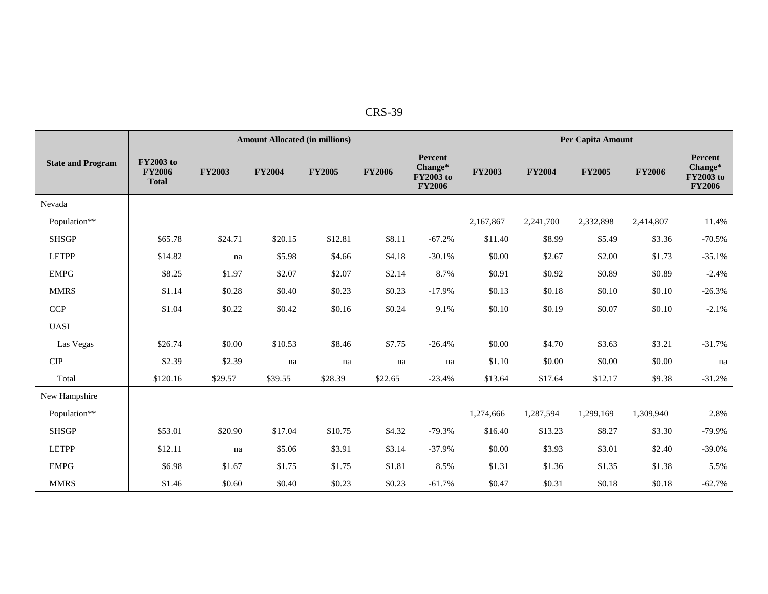| State and Program | Amount Allocated (in millions) | | | | | | Per Capita Amount | | | | |
|---|---|---|---|---|---|---|---|---|---|---|---|
| | FY2003 to FY2006 Total | FY2003 | FY2004 | FY2005 | FY2006 | Percent Change* FY2003 to FY2006 | FY2003 | FY2004 | FY2005 | FY2006 | Percent Change* FY2003 to FY2006 |
| Nevada | | | | | | | | | | | |
| Population** | | | | | | | 2,167,867 | 2,241,700 | 2,332,898 | 2,414,807 | 11.4% |
| SHSGP | $65.78 | $24.71 | $20.15 | $12.81 | $8.11 | -67.2% | $11.40 | $8.99 | $5.49 | $3.36 | -70.5% |
| LETPP | $14.82 | na | $5.98 | $4.66 | $4.18 | -30.1% | $0.00 | $2.67 | $2.00 | $1.73 | -35.1% |
| EMPG | $8.25 | $1.97 | $2.07 | $2.07 | $2.14 | 8.7% | $0.91 | $0.92 | $0.89 | $0.89 | -2.4% |
| MMRS | $1.14 | $0.28 | $0.40 | $0.23 | $0.23 | -17.9% | $0.13 | $0.18 | $0.10 | $0.10 | -26.3% |
| CCP | $1.04 | $0.22 | $0.42 | $0.16 | $0.24 | 9.1% | $0.10 | $0.19 | $0.07 | $0.10 | -2.1% |
| UASI | | | | | | | | | | | |
| Las Vegas | $26.74 | $0.00 | $10.53 | $8.46 | $7.75 | -26.4% | $0.00 | $4.70 | $3.63 | $3.21 | -31.7% |
| CIP | $2.39 | $2.39 | na | na | na | na | $1.10 | $0.00 | $0.00 | $0.00 | na |
| Total | $120.16 | $29.57 | $39.55 | $28.39 | $22.65 | -23.4% | $13.64 | $17.64 | $12.17 | $9.38 | -31.2% |
| New Hampshire | | | | | | | | | | | |
| Population** | | | | | | | 1,274,666 | 1,287,594 | 1,299,169 | 1,309,940 | 2.8% |
| SHSGP | $53.01 | $20.90 | $17.04 | $10.75 | $4.32 | -79.3% | $16.40 | $13.23 | $8.27 | $3.30 | -79.9% |
| LETPP | $12.11 | na | $5.06 | $3.91 | $3.14 | -37.9% | $0.00 | $3.93 | $3.01 | $2.40 | -39.0% |
| EMPG | $6.98 | $1.67 | $1.75 | $1.75 | $1.81 | 8.5% | $1.31 | $1.36 | $1.35 | $1.38 | 5.5% |
| MMRS | $1.46 | $0.60 | $0.40 | $0.23 | $0.23 | -61.7% | $0.47 | $0.31 | $0.18 | $0.18 | -62.7% |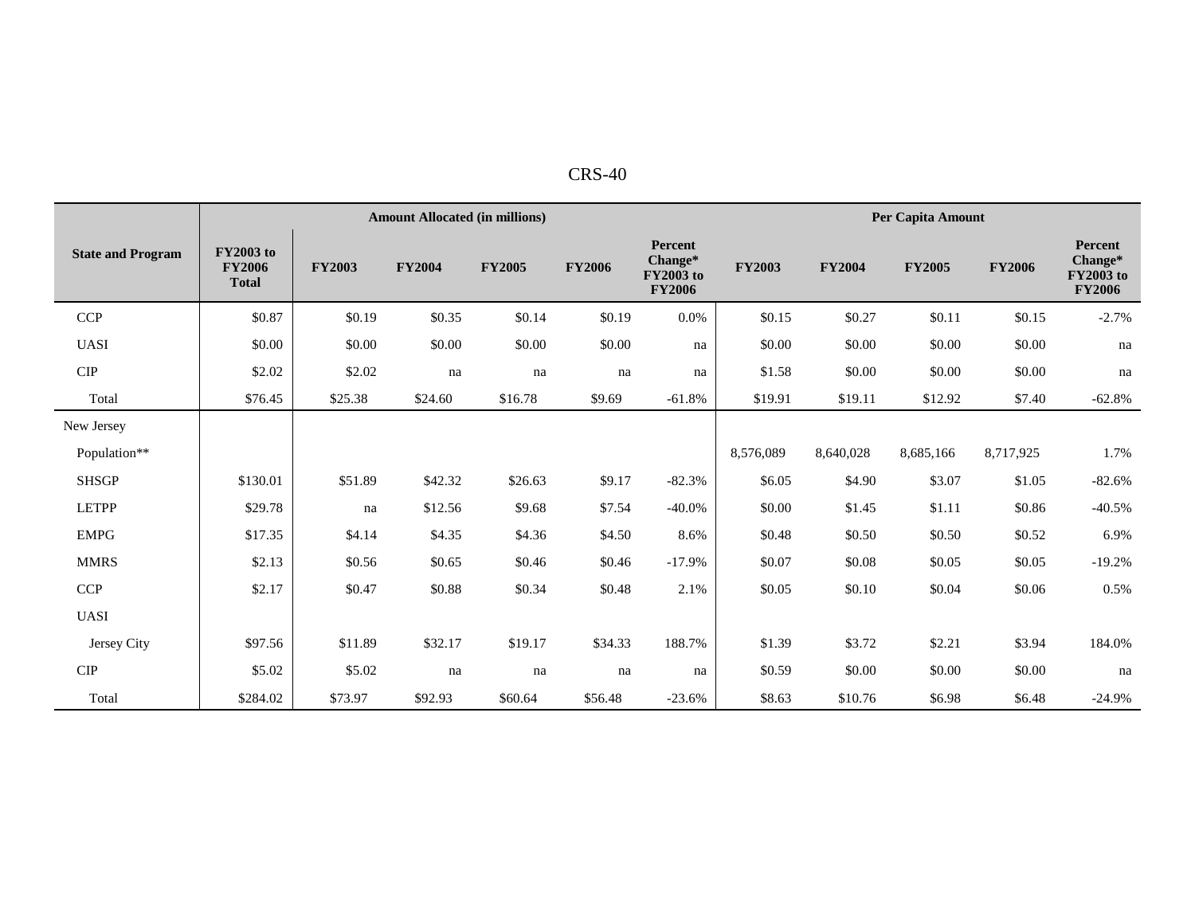| State and Program | Amount Allocated (in millions) | | | | | | Per Capita Amount | | | | |
|---|---|---|---|---|---|---|---|---|---|---|---|
| | FY2003 to FY2006 Total | FY2003 | FY2004 | FY2005 | FY2006 | Percent Change* FY2003 to FY2006 | FY2003 | FY2004 | FY2005 | FY2006 | Percent Change* FY2003 to FY2006 |
| CCP | $0.87 | $0.19 | $0.35 | $0.14 | $0.19 | 0.0% | $0.15 | $0.27 | $0.11 | $0.15 | -2.7% |
| UASI | $0.00 | $0.00 | $0.00 | $0.00 | $0.00 | na | $0.00 | $0.00 | $0.00 | $0.00 | na |
| CIP | $2.02 | $2.02 | na | na | na | na | $1.58 | $0.00 | $0.00 | $0.00 | na |
| Total | $76.45 | $25.38 | $24.60 | $16.78 | $9.69 | -61.8% | $19.91 | $19.11 | $12.92 | $7.40 | -62.8% |
| New Jersey | | | | | | | | | | | |
| Population** | | | | | | | 8,576,089 | 8,640,028 | 8,685,166 | 8,717,925 | 1.7% |
| SHSGP | $130.01 | $51.89 | $42.32 | $26.63 | $9.17 | -82.3% | $6.05 | $4.90 | $3.07 | $1.05 | -82.6% |
| LETPP | $29.78 | na | $12.56 | $9.68 | $7.54 | -40.0% | $0.00 | $1.45 | $1.11 | $0.86 | -40.5% |
| EMPG | $17.35 | $4.14 | $4.35 | $4.36 | $4.50 | 8.6% | $0.48 | $0.50 | $0.50 | $0.52 | 6.9% |
| MMRS | $2.13 | $0.56 | $0.65 | $0.46 | $0.46 | -17.9% | $0.07 | $0.08 | $0.05 | $0.05 | -19.2% |
| CCP | $2.17 | $0.47 | $0.88 | $0.34 | $0.48 | 2.1% | $0.05 | $0.10 | $0.04 | $0.06 | 0.5% |
| UASI | | | | | | | | | | | |
| Jersey City | $97.56 | $11.89 | $32.17 | $19.17 | $34.33 | 188.7% | $1.39 | $3.72 | $2.21 | $3.94 | 184.0% |
| CIP | $5.02 | $5.02 | na | na | na | na | $0.59 | $0.00 | $0.00 | $0.00 | na |
| Total | $284.02 | $73.97 | $92.93 | $60.64 | $56.48 | -23.6% | $8.63 | $10.76 | $6.98 | $6.48 | -24.9% |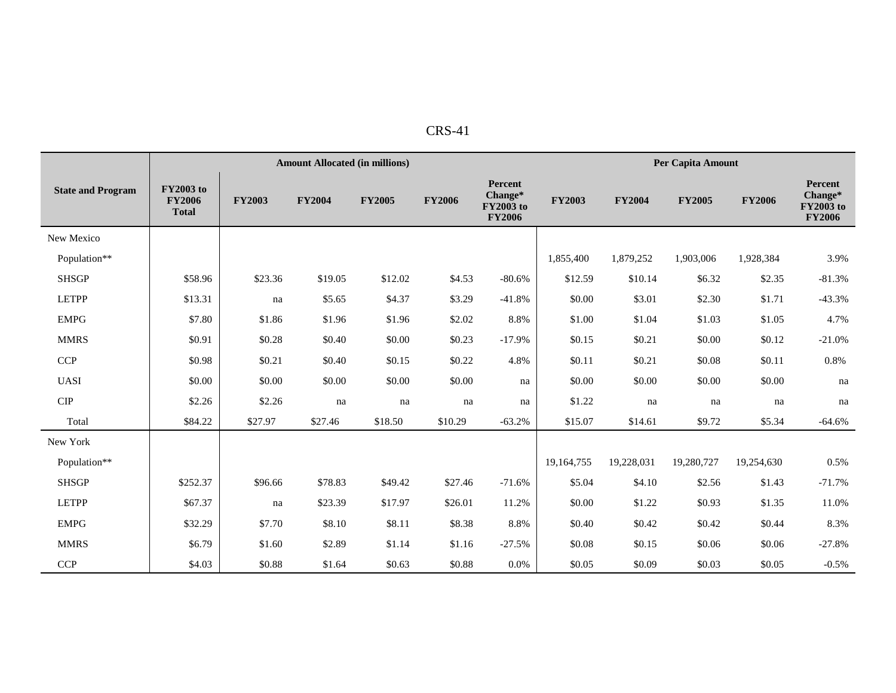| State and Program | Amount Allocated (in millions) | | | | | | Per Capita Amount | | | | |
|---|---|---|---|---|---|---|---|---|---|---|---|
| | FY2003 to FY2006 Total | FY2003 | FY2004 | FY2005 | FY2006 | Percent Change* FY2003 to FY2006 | FY2003 | FY2004 | FY2005 | FY2006 | Percent Change* FY2003 to FY2006 |
| New Mexico | | | | | | | | | | | |
| Population** | | | | | | | 1,855,400 | 1,879,252 | 1,903,006 | 1,928,384 | 3.9% |
| SHSGP | $58.96 | $23.36 | $19.05 | $12.02 | $4.53 | -80.6% | $12.59 | $10.14 | $6.32 | $2.35 | -81.3% |
| LETPP | $13.31 | na | $5.65 | $4.37 | $3.29 | -41.8% | $0.00 | $3.01 | $2.30 | $1.71 | -43.3% |
| EMPG | $7.80 | $1.86 | $1.96 | $1.96 | $2.02 | 8.8% | $1.00 | $1.04 | $1.03 | $1.05 | 4.7% |
| MMRS | $0.91 | $0.28 | $0.40 | $0.00 | $0.23 | -17.9% | $0.15 | $0.21 | $0.00 | $0.12 | -21.0% |
| CCP | $0.98 | $0.21 | $0.40 | $0.15 | $0.22 | 4.8% | $0.11 | $0.21 | $0.08 | $0.11 | 0.8% |
| UASI | $0.00 | $0.00 | $0.00 | $0.00 | $0.00 | na | $0.00 | $0.00 | $0.00 | $0.00 | na |
| CIP | $2.26 | $2.26 | na | na | na | na | $1.22 | na | na | na | na |
| Total | $84.22 | $27.97 | $27.46 | $18.50 | $10.29 | -63.2% | $15.07 | $14.61 | $9.72 | $5.34 | -64.6% |
| New York | | | | | | | | | | | |
| Population** | | | | | | | 19,164,755 | 19,228,031 | 19,280,727 | 19,254,630 | 0.5% |
| SHSGP | $252.37 | $96.66 | $78.83 | $49.42 | $27.46 | -71.6% | $5.04 | $4.10 | $2.56 | $1.43 | -71.7% |
| LETPP | $67.37 | na | $23.39 | $17.97 | $26.01 | 11.2% | $0.00 | $1.22 | $0.93 | $1.35 | 11.0% |
| EMPG | $32.29 | $7.70 | $8.10 | $8.11 | $8.38 | 8.8% | $0.40 | $0.42 | $0.42 | $0.44 | 8.3% |
| MMRS | $6.79 | $1.60 | $2.89 | $1.14 | $1.16 | -27.5% | $0.08 | $0.15 | $0.06 | $0.06 | -27.8% |
| CCP | $4.03 | $0.88 | $1.64 | $0.63 | $0.88 | 0.0% | $0.05 | $0.09 | $0.03 | $0.05 | -0.5% |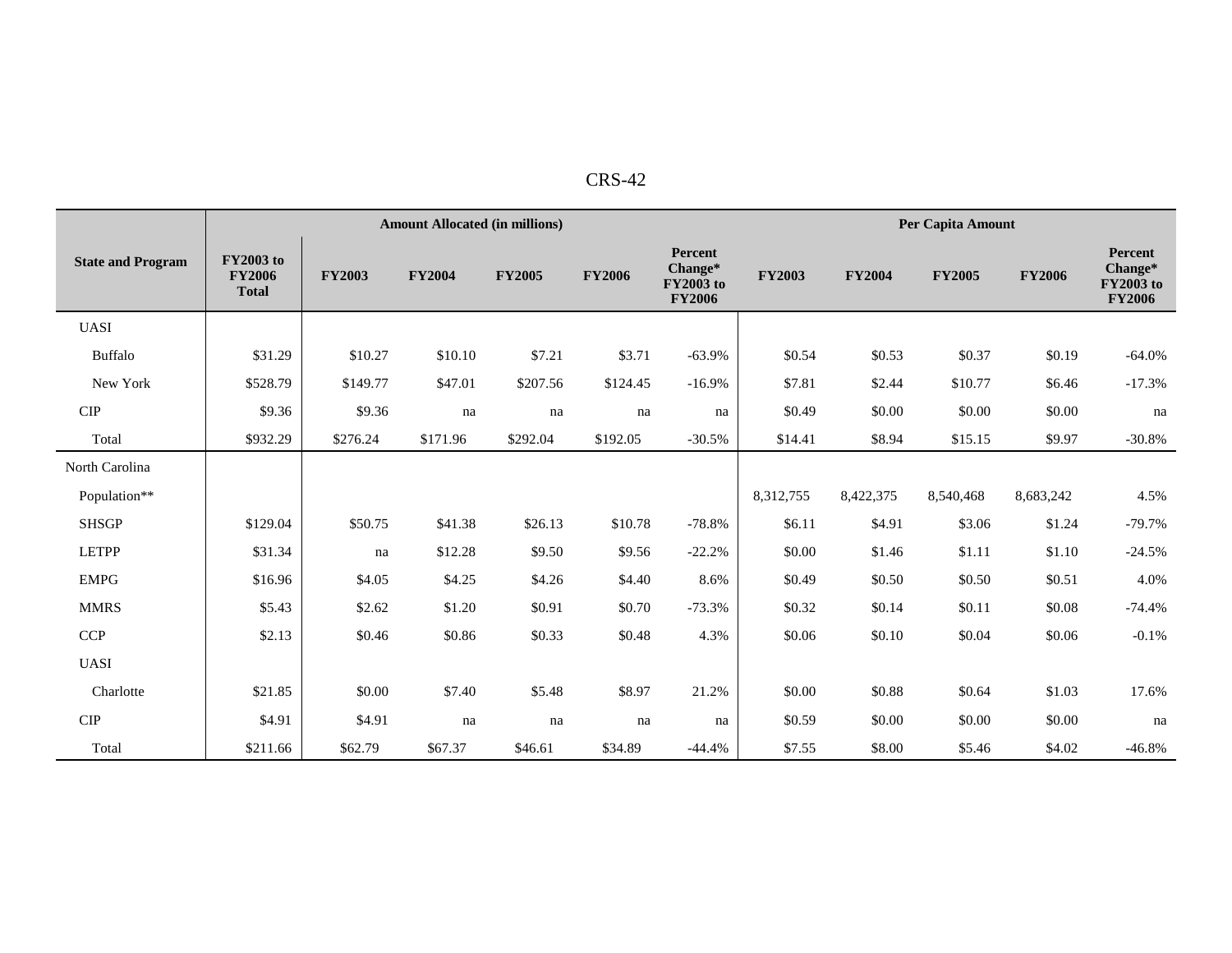| State and Program | Amount Allocated (in millions) | | | | | | Per Capita Amount | | | | |
|---|---|---|---|---|---|---|---|---|---|---|---|
| | FY2003 to FY2006 Total | FY2003 | FY2004 | FY2005 | FY2006 | Percent Change* FY2003 to FY2006 | FY2003 | FY2004 | FY2005 | FY2006 | Percent Change* FY2003 to FY2006 |
| UASI | | | | | | | | | | | |
| Buffalo | $31.29 | $10.27 | $10.10 | $7.21 | $3.71 | -63.9% | $0.54 | $0.53 | $0.37 | $0.19 | -64.0% |
| New York | $528.79 | $149.77 | $47.01 | $207.56 | $124.45 | -16.9% | $7.81 | $2.44 | $10.77 | $6.46 | -17.3% |
| CIP | $9.36 | $9.36 | na | na | na | na | $0.49 | $0.00 | $0.00 | $0.00 | na |
| Total | $932.29 | $276.24 | $171.96 | $292.04 | $192.05 | -30.5% | $14.41 | $8.94 | $15.15 | $9.97 | -30.8% |
| North Carolina | | | | | | | | | | | |
| Population** | | | | | | | 8,312,755 | 8,422,375 | 8,540,468 | 8,683,242 | 4.5% |
| SHSGP | $129.04 | $50.75 | $41.38 | $26.13 | $10.78 | -78.8% | $6.11 | $4.91 | $3.06 | $1.24 | -79.7% |
| LETPP | $31.34 | na | $12.28 | $9.50 | $9.56 | -22.2% | $0.00 | $1.46 | $1.11 | $1.10 | -24.5% |
| EMPG | $16.96 | $4.05 | $4.25 | $4.26 | $4.40 | 8.6% | $0.49 | $0.50 | $0.50 | $0.51 | 4.0% |
| MMRS | $5.43 | $2.62 | $1.20 | $0.91 | $0.70 | -73.3% | $0.32 | $0.14 | $0.11 | $0.08 | -74.4% |
| CCP | $2.13 | $0.46 | $0.86 | $0.33 | $0.48 | 4.3% | $0.06 | $0.10 | $0.04 | $0.06 | -0.1% |
| UASI | | | | | | | | | | | |
| Charlotte | $21.85 | $0.00 | $7.40 | $5.48 | $8.97 | 21.2% | $0.00 | $0.88 | $0.64 | $1.03 | 17.6% |
| CIP | $4.91 | $4.91 | na | na | na | na | $0.59 | $0.00 | $0.00 | $0.00 | na |
| Total | $211.66 | $62.79 | $67.37 | $46.61 | $34.89 | -44.4% | $7.55 | $8.00 | $5.46 | $4.02 | -46.8% |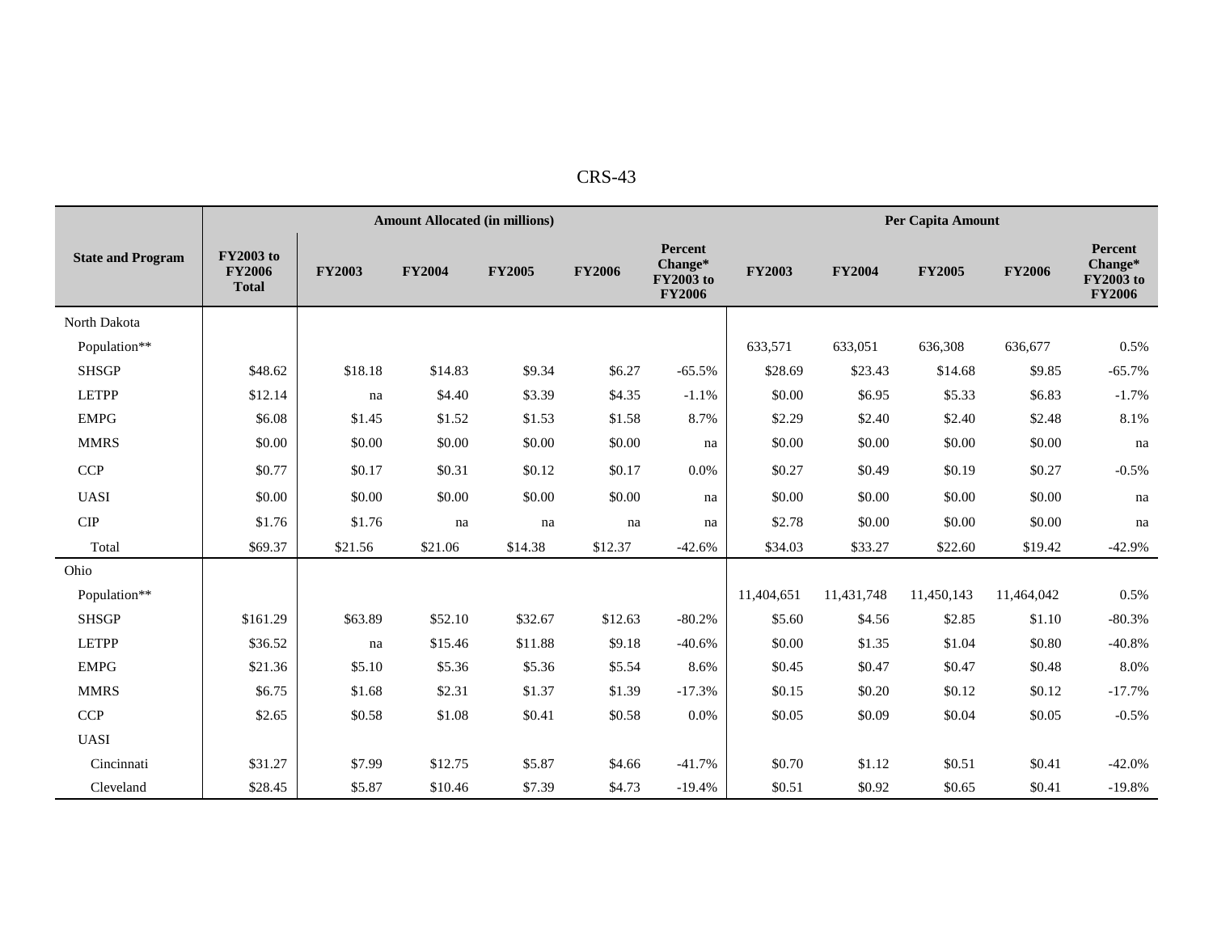| State and Program | Amount Allocated (in millions) | | | | | | Per Capita Amount | | | | |
|---|---|---|---|---|---|---|---|---|---|---|---|
| | FY2003 to FY2006 Total | FY2003 | FY2004 | FY2005 | FY2006 | Percent Change* FY2003 to FY2006 | FY2003 | FY2004 | FY2005 | FY2006 | Percent Change* FY2003 to FY2006 |
| North Dakota | | | | | | | | | | | |
| Population** | | | | | | | 633,571 | 633,051 | 636,308 | 636,677 | 0.5% |
| SHSGP | $48.62 | $18.18 | $14.83 | $9.34 | $6.27 | -65.5% | $28.69 | $23.43 | $14.68 | $9.85 | -65.7% |
| LETPP | $12.14 | na | $4.40 | $3.39 | $4.35 | -1.1% | $0.00 | $6.95 | $5.33 | $6.83 | -1.7% |
| EMPG | $6.08 | $1.45 | $1.52 | $1.53 | $1.58 | 8.7% | $2.29 | $2.40 | $2.40 | $2.48 | 8.1% |
| MMRS | $0.00 | $0.00 | $0.00 | $0.00 | $0.00 | na | $0.00 | $0.00 | $0.00 | $0.00 | na |
| CCP | $0.77 | $0.17 | $0.31 | $0.12 | $0.17 | 0.0% | $0.27 | $0.49 | $0.19 | $0.27 | -0.5% |
| UASI | $0.00 | $0.00 | $0.00 | $0.00 | $0.00 | na | $0.00 | $0.00 | $0.00 | $0.00 | na |
| CIP | $1.76 | $1.76 | na | na | na | na | $2.78 | $0.00 | $0.00 | $0.00 | na |
| Total | $69.37 | $21.56 | $21.06 | $14.38 | $12.37 | -42.6% | $34.03 | $33.27 | $22.60 | $19.42 | -42.9% |
| Ohio | | | | | | | | | | | |
| Population** | | | | | | | 11,404,651 | 11,431,748 | 11,450,143 | 11,464,042 | 0.5% |
| SHSGP | $161.29 | $63.89 | $52.10 | $32.67 | $12.63 | -80.2% | $5.60 | $4.56 | $2.85 | $1.10 | -80.3% |
| LETPP | $36.52 | na | $15.46 | $11.88 | $9.18 | -40.6% | $0.00 | $1.35 | $1.04 | $0.80 | -40.8% |
| EMPG | $21.36 | $5.10 | $5.36 | $5.36 | $5.54 | 8.6% | $0.45 | $0.47 | $0.47 | $0.48 | 8.0% |
| MMRS | $6.75 | $1.68 | $2.31 | $1.37 | $1.39 | -17.3% | $0.15 | $0.20 | $0.12 | $0.12 | -17.7% |
| CCP | $2.65 | $0.58 | $1.08 | $0.41 | $0.58 | 0.0% | $0.05 | $0.09 | $0.04 | $0.05 | -0.5% |
| UASI | | | | | | | | | | | |
| Cincinnati | $31.27 | $7.99 | $12.75 | $5.87 | $4.66 | -41.7% | $0.70 | $1.12 | $0.51 | $0.41 | -42.0% |
| Cleveland | $28.45 | $5.87 | $10.46 | $7.39 | $4.73 | -19.4% | $0.51 | $0.92 | $0.65 | $0.41 | -19.8% |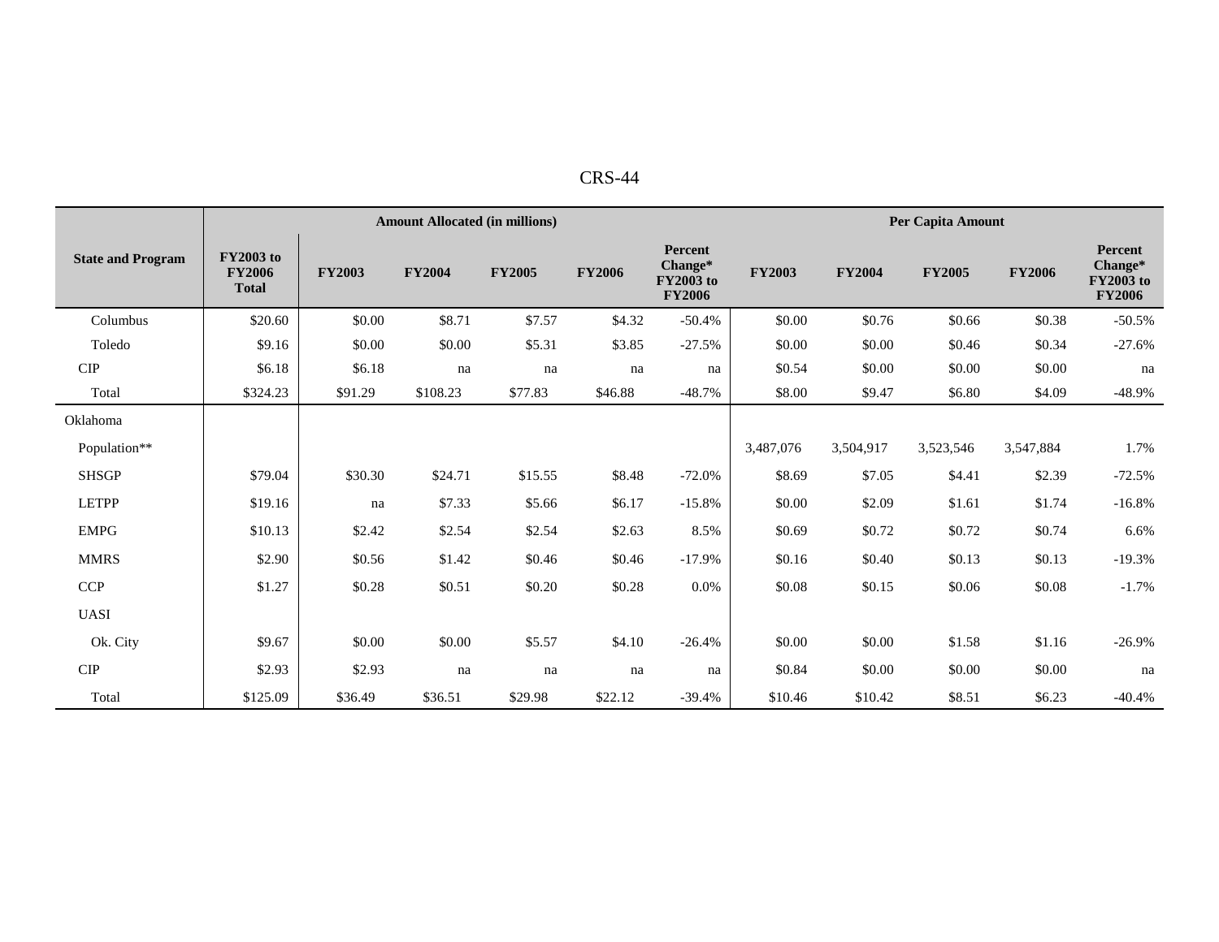| State and Program | Amount Allocated (in millions) | | | | | | Per Capita Amount | | | | |
|---|---|---|---|---|---|---|---|---|---|---|---|
| | FY2003 to FY2006 Total | FY2003 | FY2004 | FY2005 | FY2006 | Percent Change* FY2003 to FY2006 | FY2003 | FY2004 | FY2005 | FY2006 | Percent Change* FY2003 to FY2006 |
| Columbus | $20.60 | $0.00 | $8.71 | $7.57 | $4.32 | -50.4% | $0.00 | $0.76 | $0.66 | $0.38 | -50.5% |
| Toledo | $9.16 | $0.00 | $0.00 | $5.31 | $3.85 | -27.5% | $0.00 | $0.00 | $0.46 | $0.34 | -27.6% |
| CIP | $6.18 | $6.18 | na | na | na | na | $0.54 | $0.00 | $0.00 | $0.00 | na |
| Total | $324.23 | $91.29 | $108.23 | $77.83 | $46.88 | -48.7% | $8.00 | $9.47 | $6.80 | $4.09 | -48.9% |
| Oklahoma | | | | | | | | | | | |
| Population** | | | | | | | 3,487,076 | 3,504,917 | 3,523,546 | 3,547,884 | 1.7% |
| SHSGP | $79.04 | $30.30 | $24.71 | $15.55 | $8.48 | -72.0% | $8.69 | $7.05 | $4.41 | $2.39 | -72.5% |
| LETPP | $19.16 | na | $7.33 | $5.66 | $6.17 | -15.8% | $0.00 | $2.09 | $1.61 | $1.74 | -16.8% |
| EMPG | $10.13 | $2.42 | $2.54 | $2.54 | $2.63 | 8.5% | $0.69 | $0.72 | $0.72 | $0.74 | 6.6% |
| MMRS | $2.90 | $0.56 | $1.42 | $0.46 | $0.46 | -17.9% | $0.16 | $0.40 | $0.13 | $0.13 | -19.3% |
| CCP | $1.27 | $0.28 | $0.51 | $0.20 | $0.28 | 0.0% | $0.08 | $0.15 | $0.06 | $0.08 | -1.7% |
| UASI | | | | | | | | | | | |
| Ok. City | $9.67 | $0.00 | $0.00 | $5.57 | $4.10 | -26.4% | $0.00 | $0.00 | $1.58 | $1.16 | -26.9% |
| CIP | $2.93 | $2.93 | na | na | na | na | $0.84 | $0.00 | $0.00 | $0.00 | na |
| Total | $125.09 | $36.49 | $36.51 | $29.98 | $22.12 | -39.4% | $10.46 | $10.42 | $8.51 | $6.23 | -40.4% |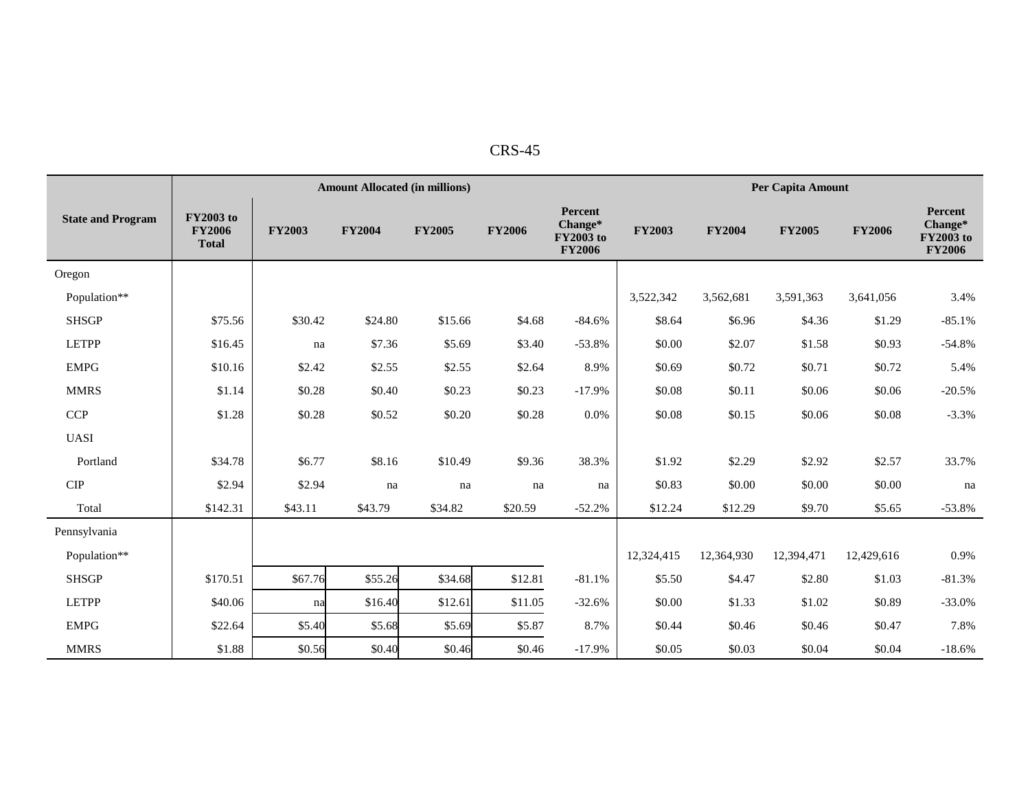| State and Program | Amount Allocated (in millions) | | | | | | Per Capita Amount | | | | |
|---|---|---|---|---|---|---|---|---|---|---|---|
| | FY2003 to FY2006 Total | FY2003 | FY2004 | FY2005 | FY2006 | Percent Change* FY2003 to FY2006 | FY2003 | FY2004 | FY2005 | FY2006 | Percent Change* FY2003 to FY2006 |
| Oregon | | | | | | | | | | | |
| Population** | | | | | | | 3,522,342 | 3,562,681 | 3,591,363 | 3,641,056 | 3.4% |
| SHSGP | $75.56 | $30.42 | $24.80 | $15.66 | $4.68 | -84.6% | $8.64 | $6.96 | $4.36 | $1.29 | -85.1% |
| LETPP | $16.45 | na | $7.36 | $5.69 | $3.40 | -53.8% | $0.00 | $2.07 | $1.58 | $0.93 | -54.8% |
| EMPG | $10.16 | $2.42 | $2.55 | $2.55 | $2.64 | 8.9% | $0.69 | $0.72 | $0.71 | $0.72 | 5.4% |
| MMRS | $1.14 | $0.28 | $0.40 | $0.23 | $0.23 | -17.9% | $0.08 | $0.11 | $0.06 | $0.06 | -20.5% |
| CCP | $1.28 | $0.28 | $0.52 | $0.20 | $0.28 | 0.0% | $0.08 | $0.15 | $0.06 | $0.08 | -3.3% |
| UASI | | | | | | | | | | | |
| Portland | $34.78 | $6.77 | $8.16 | $10.49 | $9.36 | 38.3% | $1.92 | $2.29 | $2.92 | $2.57 | 33.7% |
| CIP | $2.94 | $2.94 | na | na | na | na | $0.83 | $0.00 | $0.00 | $0.00 | na |
| Total | $142.31 | $43.11 | $43.79 | $34.82 | $20.59 | -52.2% | $12.24 | $12.29 | $9.70 | $5.65 | -53.8% |
| Pennsylvania | | | | | | | | | | | |
| Population** | | | | | | | 12,324,415 | 12,364,930 | 12,394,471 | 12,429,616 | 0.9% |
| SHSGP | $170.51 | $67.76 | $55.26 | $34.68 | $12.81 | -81.1% | $5.50 | $4.47 | $2.80 | $1.03 | -81.3% |
| LETPP | $40.06 | na | $16.40 | $12.61 | $11.05 | -32.6% | $0.00 | $1.33 | $1.02 | $0.89 | -33.0% |
| EMPG | $22.64 | $5.40 | $5.68 | $5.69 | $5.87 | 8.7% | $0.44 | $0.46 | $0.46 | $0.47 | 7.8% |
| MMRS | $1.88 | $0.56 | $0.40 | $0.46 | $0.46 | -17.9% | $0.05 | $0.03 | $0.04 | $0.04 | -18.6% |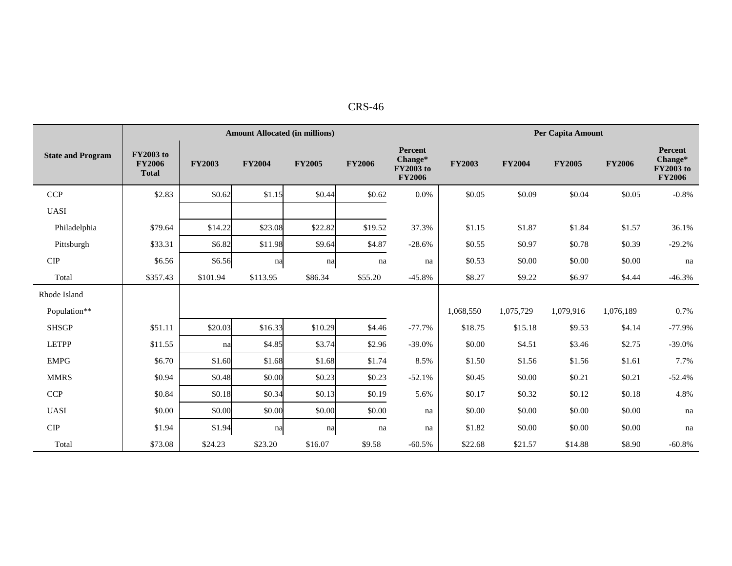| State and Program | Amount Allocated (in millions) | | | | | | Per Capita Amount | | | | |
|---|---|---|---|---|---|---|---|---|---|---|---|
| | FY2003 to FY2006 Total | FY2003 | FY2004 | FY2005 | FY2006 | Percent Change* FY2003 to FY2006 | FY2003 | FY2004 | FY2005 | FY2006 | Percent Change* FY2003 to FY2006 |
| CCP | $2.83 | $0.62 | $1.15 | $0.44 | $0.62 | 0.0% | $0.05 | $0.09 | $0.04 | $0.05 | -0.8% |
| UASI | | | | | | | | | | | |
| Philadelphia | $79.64 | $14.22 | $23.08 | $22.82 | $19.52 | 37.3% | $1.15 | $1.87 | $1.84 | $1.57 | 36.1% |
| Pittsburgh | $33.31 | $6.82 | $11.98 | $9.64 | $4.87 | -28.6% | $0.55 | $0.97 | $0.78 | $0.39 | -29.2% |
| CIP | $6.56 | $6.56 | na | na | na | na | $0.53 | $0.00 | $0.00 | $0.00 | na |
| Total | $357.43 | $101.94 | $113.95 | $86.34 | $55.20 | -45.8% | $8.27 | $9.22 | $6.97 | $4.44 | -46.3% |
| Rhode Island | | | | | | | | | | | |
| Population** | | | | | | | 1,068,550 | 1,075,729 | 1,079,916 | 1,076,189 | 0.7% |
| SHSGP | $51.11 | $20.03 | $16.33 | $10.29 | $4.46 | -77.7% | $18.75 | $15.18 | $9.53 | $4.14 | -77.9% |
| LETPP | $11.55 | na | $4.85 | $3.74 | $2.96 | -39.0% | $0.00 | $4.51 | $3.46 | $2.75 | -39.0% |
| EMPG | $6.70 | $1.60 | $1.68 | $1.68 | $1.74 | 8.5% | $1.50 | $1.56 | $1.56 | $1.61 | 7.7% |
| MMRS | $0.94 | $0.48 | $0.00 | $0.23 | $0.23 | -52.1% | $0.45 | $0.00 | $0.21 | $0.21 | -52.4% |
| CCP | $0.84 | $0.18 | $0.34 | $0.13 | $0.19 | 5.6% | $0.17 | $0.32 | $0.12 | $0.18 | 4.8% |
| UASI | $0.00 | $0.00 | $0.00 | $0.00 | $0.00 | na | $0.00 | $0.00 | $0.00 | $0.00 | na |
| CIP | $1.94 | $1.94 | na | na | na | na | $1.82 | $0.00 | $0.00 | $0.00 | na |
| Total | $73.08 | $24.23 | $23.20 | $16.07 | $9.58 | -60.5% | $22.68 | $21.57 | $14.88 | $8.90 | -60.8% |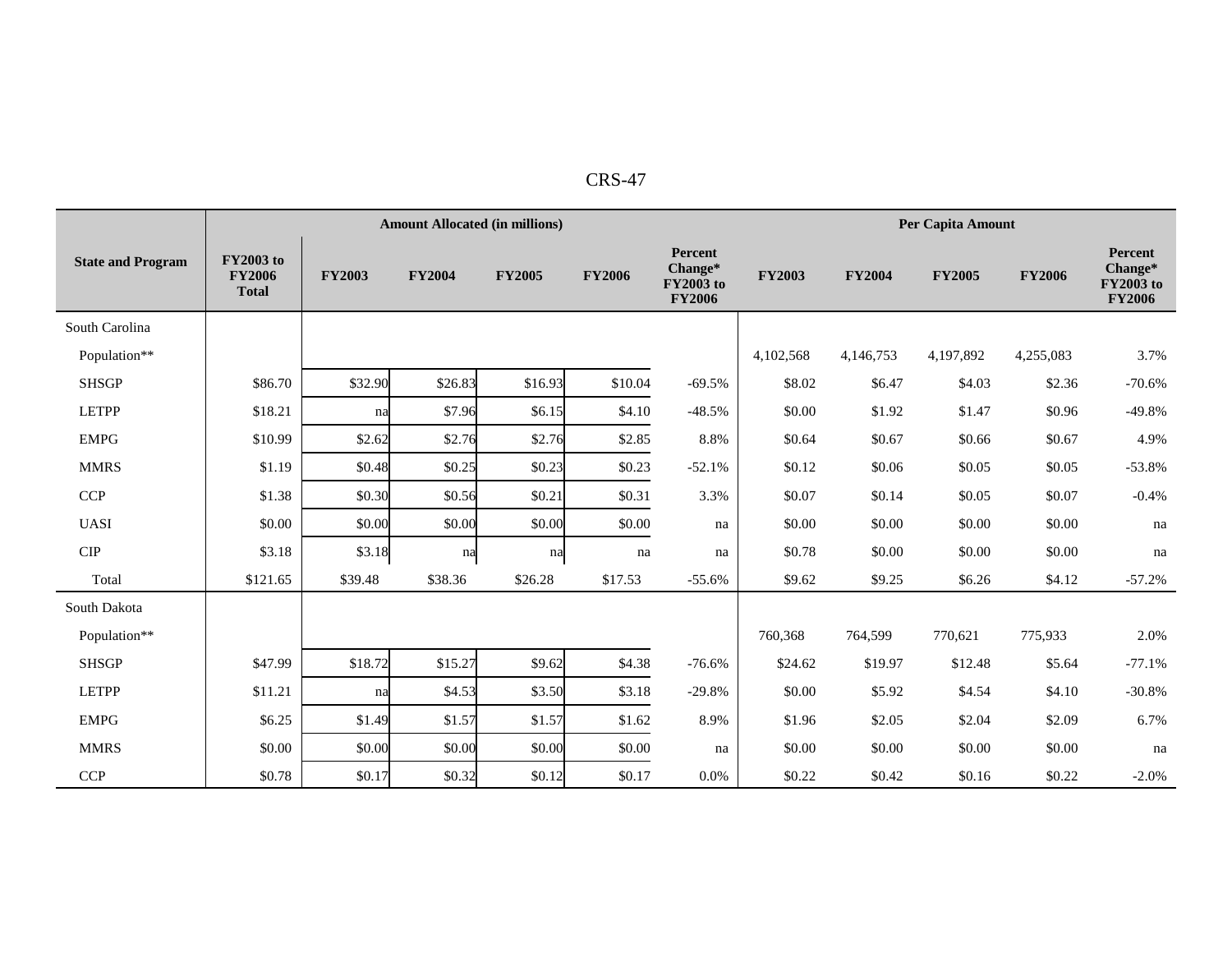| State and Program | Amount Allocated (in millions) | | | | | | Per Capita Amount | | | | |
|---|---|---|---|---|---|---|---|---|---|---|---|
| | FY2003 to FY2006 Total | FY2003 | FY2004 | FY2005 | FY2006 | Percent Change* FY2003 to FY2006 | FY2003 | FY2004 | FY2005 | FY2006 | Percent Change* FY2003 to FY2006 |
| South Carolina | | | | | | | | | | | |
| Population** | | | | | | | 4,102,568 | 4,146,753 | 4,197,892 | 4,255,083 | 3.7% |
| SHSGP | $86.70 | $32.90 | $26.83 | $16.93 | $10.04 | -69.5% | $8.02 | $6.47 | $4.03 | $2.36 | -70.6% |
| LETPP | $18.21 | na | $7.96 | $6.15 | $4.10 | -48.5% | $0.00 | $1.92 | $1.47 | $0.96 | -49.8% |
| EMPG | $10.99 | $2.62 | $2.76 | $2.76 | $2.85 | 8.8% | $0.64 | $0.67 | $0.66 | $0.67 | 4.9% |
| MMRS | $1.19 | $0.48 | $0.25 | $0.23 | $0.23 | -52.1% | $0.12 | $0.06 | $0.05 | $0.05 | -53.8% |
| CCP | $1.38 | $0.30 | $0.56 | $0.21 | $0.31 | 3.3% | $0.07 | $0.14 | $0.05 | $0.07 | -0.4% |
| UASI | $0.00 | $0.00 | $0.00 | $0.00 | $0.00 | na | $0.00 | $0.00 | $0.00 | $0.00 | na |
| CIP | $3.18 | $3.18 | na | na | na | na | $0.78 | $0.00 | $0.00 | $0.00 | na |
| Total | $121.65 | $39.48 | $38.36 | $26.28 | $17.53 | -55.6% | $9.62 | $9.25 | $6.26 | $4.12 | -57.2% |
| South Dakota | | | | | | | | | | | |
| Population** | | | | | | | 760,368 | 764,599 | 770,621 | 775,933 | 2.0% |
| SHSGP | $47.99 | $18.72 | $15.27 | $9.62 | $4.38 | -76.6% | $24.62 | $19.97 | $12.48 | $5.64 | -77.1% |
| LETPP | $11.21 | na | $4.53 | $3.50 | $3.18 | -29.8% | $0.00 | $5.92 | $4.54 | $4.10 | -30.8% |
| EMPG | $6.25 | $1.49 | $1.57 | $1.57 | $1.62 | 8.9% | $1.96 | $2.05 | $2.04 | $2.09 | 6.7% |
| MMRS | $0.00 | $0.00 | $0.00 | $0.00 | $0.00 | na | $0.00 | $0.00 | $0.00 | $0.00 | na |
| CCP | $0.78 | $0.17 | $0.32 | $0.12 | $0.17 | 0.0% | $0.22 | $0.42 | $0.16 | $0.22 | -2.0% |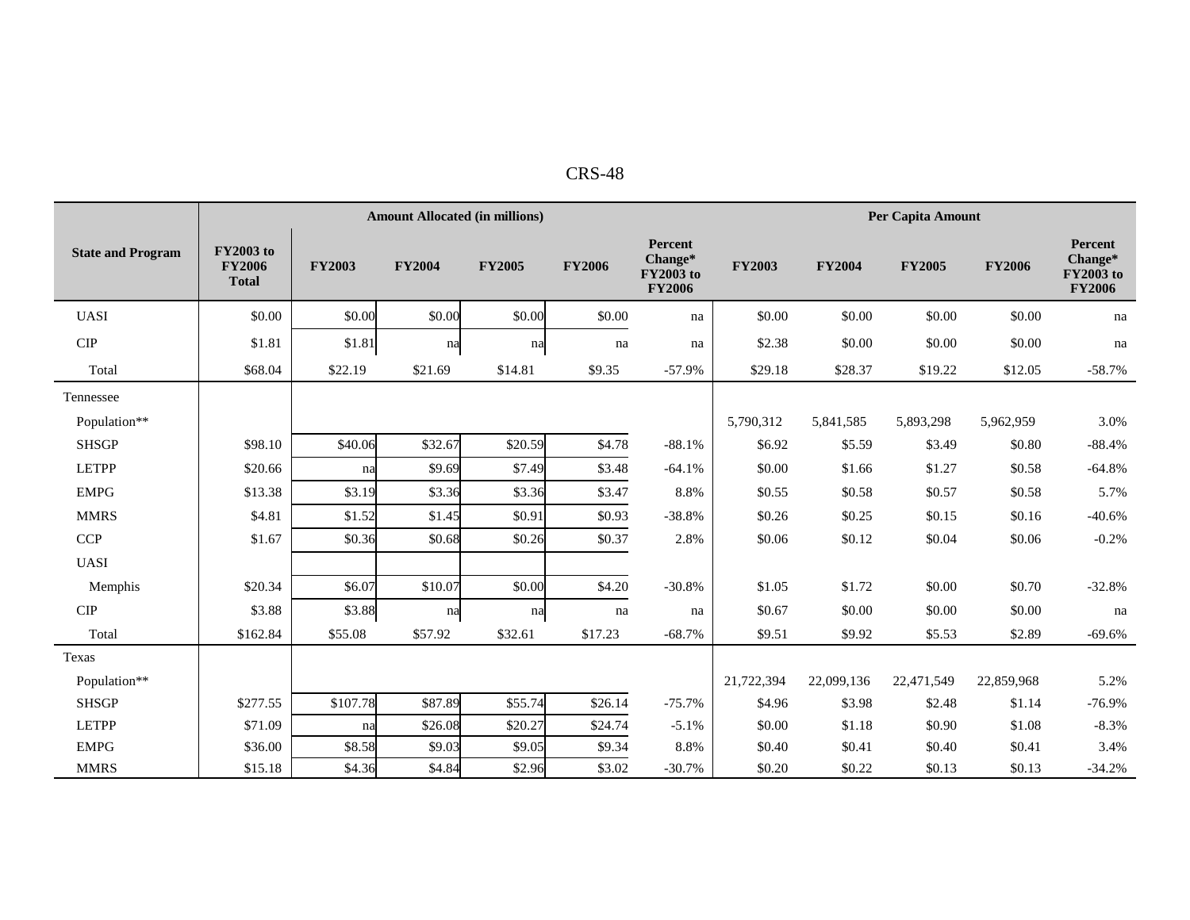| State and Program | FY2003 to FY2006 Total | Amount Allocated (in millions) | | | | | Per Capita Amount | | | | |
|---|---|---|---|---|---|---|---|---|---|---|---|
| | | FY2003 | FY2004 | FY2005 | FY2006 | Percent Change* FY2003 to FY2006 | FY2003 | FY2004 | FY2005 | FY2006 | Percent Change* FY2003 to FY2006 |
| UASI | $0.00 | $0.00 | $0.00 | $0.00 | $0.00 | na | $0.00 | $0.00 | $0.00 | $0.00 | na |
| CIP | $1.81 | $1.81 | na | na | na | na | $2.38 | $0.00 | $0.00 | $0.00 | na |
| Total | $68.04 | $22.19 | $21.69 | $14.81 | $9.35 | -57.9% | $29.18 | $28.37 | $19.22 | $12.05 | -58.7% |
| Tennessee | | | | | | | | | | | |
| Population** | | | | | | | 5,790,312 | 5,841,585 | 5,893,298 | 5,962,959 | 3.0% |
| SHSGP | $98.10 | $40.06 | $32.67 | $20.59 | $4.78 | -88.1% | $6.92 | $5.59 | $3.49 | $0.80 | -88.4% |
| LETPP | $20.66 | na | $9.69 | $7.49 | $3.48 | -64.1% | $0.00 | $1.66 | $1.27 | $0.58 | -64.8% |
| EMPG | $13.38 | $3.19 | $3.36 | $3.36 | $3.47 | 8.8% | $0.55 | $0.58 | $0.57 | $0.58 | 5.7% |
| MMRS | $4.81 | $1.52 | $1.45 | $0.91 | $0.93 | -38.8% | $0.26 | $0.25 | $0.15 | $0.16 | -40.6% |
| CCP | $1.67 | $0.36 | $0.68 | $0.26 | $0.37 | 2.8% | $0.06 | $0.12 | $0.04 | $0.06 | -0.2% |
| UASI | | | | | | | | | | | |
| Memphis | $20.34 | $6.07 | $10.07 | $0.00 | $4.20 | -30.8% | $1.05 | $1.72 | $0.00 | $0.70 | -32.8% |
| CIP | $3.88 | $3.88 | na | na | na | na | $0.67 | $0.00 | $0.00 | $0.00 | na |
| Total | $162.84 | $55.08 | $57.92 | $32.61 | $17.23 | -68.7% | $9.51 | $9.92 | $5.53 | $2.89 | -69.6% |
| Texas | | | | | | | | | | | |
| Population** | | | | | | | 21,722,394 | 22,099,136 | 22,471,549 | 22,859,968 | 5.2% |
| SHSGP | $277.55 | $107.78 | $87.89 | $55.74 | $26.14 | -75.7% | $4.96 | $3.98 | $2.48 | $1.14 | -76.9% |
| LETPP | $71.09 | na | $26.08 | $20.27 | $24.74 | -5.1% | $0.00 | $1.18 | $0.90 | $1.08 | -8.3% |
| EMPG | $36.00 | $8.58 | $9.03 | $9.05 | $9.34 | 8.8% | $0.40 | $0.41 | $0.40 | $0.41 | 3.4% |
| MMRS | $15.18 | $4.36 | $4.84 | $2.96 | $3.02 | -30.7% | $0.20 | $0.22 | $0.13 | $0.13 | -34.2% |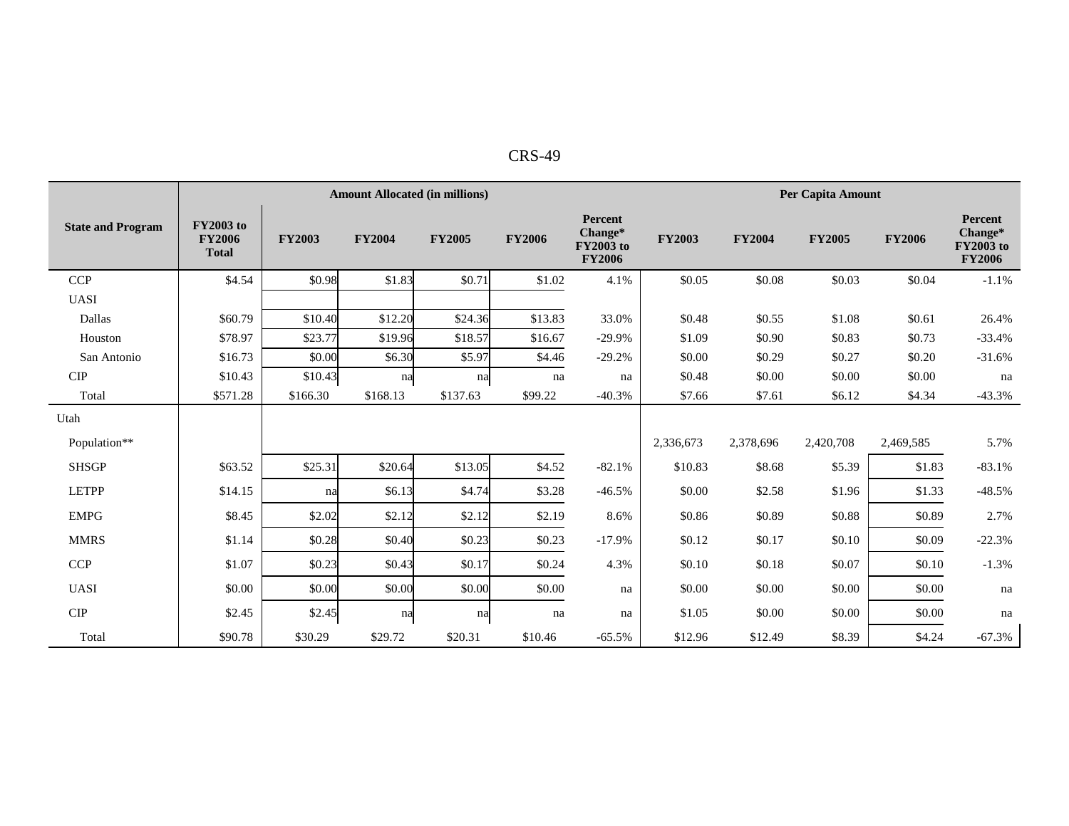| State and Program | Amount Allocated (in millions) | | | | | | Per Capita Amount | | | | |
|---|---|---|---|---|---|---|---|---|---|---|---|
| | FY2003 to FY2006 Total | FY2003 | FY2004 | FY2005 | FY2006 | Percent Change* FY2003 to FY2006 | FY2003 | FY2004 | FY2005 | FY2006 | Percent Change* FY2003 to FY2006 |
| CCP | $4.54 | $0.98 | $1.83 | $0.71 | $1.02 | 4.1% | $0.05 | $0.08 | $0.03 | $0.04 | -1.1% |
| UASI | | | | | | | | | | | |
| Dallas | $60.79 | $10.40 | $12.20 | $24.36 | $13.83 | 33.0% | $0.48 | $0.55 | $1.08 | $0.61 | 26.4% |
| Houston | $78.97 | $23.77 | $19.96 | $18.57 | $16.67 | -29.9% | $1.09 | $0.90 | $0.83 | $0.73 | -33.4% |
| San Antonio | $16.73 | $0.00 | $6.30 | $5.97 | $4.46 | -29.2% | $0.00 | $0.29 | $0.27 | $0.20 | -31.6% |
| CIP | $10.43 | $10.43 | na | na | na | na | $0.48 | $0.00 | $0.00 | $0.00 | na |
| Total | $571.28 | $166.30 | $168.13 | $137.63 | $99.22 | -40.3% | $7.66 | $7.61 | $6.12 | $4.34 | -43.3% |
| Utah | | | | | | | | | | | |
| Population** | | | | | | | 2,336,673 | 2,378,696 | 2,420,708 | 2,469,585 | 5.7% |
| SHSGP | $63.52 | $25.31 | $20.64 | $13.05 | $4.52 | -82.1% | $10.83 | $8.68 | $5.39 | $1.83 | -83.1% |
| LETPP | $14.15 | na | $6.13 | $4.74 | $3.28 | -46.5% | $0.00 | $2.58 | $1.96 | $1.33 | -48.5% |
| EMPG | $8.45 | $2.02 | $2.12 | $2.12 | $2.19 | 8.6% | $0.86 | $0.89 | $0.88 | $0.89 | 2.7% |
| MMRS | $1.14 | $0.28 | $0.40 | $0.23 | $0.23 | -17.9% | $0.12 | $0.17 | $0.10 | $0.09 | -22.3% |
| CCP | $1.07 | $0.23 | $0.43 | $0.17 | $0.24 | 4.3% | $0.10 | $0.18 | $0.07 | $0.10 | -1.3% |
| UASI | $0.00 | $0.00 | $0.00 | $0.00 | $0.00 | na | $0.00 | $0.00 | $0.00 | $0.00 | na |
| CIP | $2.45 | $2.45 | na | na | na | na | $1.05 | $0.00 | $0.00 | $0.00 | na |
| Total | $90.78 | $30.29 | $29.72 | $20.31 | $10.46 | -65.5% | $12.96 | $12.49 | $8.39 | $4.24 | -67.3% |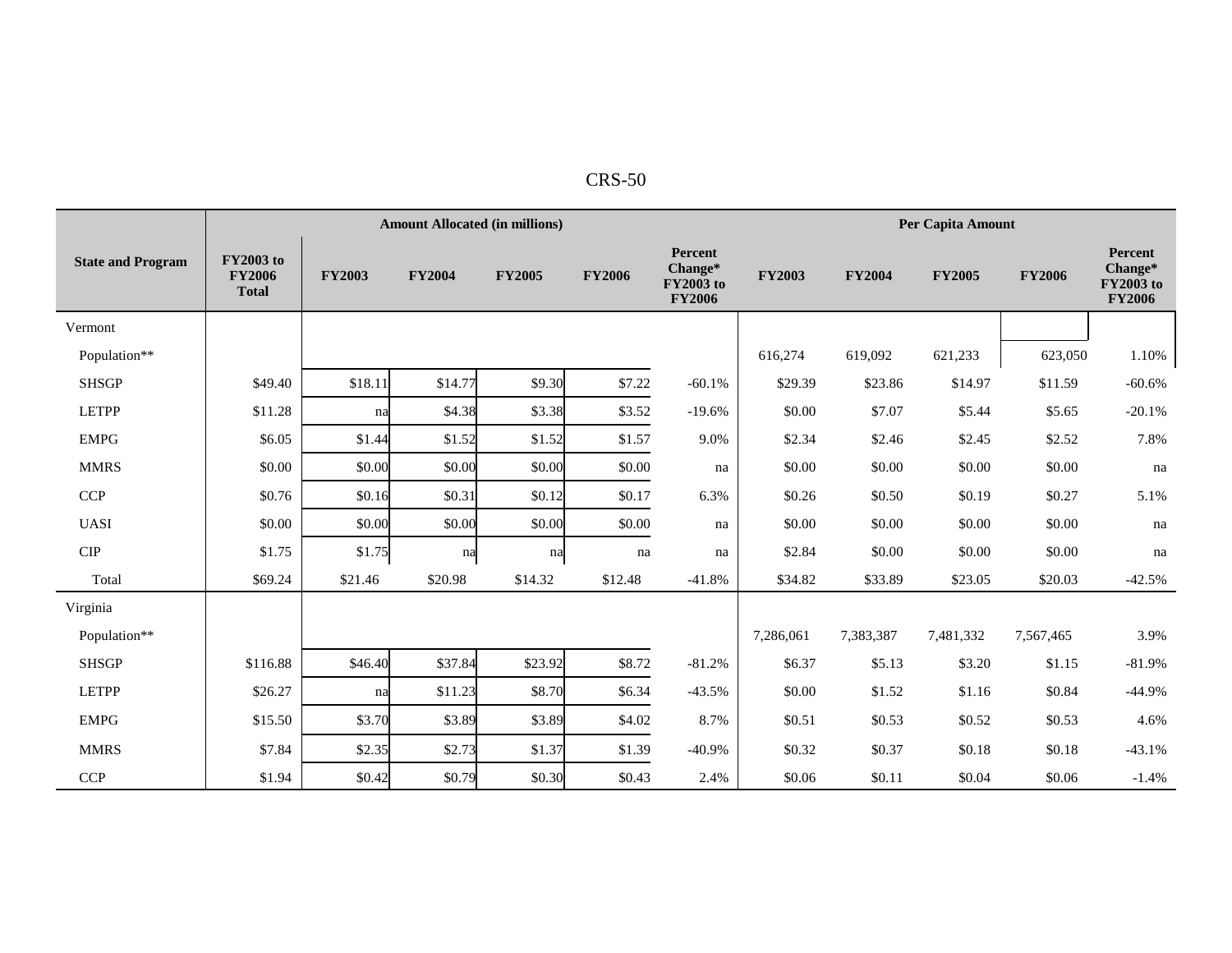| State and Program | Amount Allocated (in millions) | | | | | | Per Capita Amount | | | | |
|---|---|---|---|---|---|---|---|---|---|---|---|
| | FY2003 to FY2006 Total | FY2003 | FY2004 | FY2005 | FY2006 | Percent Change* FY2003 to FY2006 | FY2003 | FY2004 | FY2005 | FY2006 | Percent Change* FY2003 to FY2006 |
| Vermont | | | | | | | | | | | |
| Population** | | | | | | | 616,274 | 619,092 | 621,233 | 623,050 | 1.10% |
| SHSGP | $49.40 | $18.11 | $14.77 | $9.30 | $7.22 | -60.1% | $29.39 | $23.86 | $14.97 | $11.59 | -60.6% |
| LETPP | $11.28 | na | $4.38 | $3.38 | $3.52 | -19.6% | $0.00 | $7.07 | $5.44 | $5.65 | -20.1% |
| EMPG | $6.05 | $1.44 | $1.52 | $1.52 | $1.57 | 9.0% | $2.34 | $2.46 | $2.45 | $2.52 | 7.8% |
| MMRS | $0.00 | $0.00 | $0.00 | $0.00 | $0.00 | na | $0.00 | $0.00 | $0.00 | $0.00 | na |
| CCP | $0.76 | $0.16 | $0.31 | $0.12 | $0.17 | 6.3% | $0.26 | $0.50 | $0.19 | $0.27 | 5.1% |
| UASI | $0.00 | $0.00 | $0.00 | $0.00 | $0.00 | na | $0.00 | $0.00 | $0.00 | $0.00 | na |
| CIP | $1.75 | $1.75 | na | na | na | na | $2.84 | $0.00 | $0.00 | $0.00 | na |
| Total | $69.24 | $21.46 | $20.98 | $14.32 | $12.48 | -41.8% | $34.82 | $33.89 | $23.05 | $20.03 | -42.5% |
| Virginia | | | | | | | | | | | |
| Population** | | | | | | | 7,286,061 | 7,383,387 | 7,481,332 | 7,567,465 | 3.9% |
| SHSGP | $116.88 | $46.40 | $37.84 | $23.92 | $8.72 | -81.2% | $6.37 | $5.13 | $3.20 | $1.15 | -81.9% |
| LETPP | $26.27 | na | $11.23 | $8.70 | $6.34 | -43.5% | $0.00 | $1.52 | $1.16 | $0.84 | -44.9% |
| EMPG | $15.50 | $3.70 | $3.89 | $3.89 | $4.02 | 8.7% | $0.51 | $0.53 | $0.52 | $0.53 | 4.6% |
| MMRS | $7.84 | $2.35 | $2.73 | $1.37 | $1.39 | -40.9% | $0.32 | $0.37 | $0.18 | $0.18 | -43.1% |
| CCP | $1.94 | $0.42 | $0.79 | $0.30 | $0.43 | 2.4% | $0.06 | $0.11 | $0.04 | $0.06 | -1.4% |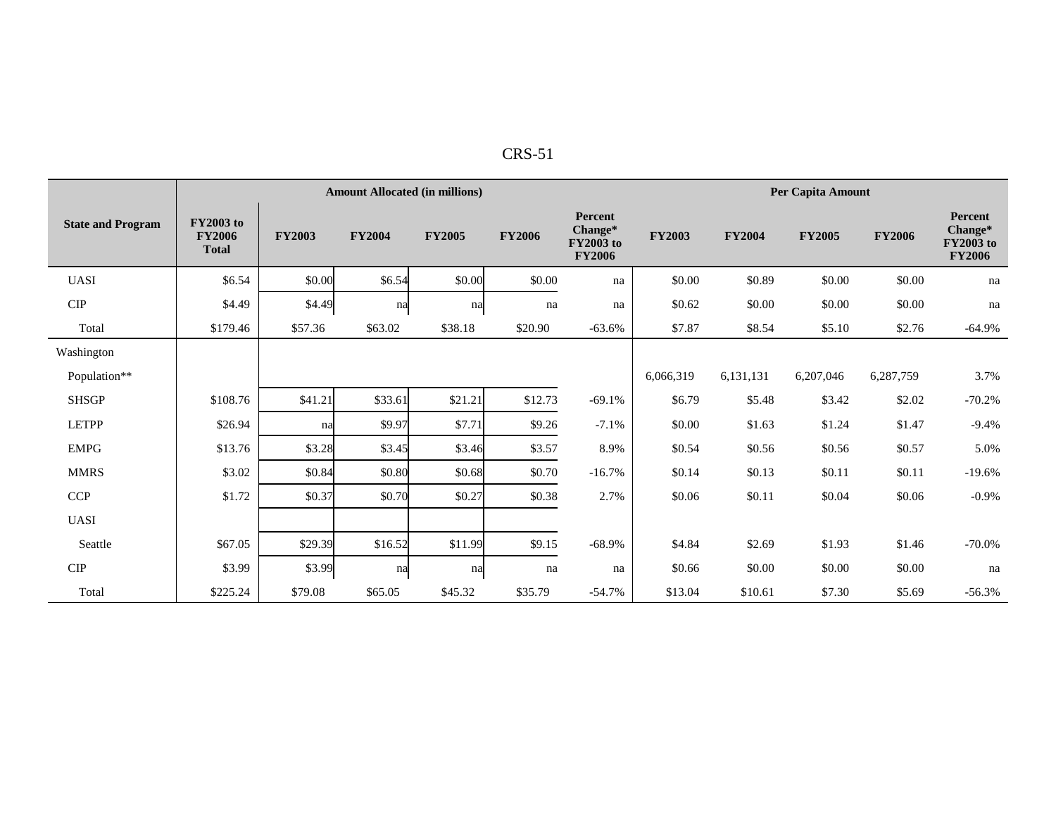| State and Program | Amount Allocated (in millions) | | | | | | Per Capita Amount | | | | |
|---|---|---|---|---|---|---|---|---|---|---|---|
| | FY2003 to FY2006 Total | FY2003 | FY2004 | FY2005 | FY2006 | Percent Change* FY2003 to FY2006 | FY2003 | FY2004 | FY2005 | FY2006 | Percent Change* FY2003 to FY2006 |
| UASI | $6.54 | $0.00 | $6.54 | $0.00 | $0.00 | na | $0.00 | $0.89 | $0.00 | $0.00 | na |
| CIP | $4.49 | $4.49 | na | na | na | na | $0.62 | $0.00 | $0.00 | $0.00 | na |
| Total | $179.46 | $57.36 | $63.02 | $38.18 | $20.90 | -63.6% | $7.87 | $8.54 | $5.10 | $2.76 | -64.9% |
| Washington | | | | | | | | | | | |
| Population** | | | | | | | 6,066,319 | 6,131,131 | 6,207,046 | 6,287,759 | 3.7% |
| SHSGP | $108.76 | $41.21 | $33.61 | $21.21 | $12.73 | -69.1% | $6.79 | $5.48 | $3.42 | $2.02 | -70.2% |
| LETPP | $26.94 | na | $9.97 | $7.71 | $9.26 | -7.1% | $0.00 | $1.63 | $1.24 | $1.47 | -9.4% |
| EMPG | $13.76 | $3.28 | $3.45 | $3.46 | $3.57 | 8.9% | $0.54 | $0.56 | $0.56 | $0.57 | 5.0% |
| MMRS | $3.02 | $0.84 | $0.80 | $0.68 | $0.70 | -16.7% | $0.14 | $0.13 | $0.11 | $0.11 | -19.6% |
| CCP | $1.72 | $0.37 | $0.70 | $0.27 | $0.38 | 2.7% | $0.06 | $0.11 | $0.04 | $0.06 | -0.9% |
| UASI | | | | | | | | | | | |
| Seattle | $67.05 | $29.39 | $16.52 | $11.99 | $9.15 | -68.9% | $4.84 | $2.69 | $1.93 | $1.46 | -70.0% |
| CIP | $3.99 | $3.99 | na | na | na | na | $0.66 | $0.00 | $0.00 | $0.00 | na |
| Total | $225.24 | $79.08 | $65.05 | $45.32 | $35.79 | -54.7% | $13.04 | $10.61 | $7.30 | $5.69 | -56.3% |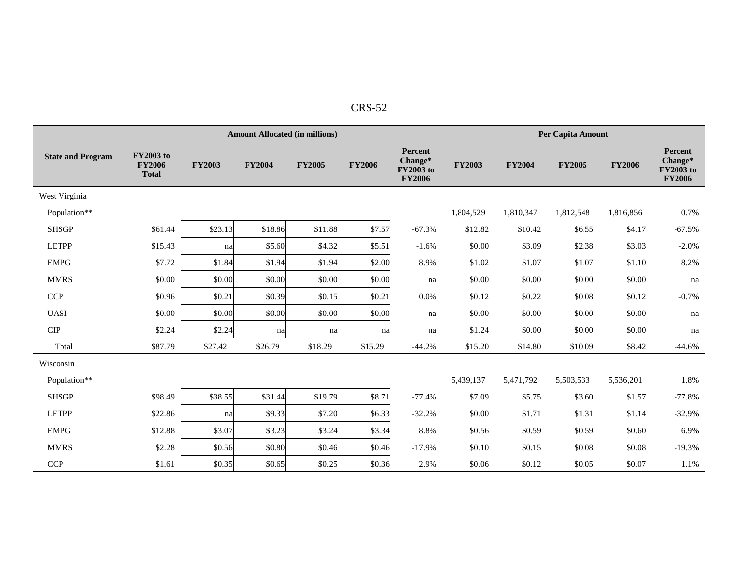| State and Program | Amount Allocated (in millions) | | | | | | Per Capita Amount | | | | |
|---|---|---|---|---|---|---|---|---|---|---|---|
| | FY2003 to FY2006 Total | FY2003 | FY2004 | FY2005 | FY2006 | Percent Change* FY2003 to FY2006 | FY2003 | FY2004 | FY2005 | FY2006 | Percent Change* FY2003 to FY2006 |
| West Virginia | | | | | | | | | | | |
| Population** | | | | | | | 1,804,529 | 1,810,347 | 1,812,548 | 1,816,856 | 0.7% |
| SHSGP | $61.44 | $23.13 | $18.86 | $11.88 | $7.57 | -67.3% | $12.82 | $10.42 | $6.55 | $4.17 | -67.5% |
| LETPP | $15.43 | na | $5.60 | $4.32 | $5.51 | -1.6% | $0.00 | $3.09 | $2.38 | $3.03 | -2.0% |
| EMPG | $7.72 | $1.84 | $1.94 | $1.94 | $2.00 | 8.9% | $1.02 | $1.07 | $1.07 | $1.10 | 8.2% |
| MMRS | $0.00 | $0.00 | $0.00 | $0.00 | $0.00 | na | $0.00 | $0.00 | $0.00 | $0.00 | na |
| CCP | $0.96 | $0.21 | $0.39 | $0.15 | $0.21 | 0.0% | $0.12 | $0.22 | $0.08 | $0.12 | -0.7% |
| UASI | $0.00 | $0.00 | $0.00 | $0.00 | $0.00 | na | $0.00 | $0.00 | $0.00 | $0.00 | na |
| CIP | $2.24 | $2.24 | na | na | na | na | $1.24 | $0.00 | $0.00 | $0.00 | na |
| Total | $87.79 | $27.42 | $26.79 | $18.29 | $15.29 | -44.2% | $15.20 | $14.80 | $10.09 | $8.42 | -44.6% |
| Wisconsin | | | | | | | | | | | |
| Population** | | | | | | | 5,439,137 | 5,471,792 | 5,503,533 | 5,536,201 | 1.8% |
| SHSGP | $98.49 | $38.55 | $31.44 | $19.79 | $8.71 | -77.4% | $7.09 | $5.75 | $3.60 | $1.57 | -77.8% |
| LETPP | $22.86 | na | $9.33 | $7.20 | $6.33 | -32.2% | $0.00 | $1.71 | $1.31 | $1.14 | -32.9% |
| EMPG | $12.88 | $3.07 | $3.23 | $3.24 | $3.34 | 8.8% | $0.56 | $0.59 | $0.59 | $0.60 | 6.9% |
| MMRS | $2.28 | $0.56 | $0.80 | $0.46 | $0.46 | -17.9% | $0.10 | $0.15 | $0.08 | $0.08 | -19.3% |
| CCP | $1.61 | $0.35 | $0.65 | $0.25 | $0.36 | 2.9% | $0.06 | $0.12 | $0.05 | $0.07 | 1.1% |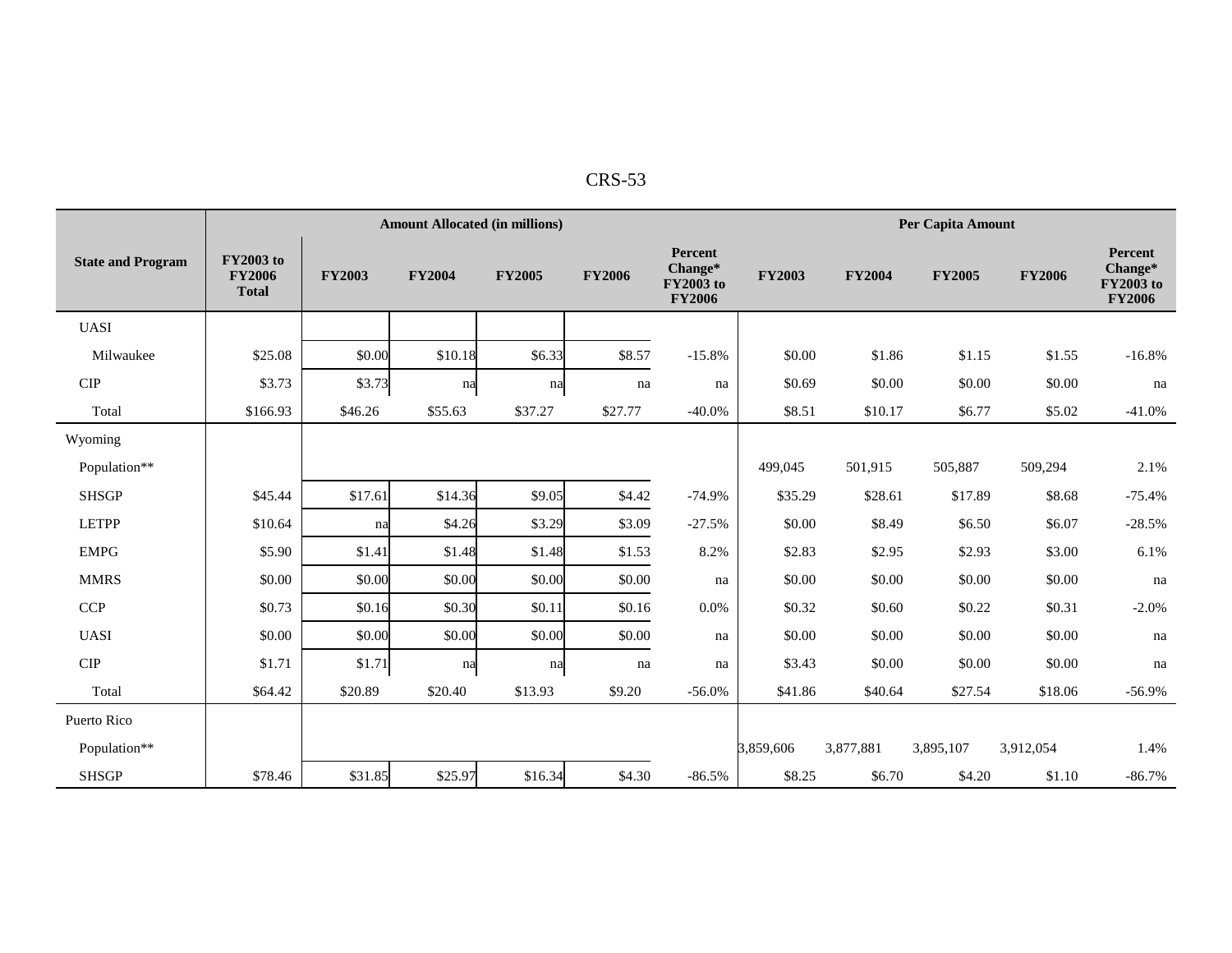| State and Program | Amount Allocated (in millions) | | | | | | Per Capita Amount | | | | |
|---|---|---|---|---|---|---|---|---|---|---|---|
| | FY2003 to FY2006 Total | FY2003 | FY2004 | FY2005 | FY2006 | Percent Change* FY2003 to FY2006 | FY2003 | FY2004 | FY2005 | FY2006 | Percent Change* FY2003 to FY2006 |
| UASI | | | | | | | | | | | |
| Milwaukee | $25.08 | $0.00 | $10.18 | $6.33 | $8.57 | -15.8% | $0.00 | $1.86 | $1.15 | $1.55 | -16.8% |
| CIP | $3.73 | $3.73 | na | na | na | na | $0.69 | $0.00 | $0.00 | $0.00 | na |
| Total | $166.93 | $46.26 | $55.63 | $37.27 | $27.77 | -40.0% | $8.51 | $10.17 | $6.77 | $5.02 | -41.0% |
| Wyoming | | | | | | | | | | | |
| Population** | | | | | | | 499,045 | 501,915 | 505,887 | 509,294 | 2.1% |
| SHSGP | $45.44 | $17.61 | $14.36 | $9.05 | $4.42 | -74.9% | $35.29 | $28.61 | $17.89 | $8.68 | -75.4% |
| LETPP | $10.64 | na | $4.26 | $3.29 | $3.09 | -27.5% | $0.00 | $8.49 | $6.50 | $6.07 | -28.5% |
| EMPG | $5.90 | $1.41 | $1.48 | $1.48 | $1.53 | 8.2% | $2.83 | $2.95 | $2.93 | $3.00 | 6.1% |
| MMRS | $0.00 | $0.00 | $0.00 | $0.00 | $0.00 | na | $0.00 | $0.00 | $0.00 | $0.00 | na |
| CCP | $0.73 | $0.16 | $0.30 | $0.11 | $0.16 | 0.0% | $0.32 | $0.60 | $0.22 | $0.31 | -2.0% |
| UASI | $0.00 | $0.00 | $0.00 | $0.00 | $0.00 | na | $0.00 | $0.00 | $0.00 | $0.00 | na |
| CIP | $1.71 | $1.71 | na | na | na | na | $3.43 | $0.00 | $0.00 | $0.00 | na |
| Total | $64.42 | $20.89 | $20.40 | $13.93 | $9.20 | -56.0% | $41.86 | $40.64 | $27.54 | $18.06 | -56.9% |
| Puerto Rico | | | | | | | | | | | |
| Population** | | | | | | | 3,859,606 | 3,877,881 | 3,895,107 | 3,912,054 | 1.4% |
| SHSGP | $78.46 | $31.85 | $25.97 | $16.34 | $4.30 | -86.5% | $8.25 | $6.70 | $4.20 | $1.10 | -86.7% |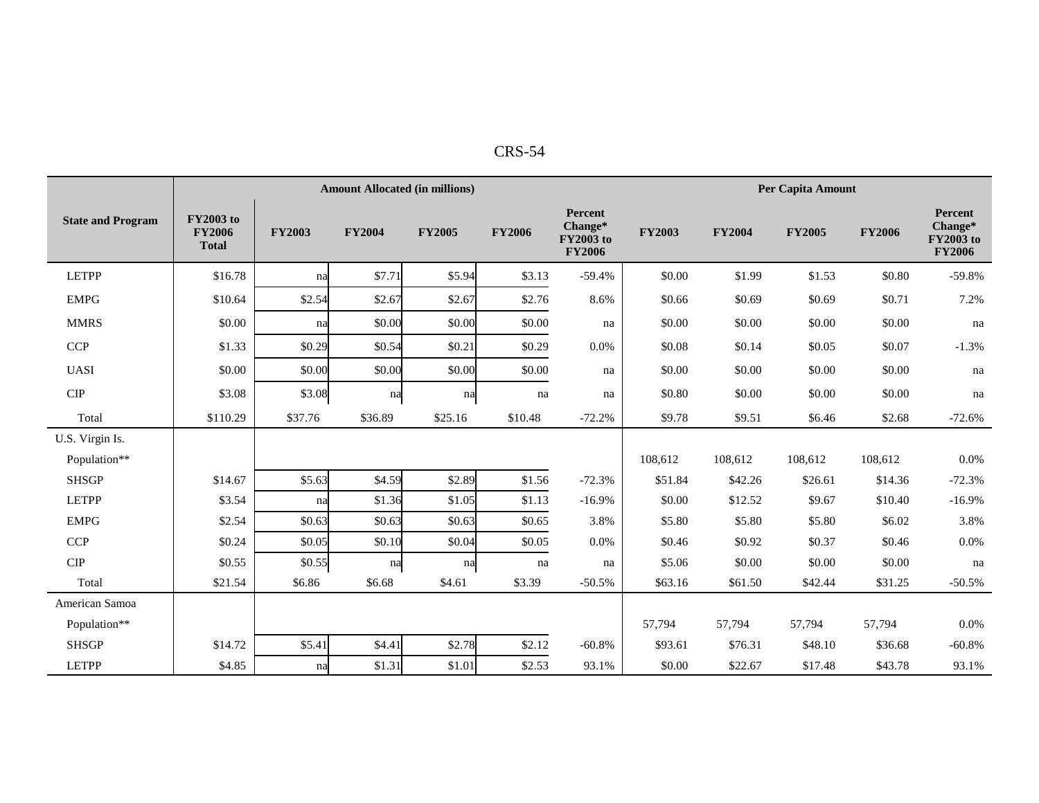| State and Program | Amount Allocated (in millions) | | | | | | Per Capita Amount | | | | |
|---|---|---|---|---|---|---|---|---|---|---|---|
| | FY2003 to FY2006 Total | FY2003 | FY2004 | FY2005 | FY2006 | Percent Change* FY2003 to FY2006 | FY2003 | FY2004 | FY2005 | FY2006 | Percent Change* FY2003 to FY2006 |
| LETPP | $16.78 | na | $7.71 | $5.94 | $3.13 | -59.4% | $0.00 | $1.99 | $1.53 | $0.80 | -59.8% |
| EMPG | $10.64 | $2.54 | $2.67 | $2.67 | $2.76 | 8.6% | $0.66 | $0.69 | $0.69 | $0.71 | 7.2% |
| MMRS | $0.00 | na | $0.00 | $0.00 | $0.00 | na | $0.00 | $0.00 | $0.00 | $0.00 | na |
| CCP | $1.33 | $0.29 | $0.54 | $0.21 | $0.29 | 0.0% | $0.08 | $0.14 | $0.05 | $0.07 | -1.3% |
| UASI | $0.00 | $0.00 | $0.00 | $0.00 | $0.00 | na | $0.00 | $0.00 | $0.00 | $0.00 | na |
| CIP | $3.08 | $3.08 | na | na | na | na | $0.80 | $0.00 | $0.00 | $0.00 | na |
| Total | $110.29 | $37.76 | $36.89 | $25.16 | $10.48 | -72.2% | $9.78 | $9.51 | $6.46 | $2.68 | -72.6% |
| U.S. Virgin Is. | | | | | | | | | | | |
| Population** | | | | | | | 108,612 | 108,612 | 108,612 | 108,612 | 0.0% |
| SHSGP | $14.67 | $5.63 | $4.59 | $2.89 | $1.56 | -72.3% | $51.84 | $42.26 | $26.61 | $14.36 | -72.3% |
| LETPP | $3.54 | na | $1.36 | $1.05 | $1.13 | -16.9% | $0.00 | $12.52 | $9.67 | $10.40 | -16.9% |
| EMPG | $2.54 | $0.63 | $0.63 | $0.63 | $0.65 | 3.8% | $5.80 | $5.80 | $5.80 | $6.02 | 3.8% |
| CCP | $0.24 | $0.05 | $0.10 | $0.04 | $0.05 | 0.0% | $0.46 | $0.92 | $0.37 | $0.46 | 0.0% |
| CIP | $0.55 | $0.55 | na | na | na | na | $5.06 | $0.00 | $0.00 | $0.00 | na |
| Total | $21.54 | $6.86 | $6.68 | $4.61 | $3.39 | -50.5% | $63.16 | $61.50 | $42.44 | $31.25 | -50.5% |
| American Samoa | | | | | | | | | | | |
| Population** | | | | | | | 57,794 | 57,794 | 57,794 | 57,794 | 0.0% |
| SHSGP | $14.72 | $5.41 | $4.41 | $2.78 | $2.12 | -60.8% | $93.61 | $76.31 | $48.10 | $36.68 | -60.8% |
| LETPP | $4.85 | na | $1.31 | $1.01 | $2.53 | 93.1% | $0.00 | $22.67 | $17.48 | $43.78 | 93.1% |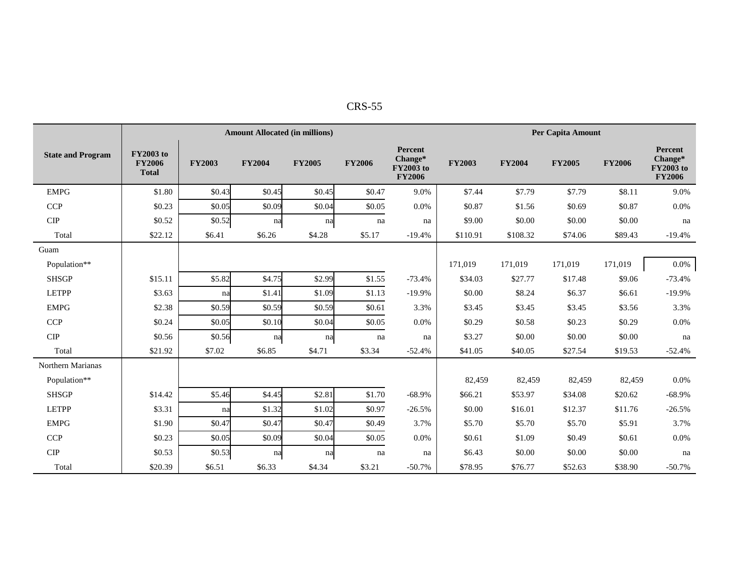| State and Program | Amount Allocated (in millions) | | | | | | Per Capita Amount | | | | |
|---|---|---|---|---|---|---|---|---|---|---|---|
| | FY2003 to FY2006 Total | FY2003 | FY2004 | FY2005 | FY2006 | Percent Change* FY2003 to FY2006 | FY2003 | FY2004 | FY2005 | FY2006 | Percent Change* FY2003 to FY2006 |
| EMPG | $1.80 | $0.43 | $0.45 | $0.45 | $0.47 | 9.0% | $7.44 | $7.79 | $7.79 | $8.11 | 9.0% |
| CCP | $0.23 | $0.05 | $0.09 | $0.04 | $0.05 | 0.0% | $0.87 | $1.56 | $0.69 | $0.87 | 0.0% |
| CIP | $0.52 | $0.52 | na | na | na | na | $9.00 | $0.00 | $0.00 | $0.00 | na |
| Total | $22.12 | $6.41 | $6.26 | $4.28 | $5.17 | -19.4% | $110.91 | $108.32 | $74.06 | $89.43 | -19.4% |
| Guam | | | | | | | | | | | |
| Population** | | | | | | | 171,019 | 171,019 | 171,019 | 171,019 | 0.0% |
| SHSGP | $15.11 | $5.82 | $4.75 | $2.99 | $1.55 | -73.4% | $34.03 | $27.77 | $17.48 | $9.06 | -73.4% |
| LETPP | $3.63 | na | $1.41 | $1.09 | $1.13 | -19.9% | $0.00 | $8.24 | $6.37 | $6.61 | -19.9% |
| EMPG | $2.38 | $0.59 | $0.59 | $0.59 | $0.61 | 3.3% | $3.45 | $3.45 | $3.45 | $3.56 | 3.3% |
| CCP | $0.24 | $0.05 | $0.10 | $0.04 | $0.05 | 0.0% | $0.29 | $0.58 | $0.23 | $0.29 | 0.0% |
| CIP | $0.56 | $0.56 | na | na | na | na | $3.27 | $0.00 | $0.00 | $0.00 | na |
| Total | $21.92 | $7.02 | $6.85 | $4.71 | $3.34 | -52.4% | $41.05 | $40.05 | $27.54 | $19.53 | -52.4% |
| Northern Marianas | | | | | | | | | | | |
| Population** | | | | | | | 82,459 | 82,459 | 82,459 | 82,459 | 0.0% |
| SHSGP | $14.42 | $5.46 | $4.45 | $2.81 | $1.70 | -68.9% | $66.21 | $53.97 | $34.08 | $20.62 | -68.9% |
| LETPP | $3.31 | na | $1.32 | $1.02 | $0.97 | -26.5% | $0.00 | $16.01 | $12.37 | $11.76 | -26.5% |
| EMPG | $1.90 | $0.47 | $0.47 | $0.47 | $0.49 | 3.7% | $5.70 | $5.70 | $5.70 | $5.91 | 3.7% |
| CCP | $0.23 | $0.05 | $0.09 | $0.04 | $0.05 | 0.0% | $0.61 | $1.09 | $0.49 | $0.61 | 0.0% |
| CIP | $0.53 | $0.53 | na | na | na | na | $6.43 | $0.00 | $0.00 | $0.00 | na |
| Total | $20.39 | $6.51 | $6.33 | $4.34 | $3.21 | -50.7% | $78.95 | $76.77 | $52.63 | $38.90 | -50.7% |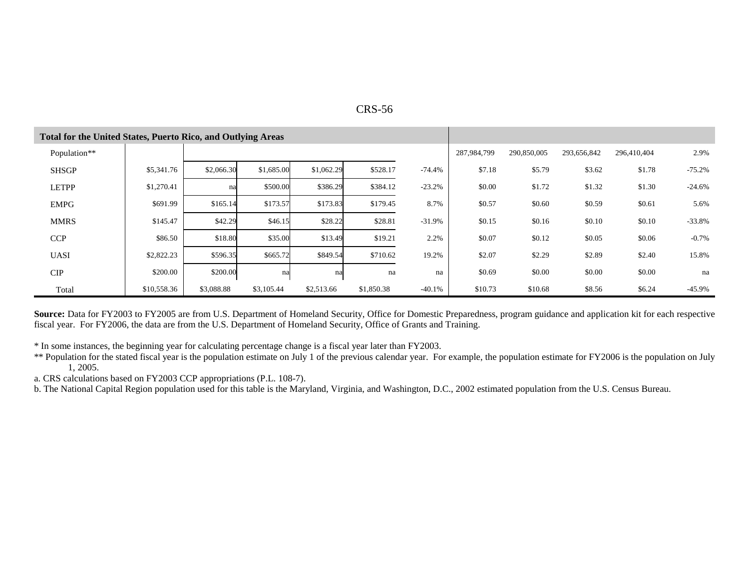| Total for the United States, Puerto Rico, and Outlying Areas | | | | | | | | | | | |
|---|---|---|---|---|---|---|---|---|---|---|---|
| Population** | | | | | | | 287,984,799 | 290,850,005 | 293,656,842 | 296,410,404 | 2.9% |
| SHSGP | $5,341.76 | $2,066.30 | $1,685.00 | $1,062.29 | $528.17 | -74.4% | $7.18 | $5.79 | $3.62 | $1.78 | -75.2% |
| LETPP | $1,270.41 | na | $500.00 | $386.29 | $384.12 | -23.2% | $0.00 | $1.72 | $1.32 | $1.30 | -24.6% |
| EMPG | $691.99 | $165.14 | $173.57 | $173.83 | $179.45 | 8.7% | $0.57 | $0.60 | $0.59 | $0.61 | 5.6% |
| MMRS | $145.47 | $42.29 | $46.15 | $28.22 | $28.81 | -31.9% | $0.15 | $0.16 | $0.10 | $0.10 | -33.8% |
| CCP | $86.50 | $18.80 | $35.00 | $13.49 | $19.21 | 2.2% | $0.07 | $0.12 | $0.05 | $0.06 | -0.7% |
| UASI | $2,822.23 | $596.35 | $665.72 | $849.54 | $710.62 | 19.2% | $2.07 | $2.29 | $2.89 | $2.40 | 15.8% |
| CIP | $200.00 | $200.00 | na | na | na | na | $0.69 | $0.00 | $0.00 | $0.00 | na |
| Total | $10,558.36 | $3,088.88 | $3,105.44 | $2,513.66 | $1,850.38 | -40.1% | $10.73 | $10.68 | $8.56 | $6.24 | -45.9% |

**Source:** Data for FY2003 to FY2005 are from U.S. Department of Homeland Security, Office for Domestic Preparedness, program guidance and application kit for each respective fiscal year. For FY2006, the data are from the U.S. Department of Homeland Security, Office of Grants and Training.

* In some instances, the beginning year for calculating percentage change is a fiscal year later than FY2003.

** Population for the stated fiscal year is the population estimate on July 1 of the previous calendar year. For example, the population estimate for FY2006 is the population on July 1, 2005.

a. CRS calculations based on FY2003 CCP appropriations (P.L. 108-7).

b. The National Capital Region population used for this table is the Maryland, Virginia, and Washington, D.C., 2002 estimated population from the U.S. Census Bureau.